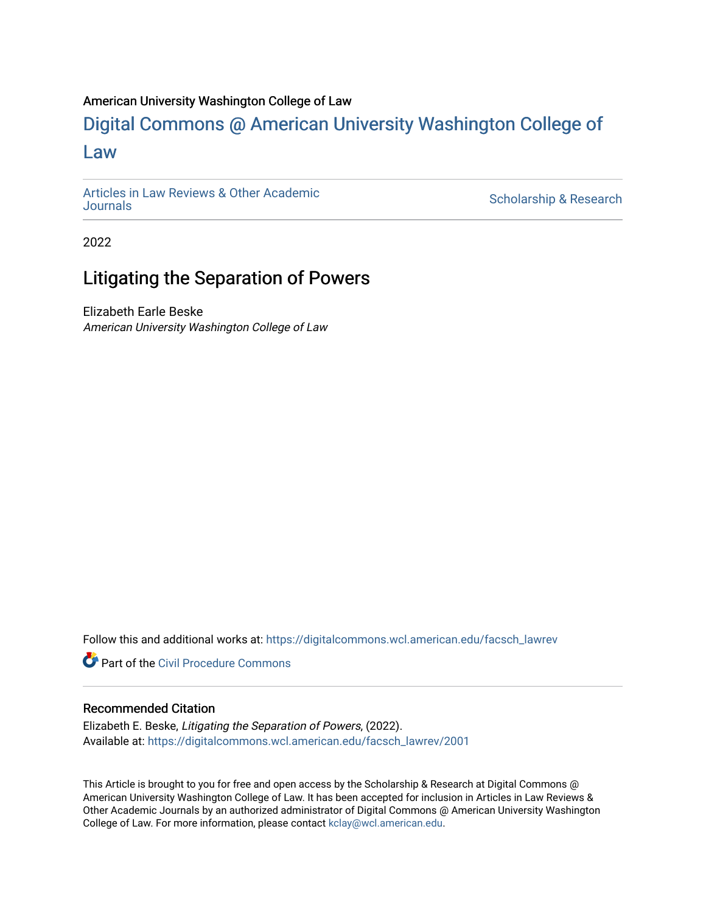American University Washington College of Law

# Digital Commons @ American University Washington College of Law

Articles in Law Reviews & Other Academic Journals | Scholarship & Research

2022

## Litigating the Separation of Powers

Elizabeth Earle Beske
*American University Washington College of Law*

Follow this and additional works at: https://digitalcommons.wcl.american.edu/facsch_lawrev

Part of the Civil Procedure Commons

### Recommended Citation

Elizabeth E. Beske, *Litigating the Separation of Powers*, (2022).
Available at: https://digitalcommons.wcl.american.edu/facsch_lawrev/2001

This Article is brought to you for free and open access by the Scholarship & Research at Digital Commons @ American University Washington College of Law. It has been accepted for inclusion in Articles in Law Reviews & Other Academic Journals by an authorized administrator of Digital Commons @ American University Washington College of Law. For more information, please contact kclay@wcl.american.edu.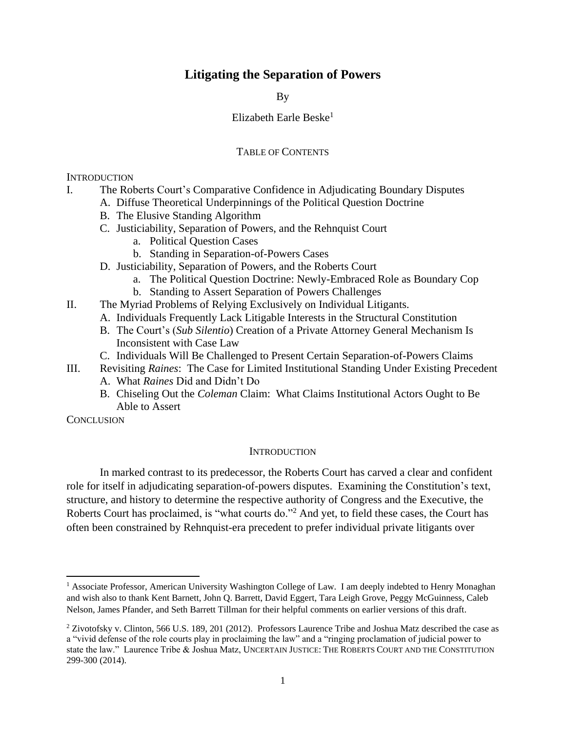# Litigating the Separation of Powers

By

Elizabeth Earle Beske[1]

TABLE OF CONTENTS

INTRODUCTION

I. The Roberts Court's Comparative Confidence in Adjudicating Boundary Disputes
   - A. Diffuse Theoretical Underpinnings of the Political Question Doctrine
   - B. The Elusive Standing Algorithm
   - C. Justiciability, Separation of Powers, and the Rehnquist Court
     - a. Political Question Cases
     - b. Standing in Separation-of-Powers Cases
   - D. Justiciability, Separation of Powers, and the Roberts Court
     - a. The Political Question Doctrine: Newly-Embraced Role as Boundary Cop
     - b. Standing to Assert Separation of Powers Challenges

II. The Myriad Problems of Relying Exclusively on Individual Litigants.
   - A. Individuals Frequently Lack Litigable Interests in the Structural Constitution
   - B. The Court's (*Sub Silentio*) Creation of a Private Attorney General Mechanism Is Inconsistent with Case Law
   - C. Individuals Will Be Challenged to Present Certain Separation-of-Powers Claims

III. Revisiting *Raines*: The Case for Limited Institutional Standing Under Existing Precedent
   - A. What *Raines* Did and Didn't Do
   - B. Chiseling Out the *Coleman* Claim: What Claims Institutional Actors Ought to Be Able to Assert

CONCLUSION

## INTRODUCTION

In marked contrast to its predecessor, the Roberts Court has carved a clear and confident role for itself in adjudicating separation-of-powers disputes. Examining the Constitution's text, structure, and history to determine the respective authority of Congress and the Executive, the Roberts Court has proclaimed, is "what courts do."[2] And yet, to field these cases, the Court has often been constrained by Rehnquist-era precedent to prefer individual private litigants over

---

[1] Associate Professor, American University Washington College of Law. I am deeply indebted to Henry Monaghan and wish also to thank Kent Barnett, John Q. Barrett, David Eggert, Tara Leigh Grove, Peggy McGuinness, Caleb Nelson, James Pfander, and Seth Barrett Tillman for their helpful comments on earlier versions of this draft.

[2] Zivotofsky v. Clinton, 566 U.S. 189, 201 (2012). Professors Laurence Tribe and Joshua Matz described the case as a "vivid defense of the role courts play in proclaiming the law" and a "ringing proclamation of judicial power to state the law." Laurence Tribe & Joshua Matz, UNCERTAIN JUSTICE: THE ROBERTS COURT AND THE CONSTITUTION 299-300 (2014).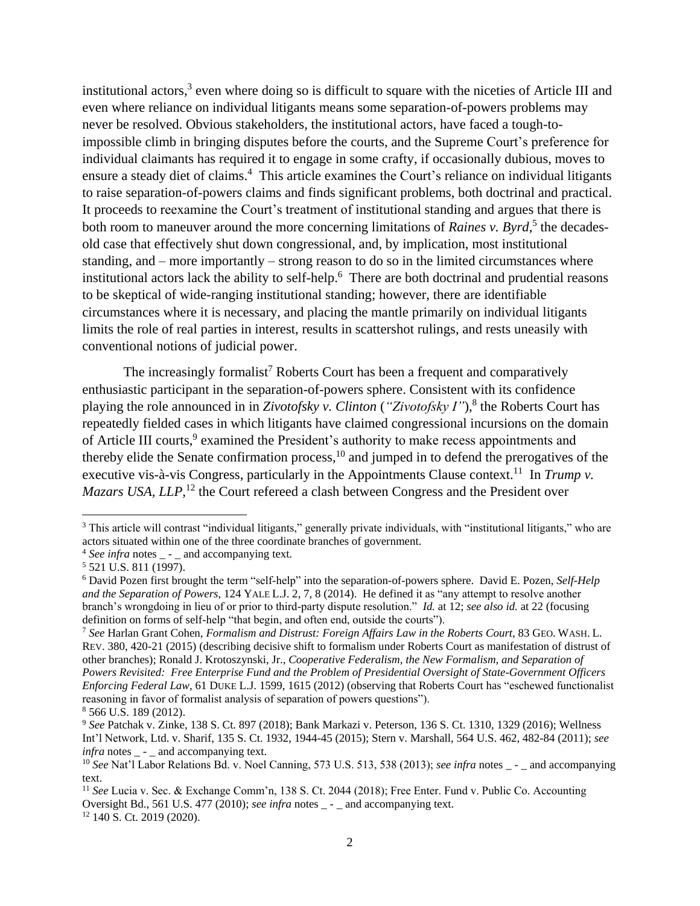institutional actors,[3] even where doing so is difficult to square with the niceties of Article III and even where reliance on individual litigants means some separation-of-powers problems may never be resolved. Obvious stakeholders, the institutional actors, have faced a tough-to-impossible climb in bringing disputes before the courts, and the Supreme Court's preference for individual claimants has required it to engage in some crafty, if occasionally dubious, moves to ensure a steady diet of claims.[4] This article examines the Court's reliance on individual litigants to raise separation-of-powers claims and finds significant problems, both doctrinal and practical. It proceeds to reexamine the Court's treatment of institutional standing and argues that there is both room to maneuver around the more concerning limitations of *Raines v. Byrd*,[5] the decades-old case that effectively shut down congressional, and, by implication, most institutional standing, and – more importantly – strong reason to do so in the limited circumstances where institutional actors lack the ability to self-help.[6] There are both doctrinal and prudential reasons to be skeptical of wide-ranging institutional standing; however, there are identifiable circumstances where it is necessary, and placing the mantle primarily on individual litigants limits the role of real parties in interest, results in scattershot rulings, and rests uneasily with conventional notions of judicial power.

The increasingly formalist[7] Roberts Court has been a frequent and comparatively enthusiastic participant in the separation-of-powers sphere. Consistent with its confidence playing the role announced in in *Zivotofsky v. Clinton* (*"Zivotofsky I"*),[8] the Roberts Court has repeatedly fielded cases in which litigants have claimed congressional incursions on the domain of Article III courts,[9] examined the President's authority to make recess appointments and thereby elide the Senate confirmation process,[10] and jumped in to defend the prerogatives of the executive vis-à-vis Congress, particularly in the Appointments Clause context.[11] In *Trump v. Mazars USA, LLP*,[12] the Court refereed a clash between Congress and the President over

---

[3] This article will contrast "individual litigants," generally private individuals, with "institutional litigants," who are actors situated within one of the three coordinate branches of government.

[4] *See infra* notes _ - _ and accompanying text.

[5] 521 U.S. 811 (1997).

[6] David Pozen first brought the term "self-help" into the separation-of-powers sphere. David E. Pozen, *Self-Help and the Separation of Powers*, 124 YALE L.J. 2, 7, 8 (2014). He defined it as "any attempt to resolve another branch's wrongdoing in lieu of or prior to third-party dispute resolution." *Id.* at 12; *see also id.* at 22 (focusing definition on forms of self-help "that begin, and often end, outside the courts").

[7] *See* Harlan Grant Cohen, *Formalism and Distrust: Foreign Affairs Law in the Roberts Court*, 83 GEO. WASH. L. REV. 380, 420-21 (2015) (describing decisive shift to formalism under Roberts Court as manifestation of distrust of other branches); Ronald J. Krotoszynski, Jr., *Cooperative Federalism, the New Formalism, and Separation of Powers Revisited: Free Enterprise Fund and the Problem of Presidential Oversight of State-Government Officers Enforcing Federal Law*, 61 DUKE L.J. 1599, 1615 (2012) (observing that Roberts Court has "eschewed functionalist reasoning in favor of formalist analysis of separation of powers questions").

[8] 566 U.S. 189 (2012).

[9] *See* Patchak v. Zinke, 138 S. Ct. 897 (2018); Bank Markazi v. Peterson, 136 S. Ct. 1310, 1329 (2016); Wellness Int'l Network, Ltd. v. Sharif, 135 S. Ct. 1932, 1944-45 (2015); Stern v. Marshall, 564 U.S. 462, 482-84 (2011); *see infra* notes _ - _ and accompanying text.

[10] *See* Nat'l Labor Relations Bd. v. Noel Canning, 573 U.S. 513, 538 (2013); *see infra* notes _ - _ and accompanying text.

[11] *See* Lucia v. Sec. & Exchange Comm'n, 138 S. Ct. 2044 (2018); Free Enter. Fund v. Public Co. Accounting Oversight Bd., 561 U.S. 477 (2010); *see infra* notes _ - _ and accompanying text.

[12] 140 S. Ct. 2019 (2020).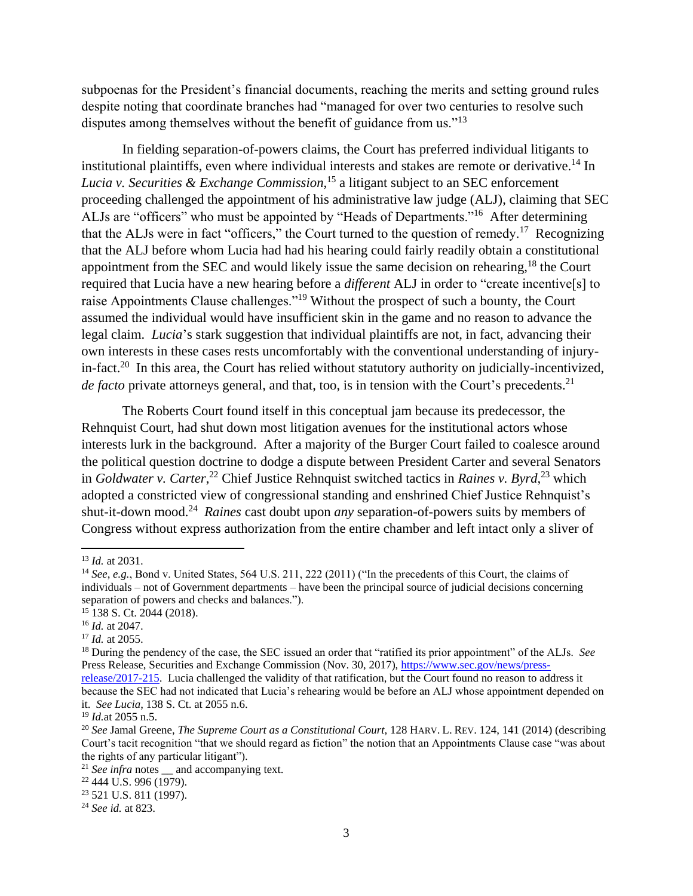subpoenas for the President's financial documents, reaching the merits and setting ground rules despite noting that coordinate branches had "managed for over two centuries to resolve such disputes among themselves without the benefit of guidance from us."[13]

In fielding separation-of-powers claims, the Court has preferred individual litigants to institutional plaintiffs, even where individual interests and stakes are remote or derivative.[14] In *Lucia v. Securities & Exchange Commission*,[15] a litigant subject to an SEC enforcement proceeding challenged the appointment of his administrative law judge (ALJ), claiming that SEC ALJs are "officers" who must be appointed by "Heads of Departments."[16] After determining that the ALJs were in fact "officers," the Court turned to the question of remedy.[17] Recognizing that the ALJ before whom Lucia had had his hearing could fairly readily obtain a constitutional appointment from the SEC and would likely issue the same decision on rehearing,[18] the Court required that Lucia have a new hearing before a *different* ALJ in order to "create incentive[s] to raise Appointments Clause challenges."[19] Without the prospect of such a bounty, the Court assumed the individual would have insufficient skin in the game and no reason to advance the legal claim. *Lucia*'s stark suggestion that individual plaintiffs are not, in fact, advancing their own interests in these cases rests uncomfortably with the conventional understanding of injury-in-fact.[20] In this area, the Court has relied without statutory authority on judicially-incentivized, *de facto* private attorneys general, and that, too, is in tension with the Court's precedents.[21]

The Roberts Court found itself in this conceptual jam because its predecessor, the Rehnquist Court, had shut down most litigation avenues for the institutional actors whose interests lurk in the background. After a majority of the Burger Court failed to coalesce around the political question doctrine to dodge a dispute between President Carter and several Senators in *Goldwater v. Carter*,[22] Chief Justice Rehnquist switched tactics in *Raines v. Byrd*,[23] which adopted a constricted view of congressional standing and enshrined Chief Justice Rehnquist's shut-it-down mood.[24] *Raines* cast doubt upon *any* separation-of-powers suits by members of Congress without express authorization from the entire chamber and left intact only a sliver of

---

[13] *Id.* at 2031.

[14] *See, e.g.*, Bond v. United States, 564 U.S. 211, 222 (2011) ("In the precedents of this Court, the claims of individuals – not of Government departments – have been the principal source of judicial decisions concerning separation of powers and checks and balances.").

[15] 138 S. Ct. 2044 (2018).

[16] *Id.* at 2047.

[17] *Id.* at 2055.

[18] During the pendency of the case, the SEC issued an order that "ratified its prior appointment" of the ALJs. *See* Press Release, Securities and Exchange Commission (Nov. 30, 2017), https://www.sec.gov/news/press-release/2017-215. Lucia challenged the validity of that ratification, but the Court found no reason to address it because the SEC had not indicated that Lucia's rehearing would be before an ALJ whose appointment depended on it. *See Lucia*, 138 S. Ct. at 2055 n.6.

[19] *Id.*at 2055 n.5.

[20] *See* Jamal Greene, *The Supreme Court as a Constitutional Court*, 128 HARV. L. REV. 124, 141 (2014) (describing Court's tacit recognition "that we should regard as fiction" the notion that an Appointments Clause case "was about the rights of any particular litigant").

[21] *See infra* notes __ and accompanying text.

[22] 444 U.S. 996 (1979).

[23] 521 U.S. 811 (1997).

[24] *See id.* at 823.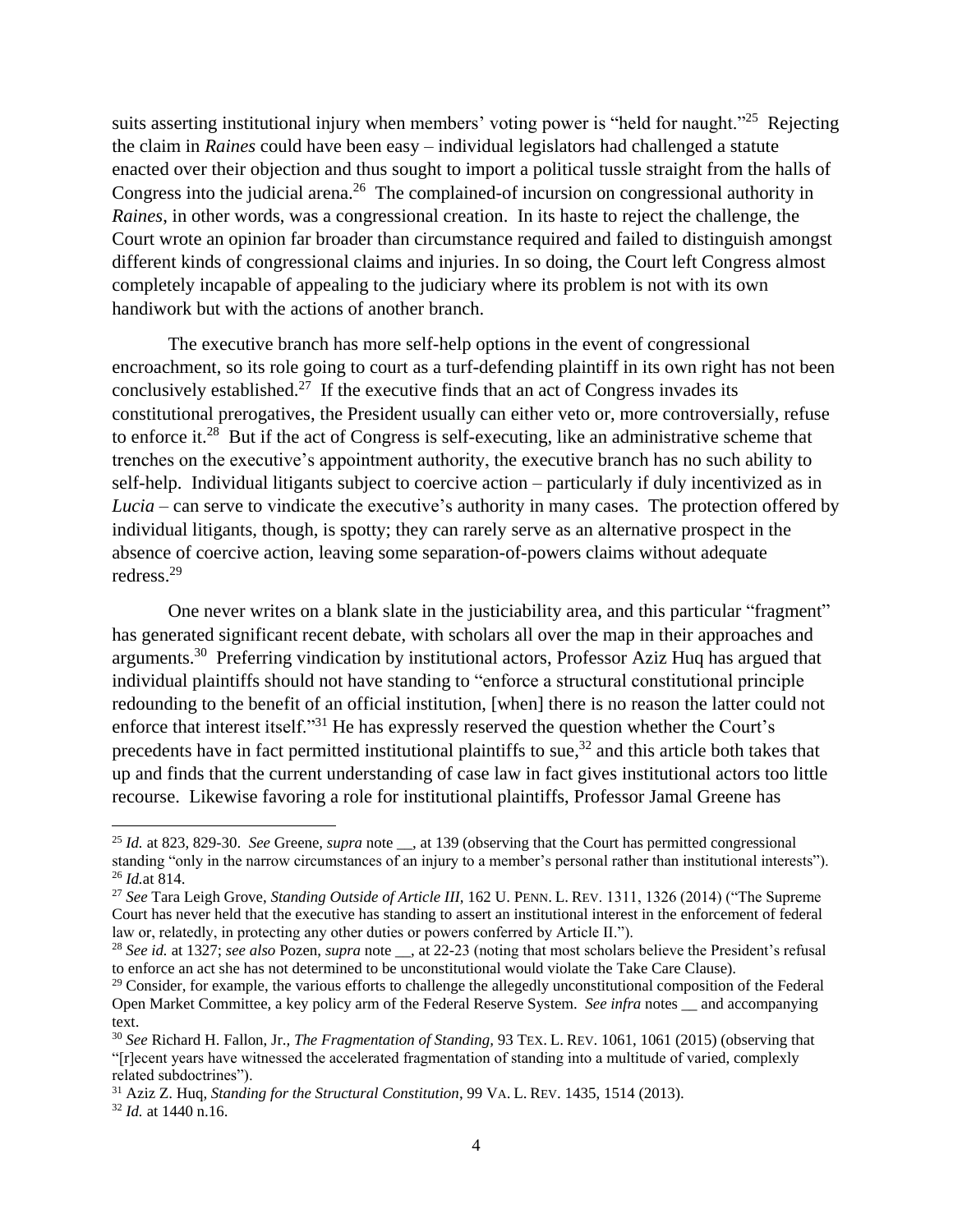suits asserting institutional injury when members' voting power is "held for naught."[25] Rejecting the claim in *Raines* could have been easy – individual legislators had challenged a statute enacted over their objection and thus sought to import a political tussle straight from the halls of Congress into the judicial arena.[26] The complained-of incursion on congressional authority in *Raines*, in other words, was a congressional creation. In its haste to reject the challenge, the Court wrote an opinion far broader than circumstance required and failed to distinguish amongst different kinds of congressional claims and injuries. In so doing, the Court left Congress almost completely incapable of appealing to the judiciary where its problem is not with its own handiwork but with the actions of another branch.

The executive branch has more self-help options in the event of congressional encroachment, so its role going to court as a turf-defending plaintiff in its own right has not been conclusively established.[27] If the executive finds that an act of Congress invades its constitutional prerogatives, the President usually can either veto or, more controversially, refuse to enforce it.[28] But if the act of Congress is self-executing, like an administrative scheme that trenches on the executive's appointment authority, the executive branch has no such ability to self-help. Individual litigants subject to coercive action – particularly if duly incentivized as in *Lucia* – can serve to vindicate the executive's authority in many cases. The protection offered by individual litigants, though, is spotty; they can rarely serve as an alternative prospect in the absence of coercive action, leaving some separation-of-powers claims without adequate redress.[29]

One never writes on a blank slate in the justiciability area, and this particular "fragment" has generated significant recent debate, with scholars all over the map in their approaches and arguments.[30] Preferring vindication by institutional actors, Professor Aziz Huq has argued that individual plaintiffs should not have standing to "enforce a structural constitutional principle redounding to the benefit of an official institution, [when] there is no reason the latter could not enforce that interest itself."[31] He has expressly reserved the question whether the Court's precedents have in fact permitted institutional plaintiffs to sue,[32] and this article both takes that up and finds that the current understanding of case law in fact gives institutional actors too little recourse. Likewise favoring a role for institutional plaintiffs, Professor Jamal Greene has

---

[25] *Id.* at 823, 829-30. *See* Greene, *supra* note __, at 139 (observing that the Court has permitted congressional standing "only in the narrow circumstances of an injury to a member's personal rather than institutional interests").

[26] *Id.*at 814.

[27] *See* Tara Leigh Grove, *Standing Outside of Article III*, 162 U. PENN. L. REV. 1311, 1326 (2014) ("The Supreme Court has never held that the executive has standing to assert an institutional interest in the enforcement of federal law or, relatedly, in protecting any other duties or powers conferred by Article II.").

[28] *See id.* at 1327; *see also* Pozen, *supra* note __, at 22-23 (noting that most scholars believe the President's refusal to enforce an act she has not determined to be unconstitutional would violate the Take Care Clause).

[29] Consider, for example, the various efforts to challenge the allegedly unconstitutional composition of the Federal Open Market Committee, a key policy arm of the Federal Reserve System. *See infra* notes __ and accompanying text.

[30] *See* Richard H. Fallon, Jr., *The Fragmentation of Standing*, 93 TEX. L. REV. 1061, 1061 (2015) (observing that "[r]ecent years have witnessed the accelerated fragmentation of standing into a multitude of varied, complexly related subdoctrines").

[31] Aziz Z. Huq, *Standing for the Structural Constitution*, 99 VA. L. REV. 1435, 1514 (2013).

[32] *Id.* at 1440 n.16.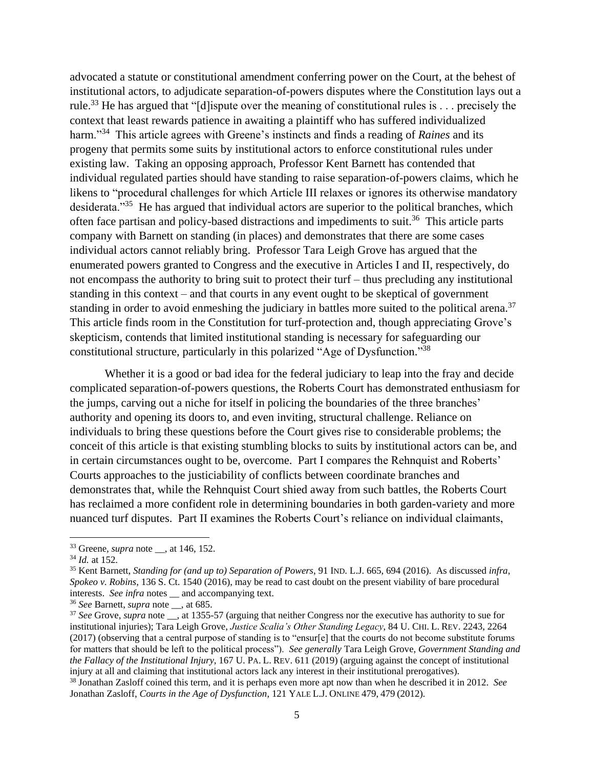advocated a statute or constitutional amendment conferring power on the Court, at the behest of institutional actors, to adjudicate separation-of-powers disputes where the Constitution lays out a rule.[33] He has argued that "[d]ispute over the meaning of constitutional rules is . . . precisely the context that least rewards patience in awaiting a plaintiff who has suffered individualized harm."[34] This article agrees with Greene's instincts and finds a reading of *Raines* and its progeny that permits some suits by institutional actors to enforce constitutional rules under existing law. Taking an opposing approach, Professor Kent Barnett has contended that individual regulated parties should have standing to raise separation-of-powers claims, which he likens to "procedural challenges for which Article III relaxes or ignores its otherwise mandatory desiderata."[35] He has argued that individual actors are superior to the political branches, which often face partisan and policy-based distractions and impediments to suit.[36] This article parts company with Barnett on standing (in places) and demonstrates that there are some cases individual actors cannot reliably bring. Professor Tara Leigh Grove has argued that the enumerated powers granted to Congress and the executive in Articles I and II, respectively, do not encompass the authority to bring suit to protect their turf – thus precluding any institutional standing in this context – and that courts in any event ought to be skeptical of government standing in order to avoid enmeshing the judiciary in battles more suited to the political arena.[37] This article finds room in the Constitution for turf-protection and, though appreciating Grove's skepticism, contends that limited institutional standing is necessary for safeguarding our constitutional structure, particularly in this polarized "Age of Dysfunction."[38]

Whether it is a good or bad idea for the federal judiciary to leap into the fray and decide complicated separation-of-powers questions, the Roberts Court has demonstrated enthusiasm for the jumps, carving out a niche for itself in policing the boundaries of the three branches' authority and opening its doors to, and even inviting, structural challenge. Reliance on individuals to bring these questions before the Court gives rise to considerable problems; the conceit of this article is that existing stumbling blocks to suits by institutional actors can be, and in certain circumstances ought to be, overcome. Part I compares the Rehnquist and Roberts' Courts approaches to the justiciability of conflicts between coordinate branches and demonstrates that, while the Rehnquist Court shied away from such battles, the Roberts Court has reclaimed a more confident role in determining boundaries in both garden-variety and more nuanced turf disputes. Part II examines the Roberts Court's reliance on individual claimants,

---

[33] Greene, *supra* note __, at 146, 152.

[34] *Id.* at 152.

[35] Kent Barnett, *Standing for (and up to) Separation of Powers*, 91 IND. L.J. 665, 694 (2016). As discussed *infra*, *Spokeo v. Robins*, 136 S. Ct. 1540 (2016), may be read to cast doubt on the present viability of bare procedural interests. *See infra* notes __ and accompanying text.

[36] *See* Barnett, *supra* note __, at 685.

[37] *See* Grove, *supra* note __, at 1355-57 (arguing that neither Congress nor the executive has authority to sue for institutional injuries); Tara Leigh Grove, *Justice Scalia's Other Standing Legacy*, 84 U. CHI. L. REV. 2243, 2264 (2017) (observing that a central purpose of standing is to "ensur[e] that the courts do not become substitute forums for matters that should be left to the political process"). *See generally* Tara Leigh Grove, *Government Standing and the Fallacy of the Institutional Injury*, 167 U. PA. L. REV. 611 (2019) (arguing against the concept of institutional injury at all and claiming that institutional actors lack any interest in their institutional prerogatives).

[38] Jonathan Zasloff coined this term, and it is perhaps even more apt now than when he described it in 2012. *See* Jonathan Zasloff, *Courts in the Age of Dysfunction*, 121 YALE L.J. ONLINE 479, 479 (2012).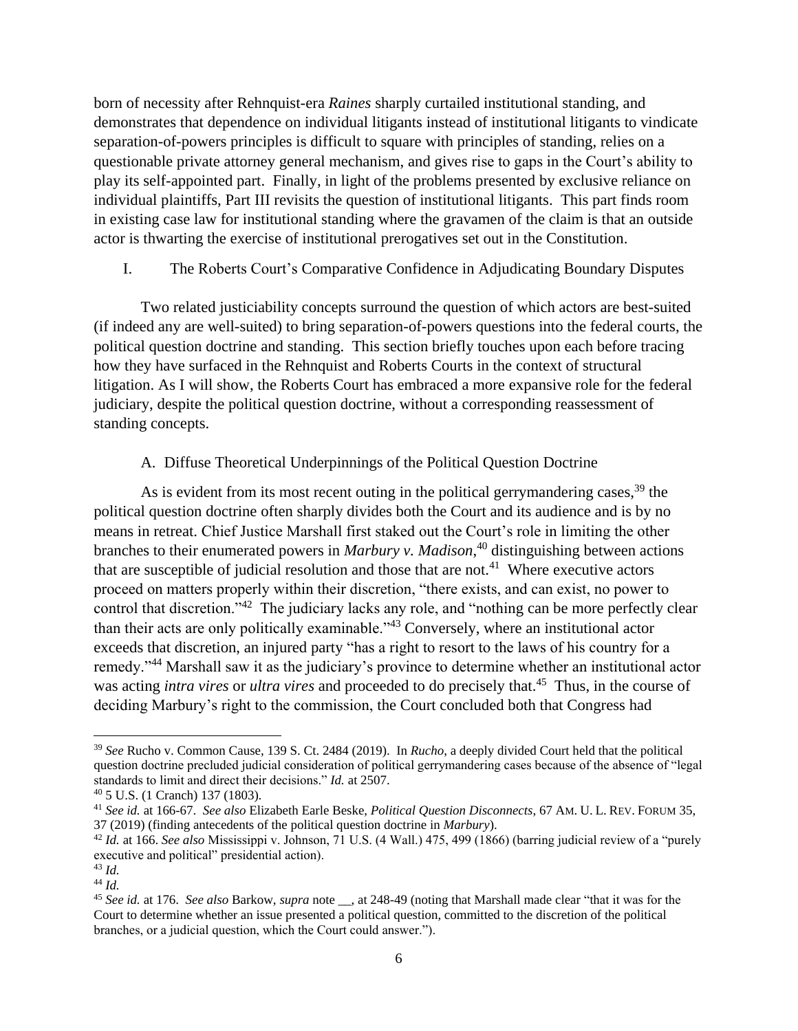born of necessity after Rehnquist-era *Raines* sharply curtailed institutional standing, and demonstrates that dependence on individual litigants instead of institutional litigants to vindicate separation-of-powers principles is difficult to square with principles of standing, relies on a questionable private attorney general mechanism, and gives rise to gaps in the Court's ability to play its self-appointed part. Finally, in light of the problems presented by exclusive reliance on individual plaintiffs, Part III revisits the question of institutional litigants. This part finds room in existing case law for institutional standing where the gravamen of the claim is that an outside actor is thwarting the exercise of institutional prerogatives set out in the Constitution.

## I. The Roberts Court's Comparative Confidence in Adjudicating Boundary Disputes

Two related justiciability concepts surround the question of which actors are best-suited (if indeed any are well-suited) to bring separation-of-powers questions into the federal courts, the political question doctrine and standing. This section briefly touches upon each before tracing how they have surfaced in the Rehnquist and Roberts Courts in the context of structural litigation. As I will show, the Roberts Court has embraced a more expansive role for the federal judiciary, despite the political question doctrine, without a corresponding reassessment of standing concepts.

### A. Diffuse Theoretical Underpinnings of the Political Question Doctrine

As is evident from its most recent outing in the political gerrymandering cases,[39] the political question doctrine often sharply divides both the Court and its audience and is by no means in retreat. Chief Justice Marshall first staked out the Court's role in limiting the other branches to their enumerated powers in *Marbury v. Madison*,[40] distinguishing between actions that are susceptible of judicial resolution and those that are not.[41] Where executive actors proceed on matters properly within their discretion, "there exists, and can exist, no power to control that discretion."[42] The judiciary lacks any role, and "nothing can be more perfectly clear than their acts are only politically examinable."[43] Conversely, where an institutional actor exceeds that discretion, an injured party "has a right to resort to the laws of his country for a remedy."[44] Marshall saw it as the judiciary's province to determine whether an institutional actor was acting *intra vires* or *ultra vires* and proceeded to do precisely that.[45] Thus, in the course of deciding Marbury's right to the commission, the Court concluded both that Congress had

---

[39] *See* Rucho v. Common Cause, 139 S. Ct. 2484 (2019). In *Rucho*, a deeply divided Court held that the political question doctrine precluded judicial consideration of political gerrymandering cases because of the absence of "legal standards to limit and direct their decisions." *Id.* at 2507.

[40] 5 U.S. (1 Cranch) 137 (1803).

[41] *See id.* at 166-67. *See also* Elizabeth Earle Beske, *Political Question Disconnects*, 67 AM. U. L. REV. FORUM 35, 37 (2019) (finding antecedents of the political question doctrine in *Marbury*).

[42] *Id.* at 166. *See also* Mississippi v. Johnson, 71 U.S. (4 Wall.) 475, 499 (1866) (barring judicial review of a "purely executive and political" presidential action).

[43] *Id.*

[44] *Id.*

[45] *See id.* at 176. *See also* Barkow, *supra* note __, at 248-49 (noting that Marshall made clear "that it was for the Court to determine whether an issue presented a political question, committed to the discretion of the political branches, or a judicial question, which the Court could answer.").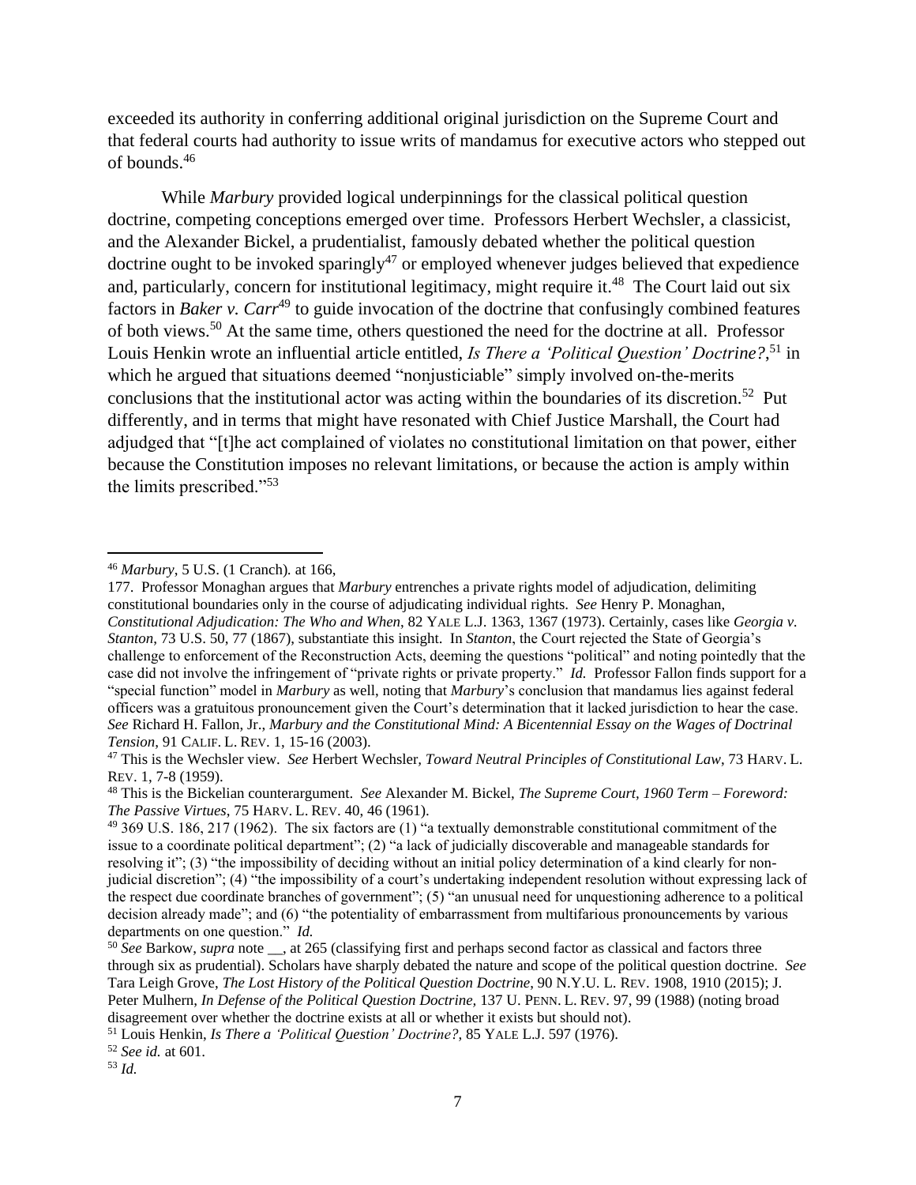exceeded its authority in conferring additional original jurisdiction on the Supreme Court and that federal courts had authority to issue writs of mandamus for executive actors who stepped out of bounds.[46]

While *Marbury* provided logical underpinnings for the classical political question doctrine, competing conceptions emerged over time. Professors Herbert Wechsler, a classicist, and the Alexander Bickel, a prudentialist, famously debated whether the political question doctrine ought to be invoked sparingly[47] or employed whenever judges believed that expedience and, particularly, concern for institutional legitimacy, might require it.[48] The Court laid out six factors in *Baker v. Carr*[49] to guide invocation of the doctrine that confusingly combined features of both views.[50] At the same time, others questioned the need for the doctrine at all. Professor Louis Henkin wrote an influential article entitled, *Is There a 'Political Question' Doctrine?*,[51] in which he argued that situations deemed "nonjusticiable" simply involved on-the-merits conclusions that the institutional actor was acting within the boundaries of its discretion.[52] Put differently, and in terms that might have resonated with Chief Justice Marshall, the Court had adjudged that "[t]he act complained of violates no constitutional limitation on that power, either because the Constitution imposes no relevant limitations, or because the action is amply within the limits prescribed."[53]

---

[46] *Marbury*, 5 U.S. (1 Cranch)*.* at 166, 177. Professor Monaghan argues that *Marbury* entrenches a private rights model of adjudication, delimiting constitutional boundaries only in the course of adjudicating individual rights. *See* Henry P. Monaghan, *Constitutional Adjudication: The Who and When*, 82 YALE L.J. 1363, 1367 (1973). Certainly, cases like *Georgia v. Stanton*, 73 U.S. 50, 77 (1867), substantiate this insight. In *Stanton*, the Court rejected the State of Georgia's challenge to enforcement of the Reconstruction Acts, deeming the questions "political" and noting pointedly that the case did not involve the infringement of "private rights or private property." *Id.* Professor Fallon finds support for a "special function" model in *Marbury* as well, noting that *Marbury*'s conclusion that mandamus lies against federal officers was a gratuitous pronouncement given the Court's determination that it lacked jurisdiction to hear the case. *See* Richard H. Fallon, Jr., *Marbury and the Constitutional Mind: A Bicentennial Essay on the Wages of Doctrinal Tension*, 91 CALIF. L. REV. 1, 15-16 (2003).

[47] This is the Wechsler view. *See* Herbert Wechsler, *Toward Neutral Principles of Constitutional Law*, 73 HARV. L. REV. 1, 7-8 (1959).

[48] This is the Bickelian counterargument. *See* Alexander M. Bickel, *The Supreme Court, 1960 Term – Foreword: The Passive Virtues*, 75 HARV. L. REV. 40, 46 (1961).

[49] 369 U.S. 186, 217 (1962). The six factors are (1) "a textually demonstrable constitutional commitment of the issue to a coordinate political department"; (2) "a lack of judicially discoverable and manageable standards for resolving it"; (3) "the impossibility of deciding without an initial policy determination of a kind clearly for non-judicial discretion"; (4) "the impossibility of a court's undertaking independent resolution without expressing lack of the respect due coordinate branches of government"; (5) "an unusual need for unquestioning adherence to a political decision already made"; and (6) "the potentiality of embarrassment from multifarious pronouncements by various departments on one question." *Id.*

[50] *See* Barkow, *supra* note __, at 265 (classifying first and perhaps second factor as classical and factors three through six as prudential). Scholars have sharply debated the nature and scope of the political question doctrine. *See* Tara Leigh Grove, *The Lost History of the Political Question Doctrine*, 90 N.Y.U. L. REV. 1908, 1910 (2015); J. Peter Mulhern, *In Defense of the Political Question Doctrine*, 137 U. PENN. L. REV. 97, 99 (1988) (noting broad disagreement over whether the doctrine exists at all or whether it exists but should not).

[51] Louis Henkin, *Is There a 'Political Question' Doctrine?*, 85 YALE L.J. 597 (1976).

[52] *See id.* at 601.

[53] *Id.*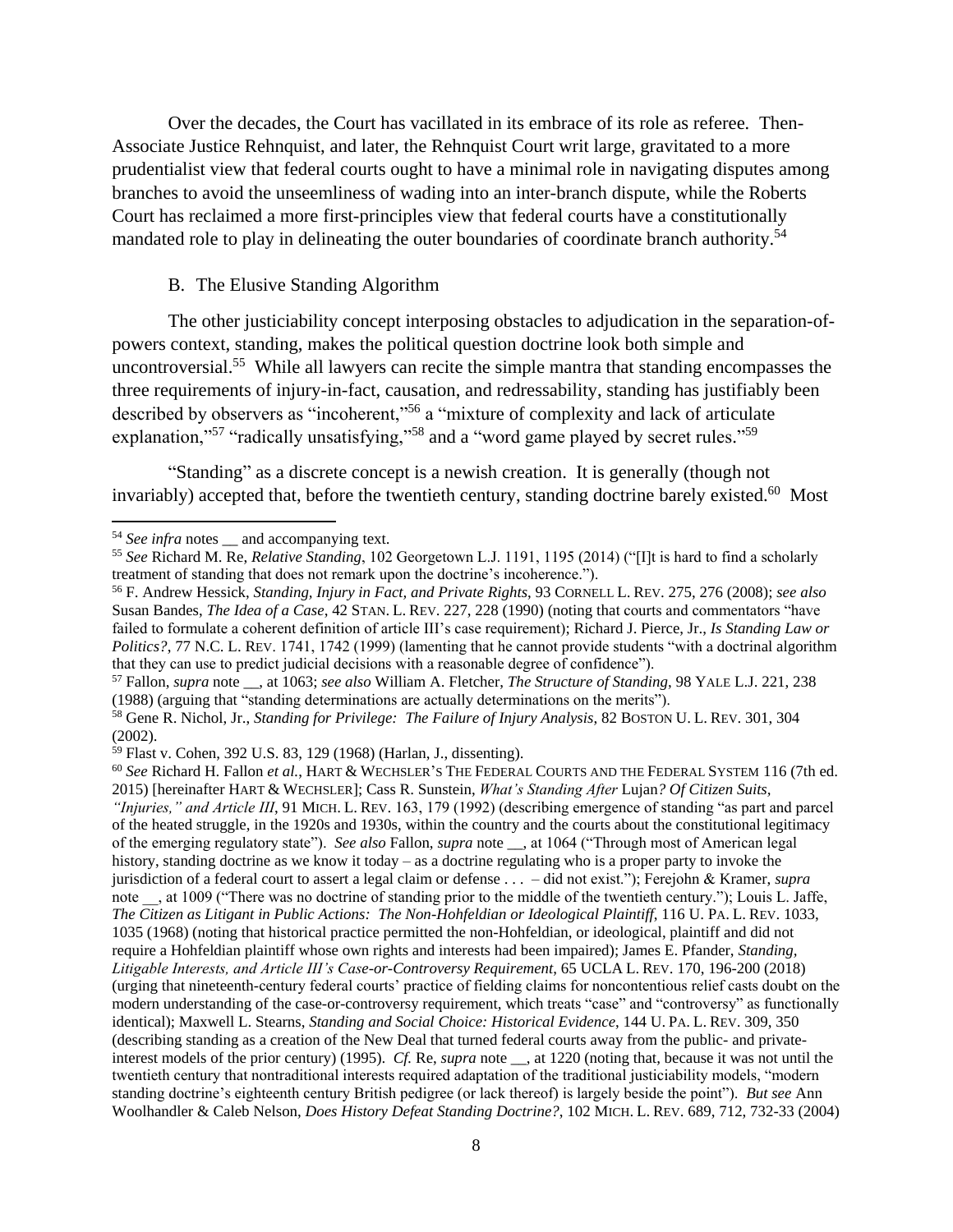Over the decades, the Court has vacillated in its embrace of its role as referee. Then-Associate Justice Rehnquist, and later, the Rehnquist Court writ large, gravitated to a more prudentialist view that federal courts ought to have a minimal role in navigating disputes among branches to avoid the unseemliness of wading into an inter-branch dispute, while the Roberts Court has reclaimed a more first-principles view that federal courts have a constitutionally mandated role to play in delineating the outer boundaries of coordinate branch authority.[54]

### B. The Elusive Standing Algorithm

The other justiciability concept interposing obstacles to adjudication in the separation-of-powers context, standing, makes the political question doctrine look both simple and uncontroversial.[55] While all lawyers can recite the simple mantra that standing encompasses the three requirements of injury-in-fact, causation, and redressability, standing has justifiably been described by observers as "incoherent,"[56] a "mixture of complexity and lack of articulate explanation,"[57] "radically unsatisfying,"[58] and a "word game played by secret rules."[59]

"Standing" as a discrete concept is a newish creation. It is generally (though not invariably) accepted that, before the twentieth century, standing doctrine barely existed.[60] Most

---

[54] *See infra* notes __ and accompanying text.

[55] *See* Richard M. Re, *Relative Standing*, 102 Georgetown L.J. 1191, 1195 (2014) ("[I]t is hard to find a scholarly treatment of standing that does not remark upon the doctrine's incoherence.").

[56] F. Andrew Hessick, *Standing, Injury in Fact, and Private Rights*, 93 CORNELL L. REV. 275, 276 (2008); *see also* Susan Bandes, *The Idea of a Case*, 42 STAN. L. REV. 227, 228 (1990) (noting that courts and commentators "have failed to formulate a coherent definition of article III's case requirement); Richard J. Pierce, Jr., *Is Standing Law or Politics?*, 77 N.C. L. REV. 1741, 1742 (1999) (lamenting that he cannot provide students "with a doctrinal algorithm that they can use to predict judicial decisions with a reasonable degree of confidence").

[57] Fallon, *supra* note __, at 1063; *see also* William A. Fletcher, *The Structure of Standing*, 98 YALE L.J. 221, 238 (1988) (arguing that "standing determinations are actually determinations on the merits").

[58] Gene R. Nichol, Jr., *Standing for Privilege: The Failure of Injury Analysis*, 82 BOSTON U. L. REV. 301, 304 (2002).

[59] Flast v. Cohen, 392 U.S. 83, 129 (1968) (Harlan, J., dissenting).

[60] *See* Richard H. Fallon *et al.*, HART & WECHSLER'S THE FEDERAL COURTS AND THE FEDERAL SYSTEM 116 (7th ed. 2015) [hereinafter HART & WECHSLER]; Cass R. Sunstein, *What's Standing After* Lujan*? Of Citizen Suits, "Injuries," and Article III*, 91 MICH. L. REV. 163, 179 (1992) (describing emergence of standing "as part and parcel of the heated struggle, in the 1920s and 1930s, within the country and the courts about the constitutional legitimacy of the emerging regulatory state"). *See also* Fallon, *supra* note __, at 1064 ("Through most of American legal history, standing doctrine as we know it today – as a doctrine regulating who is a proper party to invoke the jurisdiction of a federal court to assert a legal claim or defense . . . – did not exist."); Ferejohn & Kramer, *supra* note __, at 1009 ("There was no doctrine of standing prior to the middle of the twentieth century."); Louis L. Jaffe, *The Citizen as Litigant in Public Actions: The Non-Hohfeldian or Ideological Plaintiff*, 116 U. PA. L. REV. 1033, 1035 (1968) (noting that historical practice permitted the non-Hohfeldian, or ideological, plaintiff and did not require a Hohfeldian plaintiff whose own rights and interests had been impaired); James E. Pfander, *Standing, Litigable Interests, and Article III's Case-or-Controversy Requirement*, 65 UCLA L. REV. 170, 196-200 (2018) (urging that nineteenth-century federal courts' practice of fielding claims for noncontentious relief casts doubt on the modern understanding of the case-or-controversy requirement, which treats "case" and "controversy" as functionally identical); Maxwell L. Stearns, *Standing and Social Choice: Historical Evidence*, 144 U. PA. L. REV. 309, 350 (describing standing as a creation of the New Deal that turned federal courts away from the public- and private-interest models of the prior century) (1995). *Cf.* Re, *supra* note __, at 1220 (noting that, because it was not until the twentieth century that nontraditional interests required adaptation of the traditional justiciability models, "modern standing doctrine's eighteenth century British pedigree (or lack thereof) is largely beside the point"). *But see* Ann Woolhandler & Caleb Nelson, *Does History Defeat Standing Doctrine?*, 102 MICH. L. REV. 689, 712, 732-33 (2004)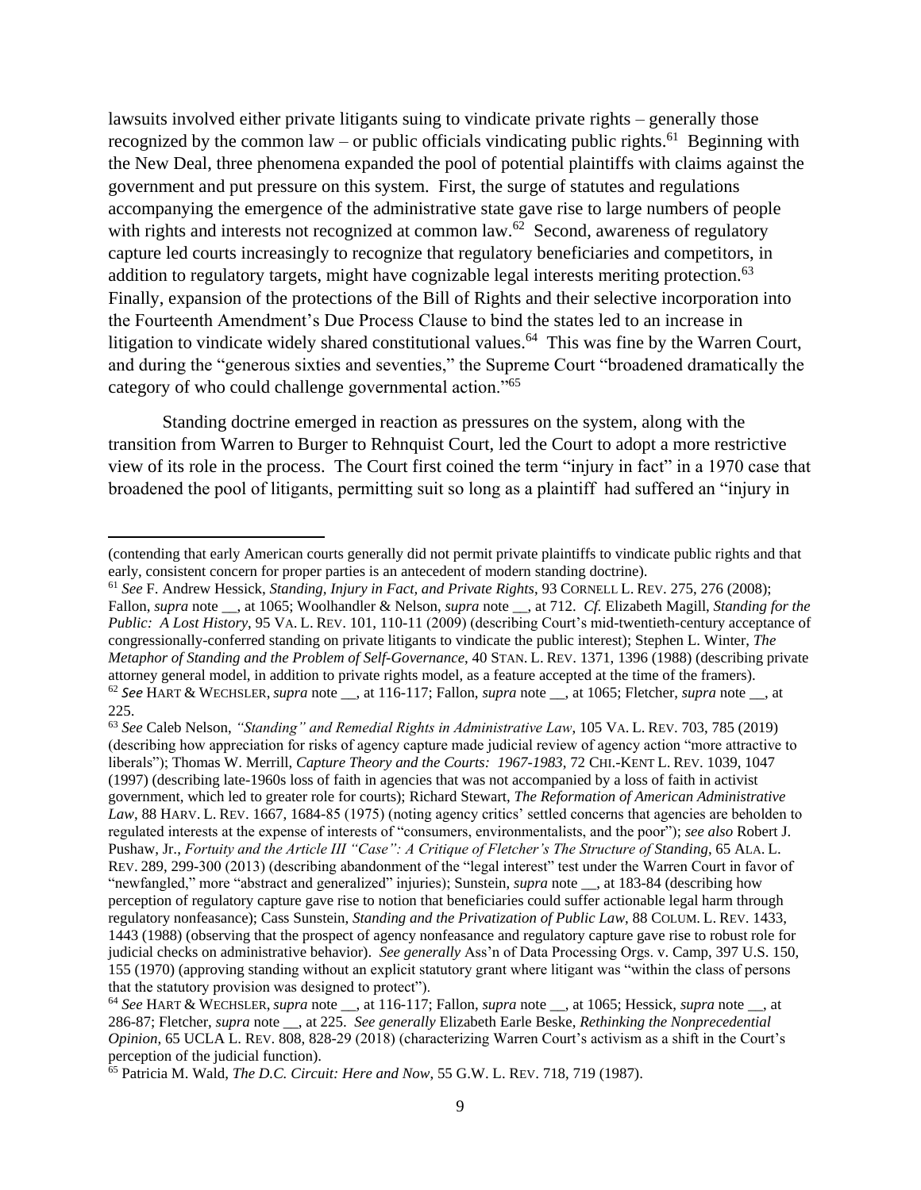lawsuits involved either private litigants suing to vindicate private rights – generally those recognized by the common law – or public officials vindicating public rights.[61] Beginning with the New Deal, three phenomena expanded the pool of potential plaintiffs with claims against the government and put pressure on this system. First, the surge of statutes and regulations accompanying the emergence of the administrative state gave rise to large numbers of people with rights and interests not recognized at common law.[62] Second, awareness of regulatory capture led courts increasingly to recognize that regulatory beneficiaries and competitors, in addition to regulatory targets, might have cognizable legal interests meriting protection.[63] Finally, expansion of the protections of the Bill of Rights and their selective incorporation into the Fourteenth Amendment's Due Process Clause to bind the states led to an increase in litigation to vindicate widely shared constitutional values.[64] This was fine by the Warren Court, and during the "generous sixties and seventies," the Supreme Court "broadened dramatically the category of who could challenge governmental action."[65]

Standing doctrine emerged in reaction as pressures on the system, along with the transition from Warren to Burger to Rehnquist Court, led the Court to adopt a more restrictive view of its role in the process. The Court first coined the term "injury in fact" in a 1970 case that broadened the pool of litigants, permitting suit so long as a plaintiff had suffered an "injury in

---

(contending that early American courts generally did not permit private plaintiffs to vindicate public rights and that early, consistent concern for proper parties is an antecedent of modern standing doctrine).

[61] *See* F. Andrew Hessick, *Standing, Injury in Fact, and Private Rights*, 93 CORNELL L. REV. 275, 276 (2008); Fallon, *supra* note __, at 1065; Woolhandler & Nelson, *supra* note __, at 712. *Cf.* Elizabeth Magill, *Standing for the Public: A Lost History*, 95 VA. L. REV. 101, 110-11 (2009) (describing Court's mid-twentieth-century acceptance of congressionally-conferred standing on private litigants to vindicate the public interest); Stephen L. Winter, *The Metaphor of Standing and the Problem of Self-Governance*, 40 STAN. L. REV. 1371, 1396 (1988) (describing private attorney general model, in addition to private rights model, as a feature accepted at the time of the framers).

[62] *See* HART & WECHSLER, *supra* note __, at 116-117; Fallon, *supra* note __, at 1065; Fletcher, *supra* note __, at 225.

[63] *See* Caleb Nelson, *"Standing" and Remedial Rights in Administrative Law*, 105 VA. L. REV. 703, 785 (2019) (describing how appreciation for risks of agency capture made judicial review of agency action "more attractive to liberals"); Thomas W. Merrill, *Capture Theory and the Courts: 1967-1983*, 72 CHI.-KENT L. REV. 1039, 1047 (1997) (describing late-1960s loss of faith in agencies that was not accompanied by a loss of faith in activist government, which led to greater role for courts); Richard Stewart, *The Reformation of American Administrative Law*, 88 HARV. L. REV. 1667, 1684-85 (1975) (noting agency critics' settled concerns that agencies are beholden to regulated interests at the expense of interests of "consumers, environmentalists, and the poor"); *see also* Robert J. Pushaw, Jr., *Fortuity and the Article III "Case": A Critique of Fletcher's The Structure of Standing*, 65 ALA. L. REV. 289, 299-300 (2013) (describing abandonment of the "legal interest" test under the Warren Court in favor of "newfangled," more "abstract and generalized" injuries); Sunstein, *supra* note __, at 183-84 (describing how perception of regulatory capture gave rise to notion that beneficiaries could suffer actionable legal harm through regulatory nonfeasance); Cass Sunstein, *Standing and the Privatization of Public Law*, 88 COLUM. L. REV. 1433, 1443 (1988) (observing that the prospect of agency nonfeasance and regulatory capture gave rise to robust role for judicial checks on administrative behavior). *See generally* Ass'n of Data Processing Orgs. v. Camp, 397 U.S. 150, 155 (1970) (approving standing without an explicit statutory grant where litigant was "within the class of persons that the statutory provision was designed to protect").

[64] *See* HART & WECHSLER, *supra* note __, at 116-117; Fallon, *supra* note __, at 1065; Hessick, *supra* note __, at 286-87; Fletcher, *supra* note __, at 225. *See generally* Elizabeth Earle Beske, *Rethinking the Nonprecedential Opinion*, 65 UCLA L. REV. 808, 828-29 (2018) (characterizing Warren Court's activism as a shift in the Court's perception of the judicial function).

[65] Patricia M. Wald, *The D.C. Circuit: Here and Now*, 55 G.W. L. REV. 718, 719 (1987).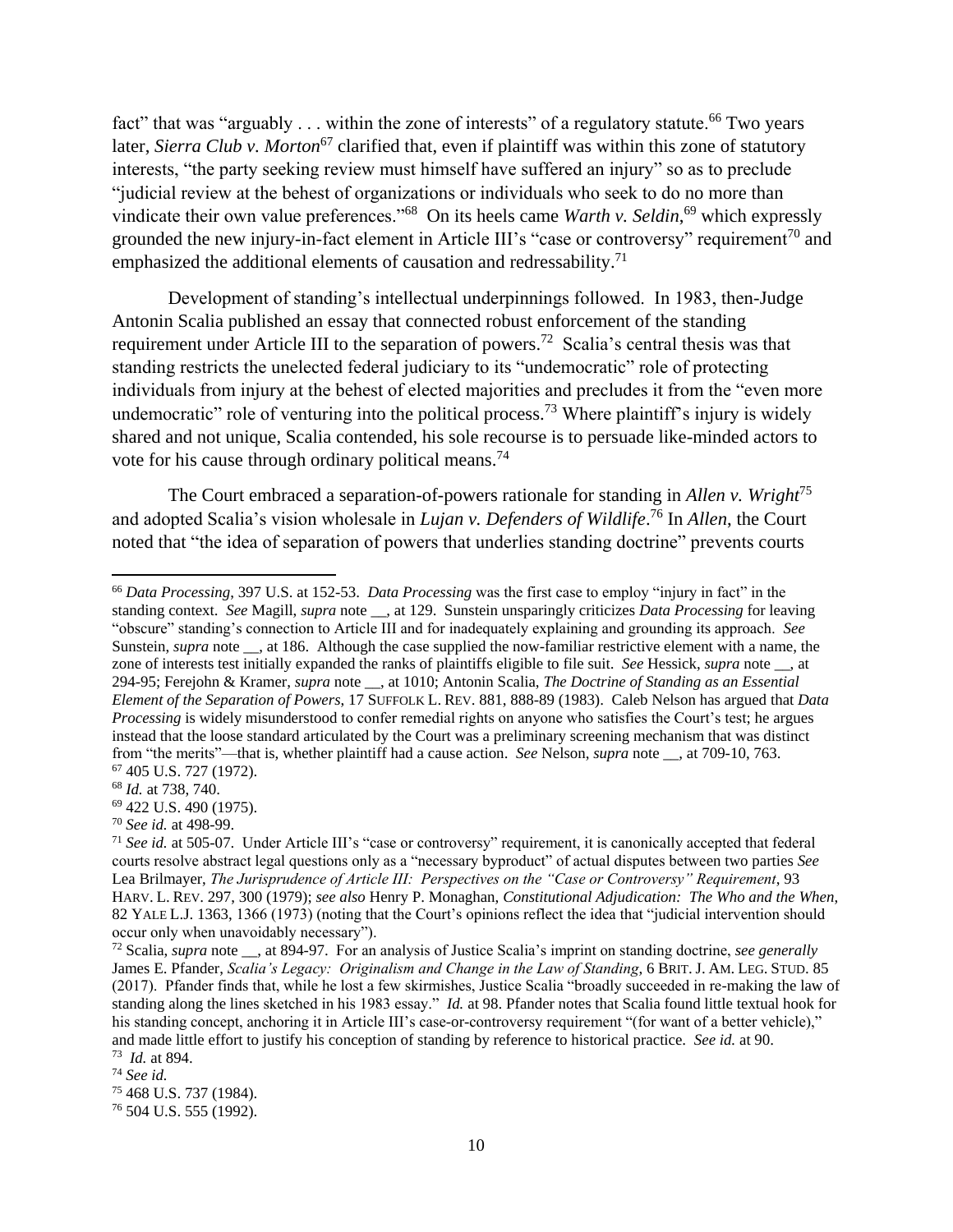fact" that was "arguably . . . within the zone of interests" of a regulatory statute.[66] Two years later, *Sierra Club v. Morton*[67] clarified that, even if plaintiff was within this zone of statutory interests, "the party seeking review must himself have suffered an injury" so as to preclude "judicial review at the behest of organizations or individuals who seek to do no more than vindicate their own value preferences."[68] On its heels came *Warth v. Seldin*,[69] which expressly grounded the new injury-in-fact element in Article III's "case or controversy" requirement[70] and emphasized the additional elements of causation and redressability.[71]

Development of standing's intellectual underpinnings followed. In 1983, then-Judge Antonin Scalia published an essay that connected robust enforcement of the standing requirement under Article III to the separation of powers.[72] Scalia's central thesis was that standing restricts the unelected federal judiciary to its "undemocratic" role of protecting individuals from injury at the behest of elected majorities and precludes it from the "even more undemocratic" role of venturing into the political process.[73] Where plaintiff's injury is widely shared and not unique, Scalia contended, his sole recourse is to persuade like-minded actors to vote for his cause through ordinary political means.[74]

The Court embraced a separation-of-powers rationale for standing in *Allen v. Wright*[75] and adopted Scalia's vision wholesale in *Lujan v. Defenders of Wildlife*.[76] In *Allen*, the Court noted that "the idea of separation of powers that underlies standing doctrine" prevents courts

---

[66] *Data Processing*, 397 U.S. at 152-53. *Data Processing* was the first case to employ "injury in fact" in the standing context. *See* Magill, *supra* note __, at 129. Sunstein unsparingly criticizes *Data Processing* for leaving "obscure" standing's connection to Article III and for inadequately explaining and grounding its approach. *See* Sunstein, *supra* note __, at 186. Although the case supplied the now-familiar restrictive element with a name, the zone of interests test initially expanded the ranks of plaintiffs eligible to file suit. *See* Hessick, *supra* note __, at 294-95; Ferejohn & Kramer, *supra* note __, at 1010; Antonin Scalia, *The Doctrine of Standing as an Essential Element of the Separation of Powers*, 17 SUFFOLK L. REV. 881, 888-89 (1983). Caleb Nelson has argued that *Data Processing* is widely misunderstood to confer remedial rights on anyone who satisfies the Court's test; he argues instead that the loose standard articulated by the Court was a preliminary screening mechanism that was distinct from "the merits"—that is, whether plaintiff had a cause action. *See* Nelson, *supra* note __, at 709-10, 763.

[67] 405 U.S. 727 (1972).

[68] *Id.* at 738, 740.

[69] 422 U.S. 490 (1975).

[70] *See id.* at 498-99.

[71] *See id.* at 505-07. Under Article III's "case or controversy" requirement, it is canonically accepted that federal courts resolve abstract legal questions only as a "necessary byproduct" of actual disputes between two parties *See* Lea Brilmayer, *The Jurisprudence of Article III: Perspectives on the "Case or Controversy" Requirement*, 93 HARV. L. REV. 297, 300 (1979); *see also* Henry P. Monaghan, *Constitutional Adjudication: The Who and the When*, 82 YALE L.J. 1363, 1366 (1973) (noting that the Court's opinions reflect the idea that "judicial intervention should occur only when unavoidably necessary").

[72] Scalia, *supra* note __, at 894-97. For an analysis of Justice Scalia's imprint on standing doctrine, *see generally* James E. Pfander, *Scalia's Legacy: Originalism and Change in the Law of Standing*, 6 BRIT. J. AM. LEG. STUD. 85 (2017). Pfander finds that, while he lost a few skirmishes, Justice Scalia "broadly succeeded in re-making the law of standing along the lines sketched in his 1983 essay." *Id.* at 98. Pfander notes that Scalia found little textual hook for his standing concept, anchoring it in Article III's case-or-controversy requirement "(for want of a better vehicle)," and made little effort to justify his conception of standing by reference to historical practice. *See id.* at 90.

[73] *Id.* at 894.

[74] *See id.*

[75] 468 U.S. 737 (1984).

[76] 504 U.S. 555 (1992).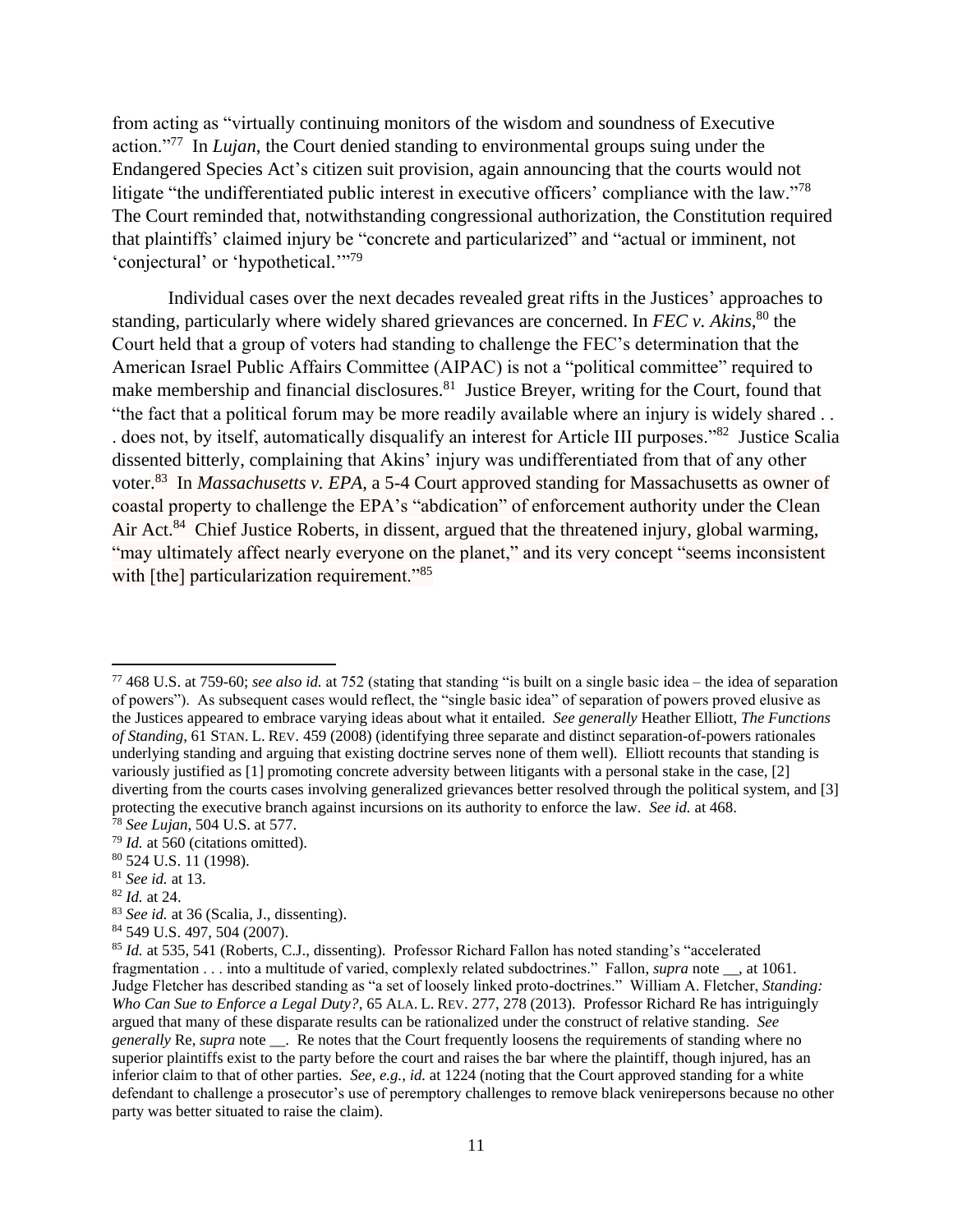from acting as "virtually continuing monitors of the wisdom and soundness of Executive action."[77] In *Lujan*, the Court denied standing to environmental groups suing under the Endangered Species Act's citizen suit provision, again announcing that the courts would not litigate "the undifferentiated public interest in executive officers' compliance with the law."[78] The Court reminded that, notwithstanding congressional authorization, the Constitution required that plaintiffs' claimed injury be "concrete and particularized" and "actual or imminent, not 'conjectural' or 'hypothetical.'"[79]

Individual cases over the next decades revealed great rifts in the Justices' approaches to standing, particularly where widely shared grievances are concerned. In *FEC v. Akins*,[80] the Court held that a group of voters had standing to challenge the FEC's determination that the American Israel Public Affairs Committee (AIPAC) is not a "political committee" required to make membership and financial disclosures.[81] Justice Breyer, writing for the Court, found that "the fact that a political forum may be more readily available where an injury is widely shared . . . does not, by itself, automatically disqualify an interest for Article III purposes."[82] Justice Scalia dissented bitterly, complaining that Akins' injury was undifferentiated from that of any other voter.[83] In *Massachusetts v. EPA*, a 5-4 Court approved standing for Massachusetts as owner of coastal property to challenge the EPA's "abdication" of enforcement authority under the Clean Air Act.[84] Chief Justice Roberts, in dissent, argued that the threatened injury, global warming, "may ultimately affect nearly everyone on the planet," and its very concept "seems inconsistent with [the] particularization requirement."[85]

---

[77] 468 U.S. at 759-60; *see also id.* at 752 (stating that standing "is built on a single basic idea – the idea of separation of powers"). As subsequent cases would reflect, the "single basic idea" of separation of powers proved elusive as the Justices appeared to embrace varying ideas about what it entailed. *See generally* Heather Elliott, *The Functions of Standing*, 61 STAN. L. REV. 459 (2008) (identifying three separate and distinct separation-of-powers rationales underlying standing and arguing that existing doctrine serves none of them well). Elliott recounts that standing is variously justified as [1] promoting concrete adversity between litigants with a personal stake in the case, [2] diverting from the courts cases involving generalized grievances better resolved through the political system, and [3] protecting the executive branch against incursions on its authority to enforce the law. *See id.* at 468.

[78] *See Lujan*, 504 U.S. at 577.

[79] *Id.* at 560 (citations omitted).

[80] 524 U.S. 11 (1998).

[81] *See id.* at 13.

[82] *Id.* at 24.

[83] *See id.* at 36 (Scalia, J., dissenting).

[84] 549 U.S. 497, 504 (2007).

[85] *Id.* at 535, 541 (Roberts, C.J., dissenting). Professor Richard Fallon has noted standing's "accelerated fragmentation . . . into a multitude of varied, complexly related subdoctrines." Fallon, *supra* note __, at 1061. Judge Fletcher has described standing as "a set of loosely linked proto-doctrines." William A. Fletcher, *Standing: Who Can Sue to Enforce a Legal Duty?*, 65 ALA. L. REV. 277, 278 (2013). Professor Richard Re has intriguingly argued that many of these disparate results can be rationalized under the construct of relative standing. *See generally* Re, *supra* note __. Re notes that the Court frequently loosens the requirements of standing where no superior plaintiffs exist to the party before the court and raises the bar where the plaintiff, though injured, has an inferior claim to that of other parties. *See, e.g.*, *id.* at 1224 (noting that the Court approved standing for a white defendant to challenge a prosecutor's use of peremptory challenges to remove black venirepersons because no other party was better situated to raise the claim).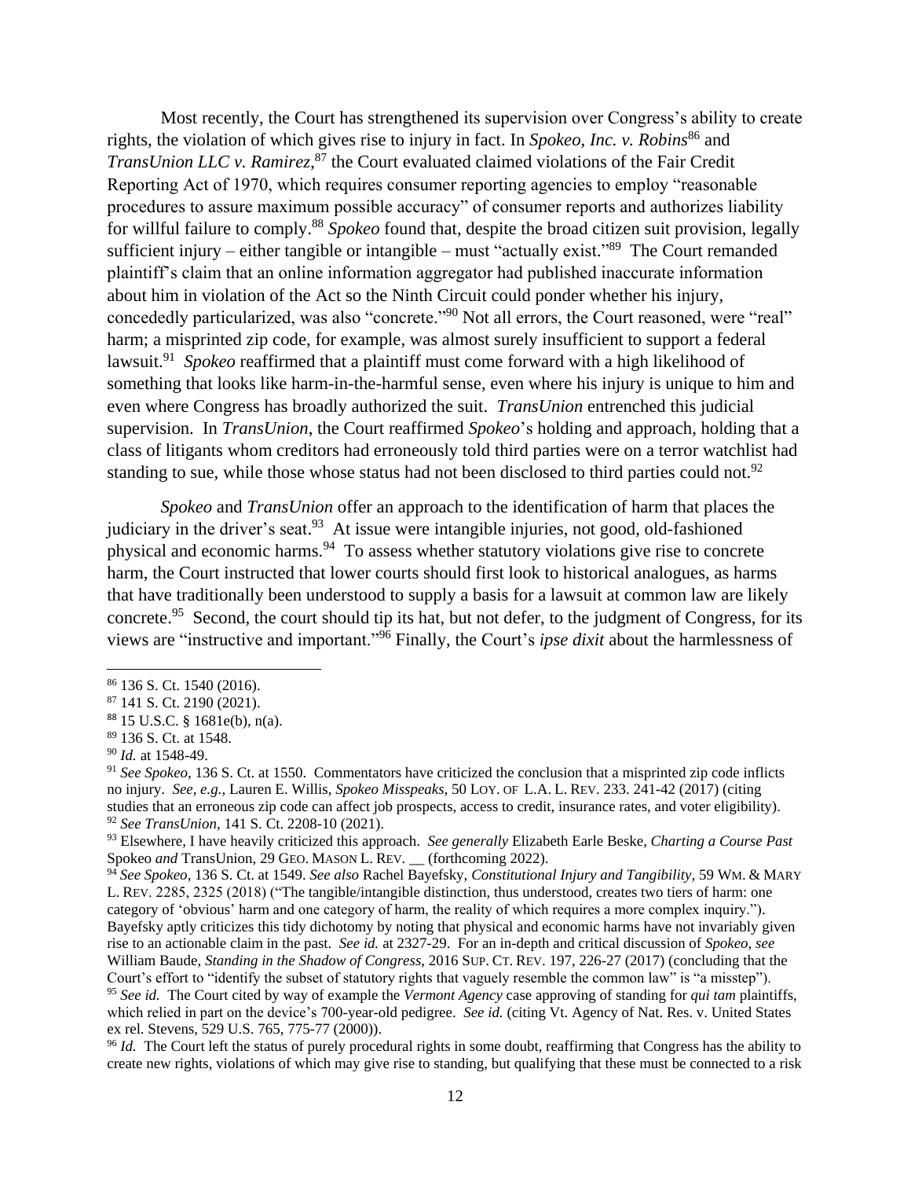Most recently, the Court has strengthened its supervision over Congress's ability to create rights, the violation of which gives rise to injury in fact. In *Spokeo, Inc. v. Robins*[86] and *TransUnion LLC v. Ramirez*,[87] the Court evaluated claimed violations of the Fair Credit Reporting Act of 1970, which requires consumer reporting agencies to employ "reasonable procedures to assure maximum possible accuracy" of consumer reports and authorizes liability for willful failure to comply.[88] *Spokeo* found that, despite the broad citizen suit provision, legally sufficient injury – either tangible or intangible – must "actually exist."[89] The Court remanded plaintiff's claim that an online information aggregator had published inaccurate information about him in violation of the Act so the Ninth Circuit could ponder whether his injury, concededly particularized, was also "concrete."[90] Not all errors, the Court reasoned, were "real" harm; a misprinted zip code, for example, was almost surely insufficient to support a federal lawsuit.[91] *Spokeo* reaffirmed that a plaintiff must come forward with a high likelihood of something that looks like harm-in-the-harmful sense, even where his injury is unique to him and even where Congress has broadly authorized the suit. *TransUnion* entrenched this judicial supervision. In *TransUnion*, the Court reaffirmed *Spokeo*'s holding and approach, holding that a class of litigants whom creditors had erroneously told third parties were on a terror watchlist had standing to sue, while those whose status had not been disclosed to third parties could not.[92]

*Spokeo* and *TransUnion* offer an approach to the identification of harm that places the judiciary in the driver's seat.[93] At issue were intangible injuries, not good, old-fashioned physical and economic harms.[94] To assess whether statutory violations give rise to concrete harm, the Court instructed that lower courts should first look to historical analogues, as harms that have traditionally been understood to supply a basis for a lawsuit at common law are likely concrete.[95] Second, the court should tip its hat, but not defer, to the judgment of Congress, for its views are "instructive and important."[96] Finally, the Court's *ipse dixit* about the harmlessness of

---

[86] 136 S. Ct. 1540 (2016).

[87] 141 S. Ct. 2190 (2021).

[88] 15 U.S.C. § 1681e(b), n(a).

[89] 136 S. Ct. at 1548.

[90] *Id.* at 1548-49.

[91] *See Spokeo*, 136 S. Ct. at 1550. Commentators have criticized the conclusion that a misprinted zip code inflicts no injury. *See, e.g.,* Lauren E. Willis, *Spokeo Misspeaks*, 50 LOY. OF L.A. L. REV. 233. 241-42 (2017) (citing studies that an erroneous zip code can affect job prospects, access to credit, insurance rates, and voter eligibility).

[92] *See TransUnion*, 141 S. Ct. 2208-10 (2021).

[93] Elsewhere, I have heavily criticized this approach. *See generally* Elizabeth Earle Beske, *Charting a Course Past* Spokeo *and* TransUnion, 29 GEO. MASON L. REV. __ (forthcoming 2022).

[94] *See Spokeo*, 136 S. Ct. at 1549. *See also* Rachel Bayefsky, *Constitutional Injury and Tangibility*, 59 WM. & MARY L. REV. 2285, 2325 (2018) ("The tangible/intangible distinction, thus understood, creates two tiers of harm: one category of 'obvious' harm and one category of harm, the reality of which requires a more complex inquiry."). Bayefsky aptly criticizes this tidy dichotomy by noting that physical and economic harms have not invariably given rise to an actionable claim in the past. *See id.* at 2327-29. For an in-depth and critical discussion of *Spokeo*, *see* William Baude, *Standing in the Shadow of Congress*, 2016 SUP. CT. REV. 197, 226-27 (2017) (concluding that the Court's effort to "identify the subset of statutory rights that vaguely resemble the common law" is "a misstep").

[95] *See id.* The Court cited by way of example the *Vermont Agency* case approving of standing for *qui tam* plaintiffs, which relied in part on the device's 700-year-old pedigree. *See id.* (citing Vt. Agency of Nat. Res. v. United States ex rel. Stevens, 529 U.S. 765, 775-77 (2000)).

[96] *Id.* The Court left the status of purely procedural rights in some doubt, reaffirming that Congress has the ability to create new rights, violations of which may give rise to standing, but qualifying that these must be connected to a risk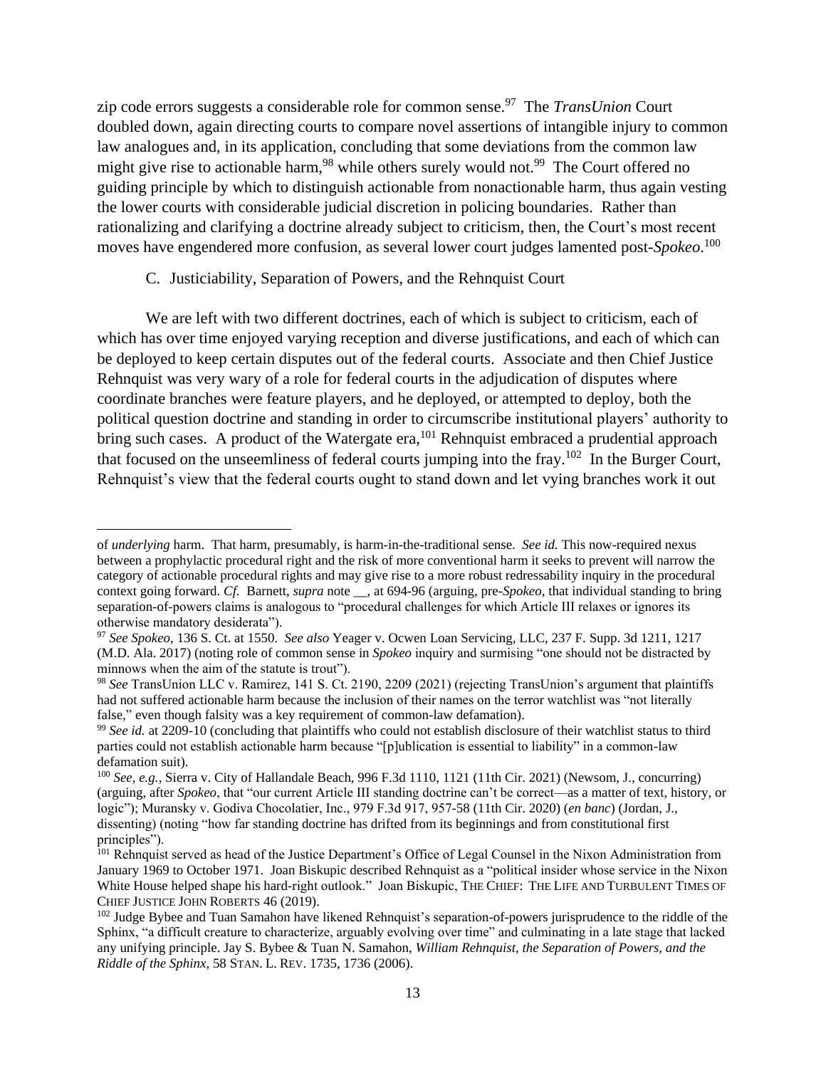zip code errors suggests a considerable role for common sense.[97] The *TransUnion* Court doubled down, again directing courts to compare novel assertions of intangible injury to common law analogues and, in its application, concluding that some deviations from the common law might give rise to actionable harm,[98] while others surely would not.[99] The Court offered no guiding principle by which to distinguish actionable from nonactionable harm, thus again vesting the lower courts with considerable judicial discretion in policing boundaries. Rather than rationalizing and clarifying a doctrine already subject to criticism, then, the Court's most recent moves have engendered more confusion, as several lower court judges lamented post-*Spokeo*.[100]

### C. Justiciability, Separation of Powers, and the Rehnquist Court

We are left with two different doctrines, each of which is subject to criticism, each of which has over time enjoyed varying reception and diverse justifications, and each of which can be deployed to keep certain disputes out of the federal courts. Associate and then Chief Justice Rehnquist was very wary of a role for federal courts in the adjudication of disputes where coordinate branches were feature players, and he deployed, or attempted to deploy, both the political question doctrine and standing in order to circumscribe institutional players' authority to bring such cases. A product of the Watergate era,[101] Rehnquist embraced a prudential approach that focused on the unseemliness of federal courts jumping into the fray.[102] In the Burger Court, Rehnquist's view that the federal courts ought to stand down and let vying branches work it out

---

of *underlying* harm. That harm, presumably, is harm-in-the-traditional sense. *See id.* This now-required nexus between a prophylactic procedural right and the risk of more conventional harm it seeks to prevent will narrow the category of actionable procedural rights and may give rise to a more robust redressability inquiry in the procedural context going forward. *Cf.* Barnett, *supra* note __, at 694-96 (arguing, pre-*Spokeo*, that individual standing to bring separation-of-powers claims is analogous to "procedural challenges for which Article III relaxes or ignores its otherwise mandatory desiderata").

[97] *See Spokeo*, 136 S. Ct. at 1550. *See also* Yeager v. Ocwen Loan Servicing, LLC, 237 F. Supp. 3d 1211, 1217 (M.D. Ala. 2017) (noting role of common sense in *Spokeo* inquiry and surmising "one should not be distracted by minnows when the aim of the statute is trout").

[98] *See* TransUnion LLC v. Ramirez, 141 S. Ct. 2190, 2209 (2021) (rejecting TransUnion's argument that plaintiffs had not suffered actionable harm because the inclusion of their names on the terror watchlist was "not literally false," even though falsity was a key requirement of common-law defamation).

[99] *See id.* at 2209-10 (concluding that plaintiffs who could not establish disclosure of their watchlist status to third parties could not establish actionable harm because "[p]ublication is essential to liability" in a common-law defamation suit).

[100] *See, e.g.*, Sierra v. City of Hallandale Beach, 996 F.3d 1110, 1121 (11th Cir. 2021) (Newsom, J., concurring) (arguing, after *Spokeo*, that "our current Article III standing doctrine can't be correct—as a matter of text, history, or logic"); Muransky v. Godiva Chocolatier, Inc., 979 F.3d 917, 957-58 (11th Cir. 2020) (*en banc*) (Jordan, J., dissenting) (noting "how far standing doctrine has drifted from its beginnings and from constitutional first principles").

[101] Rehnquist served as head of the Justice Department's Office of Legal Counsel in the Nixon Administration from January 1969 to October 1971. Joan Biskupic described Rehnquist as a "political insider whose service in the Nixon White House helped shape his hard-right outlook." Joan Biskupic, THE CHIEF: THE LIFE AND TURBULENT TIMES OF CHIEF JUSTICE JOHN ROBERTS 46 (2019).

[102] Judge Bybee and Tuan Samahon have likened Rehnquist's separation-of-powers jurisprudence to the riddle of the Sphinx, "a difficult creature to characterize, arguably evolving over time" and culminating in a late stage that lacked any unifying principle. Jay S. Bybee & Tuan N. Samahon, *William Rehnquist, the Separation of Powers, and the Riddle of the Sphinx*, 58 STAN. L. REV. 1735, 1736 (2006).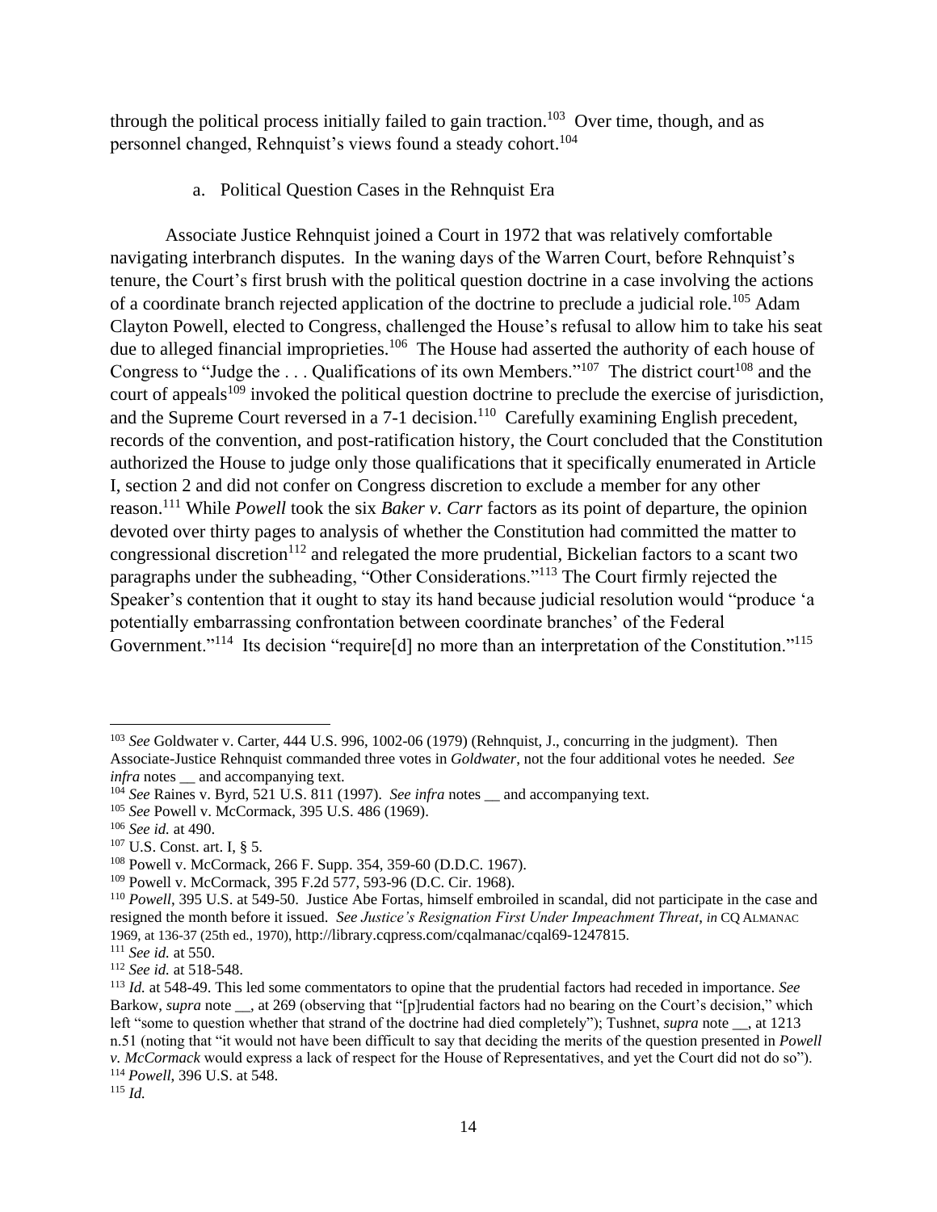through the political process initially failed to gain traction.[103] Over time, though, and as personnel changed, Rehnquist's views found a steady cohort.[104]

a. Political Question Cases in the Rehnquist Era

Associate Justice Rehnquist joined a Court in 1972 that was relatively comfortable navigating interbranch disputes. In the waning days of the Warren Court, before Rehnquist's tenure, the Court's first brush with the political question doctrine in a case involving the actions of a coordinate branch rejected application of the doctrine to preclude a judicial role.[105] Adam Clayton Powell, elected to Congress, challenged the House's refusal to allow him to take his seat due to alleged financial improprieties.[106] The House had asserted the authority of each house of Congress to "Judge the . . . Qualifications of its own Members."[107] The district court[108] and the court of appeals[109] invoked the political question doctrine to preclude the exercise of jurisdiction, and the Supreme Court reversed in a 7-1 decision.[110] Carefully examining English precedent, records of the convention, and post-ratification history, the Court concluded that the Constitution authorized the House to judge only those qualifications that it specifically enumerated in Article I, section 2 and did not confer on Congress discretion to exclude a member for any other reason.[111] While *Powell* took the six *Baker v. Carr* factors as its point of departure, the opinion devoted over thirty pages to analysis of whether the Constitution had committed the matter to congressional discretion[112] and relegated the more prudential, Bickelian factors to a scant two paragraphs under the subheading, "Other Considerations."[113] The Court firmly rejected the Speaker's contention that it ought to stay its hand because judicial resolution would "produce 'a potentially embarrassing confrontation between coordinate branches' of the Federal Government."[114] Its decision "require[d] no more than an interpretation of the Constitution."[115]

---

[103] *See* Goldwater v. Carter, 444 U.S. 996, 1002-06 (1979) (Rehnquist, J., concurring in the judgment). Then Associate-Justice Rehnquist commanded three votes in *Goldwater*, not the four additional votes he needed. *See infra* notes __ and accompanying text.

[104] *See* Raines v. Byrd, 521 U.S. 811 (1997). *See infra* notes __ and accompanying text.

[105] *See* Powell v. McCormack, 395 U.S. 486 (1969).

[106] *See id.* at 490.

[107] U.S. Const. art. I, § 5.

[108] Powell v. McCormack, 266 F. Supp. 354, 359-60 (D.D.C. 1967).

[109] Powell v. McCormack, 395 F.2d 577, 593-96 (D.C. Cir. 1968).

[110] *Powell*, 395 U.S. at 549-50. Justice Abe Fortas, himself embroiled in scandal, did not participate in the case and resigned the month before it issued. *See Justice's Resignation First Under Impeachment Threat*, *in* CQ ALMANAC 1969, at 136-37 (25th ed., 1970), http://library.cqpress.com/cqalmanac/cqal69-1247815.

[111] *See id.* at 550.

[112] *See id.* at 518-548.

[113] *Id.* at 548-49. This led some commentators to opine that the prudential factors had receded in importance. *See* Barkow, *supra* note __, at 269 (observing that "[p]rudential factors had no bearing on the Court's decision," which left "some to question whether that strand of the doctrine had died completely"); Tushnet, *supra* note __, at 1213 n.51 (noting that "it would not have been difficult to say that deciding the merits of the question presented in *Powell v. McCormack* would express a lack of respect for the House of Representatives, and yet the Court did not do so").

[114] *Powell*, 396 U.S. at 548.

[115] *Id.*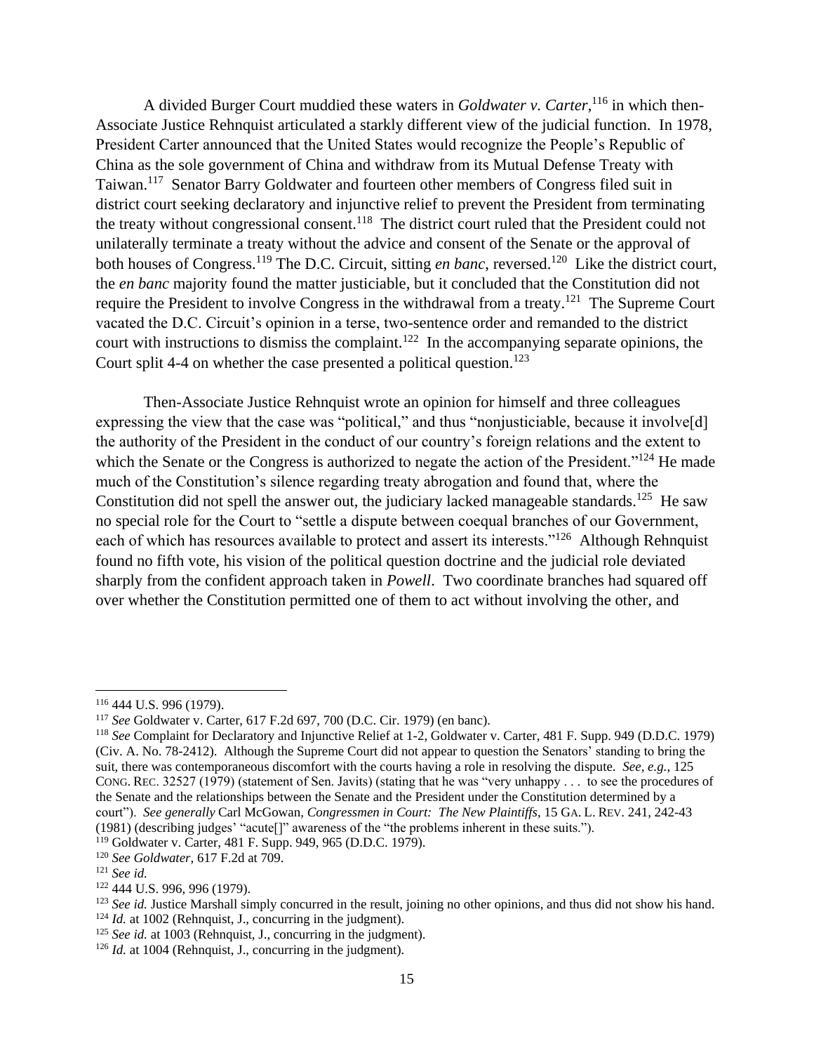A divided Burger Court muddied these waters in *Goldwater v. Carter*,[116] in which then-Associate Justice Rehnquist articulated a starkly different view of the judicial function. In 1978, President Carter announced that the United States would recognize the People's Republic of China as the sole government of China and withdraw from its Mutual Defense Treaty with Taiwan.[117] Senator Barry Goldwater and fourteen other members of Congress filed suit in district court seeking declaratory and injunctive relief to prevent the President from terminating the treaty without congressional consent.[118] The district court ruled that the President could not unilaterally terminate a treaty without the advice and consent of the Senate or the approval of both houses of Congress.[119] The D.C. Circuit, sitting *en banc*, reversed.[120] Like the district court, the *en banc* majority found the matter justiciable, but it concluded that the Constitution did not require the President to involve Congress in the withdrawal from a treaty.[121] The Supreme Court vacated the D.C. Circuit's opinion in a terse, two-sentence order and remanded to the district court with instructions to dismiss the complaint.[122] In the accompanying separate opinions, the Court split 4-4 on whether the case presented a political question.[123]

Then-Associate Justice Rehnquist wrote an opinion for himself and three colleagues expressing the view that the case was "political," and thus "nonjusticiable, because it involve[d] the authority of the President in the conduct of our country's foreign relations and the extent to which the Senate or the Congress is authorized to negate the action of the President."[124] He made much of the Constitution's silence regarding treaty abrogation and found that, where the Constitution did not spell the answer out, the judiciary lacked manageable standards.[125] He saw no special role for the Court to "settle a dispute between coequal branches of our Government, each of which has resources available to protect and assert its interests."[126] Although Rehnquist found no fifth vote, his vision of the political question doctrine and the judicial role deviated sharply from the confident approach taken in *Powell*. Two coordinate branches had squared off over whether the Constitution permitted one of them to act without involving the other, and

---

[116] 444 U.S. 996 (1979).

[117] *See* Goldwater v. Carter, 617 F.2d 697, 700 (D.C. Cir. 1979) (en banc).

[118] *See* Complaint for Declaratory and Injunctive Relief at 1-2, Goldwater v. Carter, 481 F. Supp. 949 (D.D.C. 1979) (Civ. A. No. 78-2412). Although the Supreme Court did not appear to question the Senators' standing to bring the suit, there was contemporaneous discomfort with the courts having a role in resolving the dispute. *See, e.g.*, 125 CONG. REC. 32527 (1979) (statement of Sen. Javits) (stating that he was "very unhappy . . . to see the procedures of the Senate and the relationships between the Senate and the President under the Constitution determined by a court"). *See generally* Carl McGowan, *Congressmen in Court: The New Plaintiffs*, 15 GA. L. REV. 241, 242-43 (1981) (describing judges' "acute[]" awareness of the "the problems inherent in these suits.").

[119] Goldwater v. Carter, 481 F. Supp. 949, 965 (D.D.C. 1979).

[120] *See Goldwater*, 617 F.2d at 709.

[121] *See id.*

[122] 444 U.S. 996, 996 (1979).

[123] *See id.* Justice Marshall simply concurred in the result, joining no other opinions, and thus did not show his hand.

[124] *Id.* at 1002 (Rehnquist, J., concurring in the judgment).

[125] *See id.* at 1003 (Rehnquist, J., concurring in the judgment).

[126] *Id.* at 1004 (Rehnquist, J., concurring in the judgment).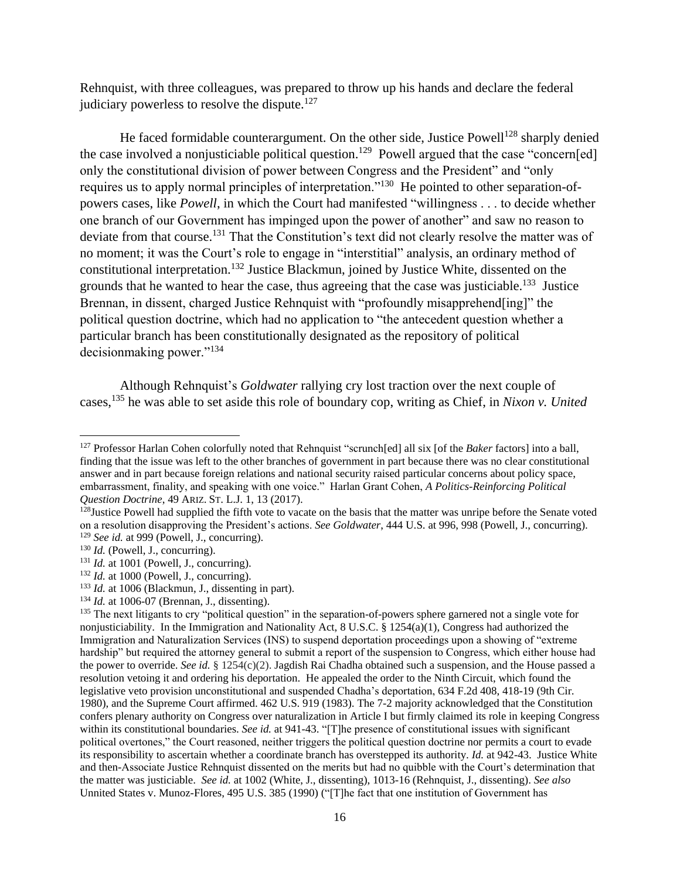Rehnquist, with three colleagues, was prepared to throw up his hands and declare the federal judiciary powerless to resolve the dispute.[127]

He faced formidable counterargument. On the other side, Justice Powell[128] sharply denied the case involved a nonjusticiable political question.[129] Powell argued that the case "concern[ed] only the constitutional division of power between Congress and the President" and "only requires us to apply normal principles of interpretation."[130] He pointed to other separation-of-powers cases, like *Powell*, in which the Court had manifested "willingness . . . to decide whether one branch of our Government has impinged upon the power of another" and saw no reason to deviate from that course.[131] That the Constitution's text did not clearly resolve the matter was of no moment; it was the Court's role to engage in "interstitial" analysis, an ordinary method of constitutional interpretation.[132] Justice Blackmun, joined by Justice White, dissented on the grounds that he wanted to hear the case, thus agreeing that the case was justiciable.[133] Justice Brennan, in dissent, charged Justice Rehnquist with "profoundly misapprehend[ing]" the political question doctrine, which had no application to "the antecedent question whether a particular branch has been constitutionally designated as the repository of political decisionmaking power."[134]

Although Rehnquist's *Goldwater* rallying cry lost traction over the next couple of cases,[135] he was able to set aside this role of boundary cop, writing as Chief, in *Nixon v. United*

---

[127] Professor Harlan Cohen colorfully noted that Rehnquist "scrunch[ed] all six [of the *Baker* factors] into a ball, finding that the issue was left to the other branches of government in part because there was no clear constitutional answer and in part because foreign relations and national security raised particular concerns about policy space, embarrassment, finality, and speaking with one voice." Harlan Grant Cohen, *A Politics-Reinforcing Political Question Doctrine*, 49 ARIZ. ST. L.J. 1, 13 (2017).

[128] Justice Powell had supplied the fifth vote to vacate on the basis that the matter was unripe before the Senate voted on a resolution disapproving the President's actions. *See Goldwater*, 444 U.S. at 996, 998 (Powell, J., concurring).

[129] *See id.* at 999 (Powell, J., concurring).

[130] *Id.* (Powell, J., concurring).

[131] *Id.* at 1001 (Powell, J., concurring).

[132] *Id.* at 1000 (Powell, J., concurring).

[133] *Id.* at 1006 (Blackmun, J., dissenting in part).

[134] *Id.* at 1006-07 (Brennan, J., dissenting).

[135] The next litigants to cry "political question" in the separation-of-powers sphere garnered not a single vote for nonjusticiability. In the Immigration and Nationality Act, 8 U.S.C. § 1254(a)(1), Congress had authorized the Immigration and Naturalization Services (INS) to suspend deportation proceedings upon a showing of "extreme hardship" but required the attorney general to submit a report of the suspension to Congress, which either house had the power to override. *See id.* § 1254(c)(2). Jagdish Rai Chadha obtained such a suspension, and the House passed a resolution vetoing it and ordering his deportation. He appealed the order to the Ninth Circuit, which found the legislative veto provision unconstitutional and suspended Chadha's deportation, 634 F.2d 408, 418-19 (9th Cir. 1980), and the Supreme Court affirmed. 462 U.S. 919 (1983). The 7-2 majority acknowledged that the Constitution confers plenary authority on Congress over naturalization in Article I but firmly claimed its role in keeping Congress within its constitutional boundaries. *See id.* at 941-43. "[T]he presence of constitutional issues with significant political overtones," the Court reasoned, neither triggers the political question doctrine nor permits a court to evade its responsibility to ascertain whether a coordinate branch has overstepped its authority. *Id.* at 942-43. Justice White and then-Associate Justice Rehnquist dissented on the merits but had no quibble with the Court's determination that the matter was justiciable. *See id.* at 1002 (White, J., dissenting), 1013-16 (Rehnquist, J., dissenting). *See also* Unnited States v. Munoz-Flores, 495 U.S. 385 (1990) ("[T]he fact that one institution of Government has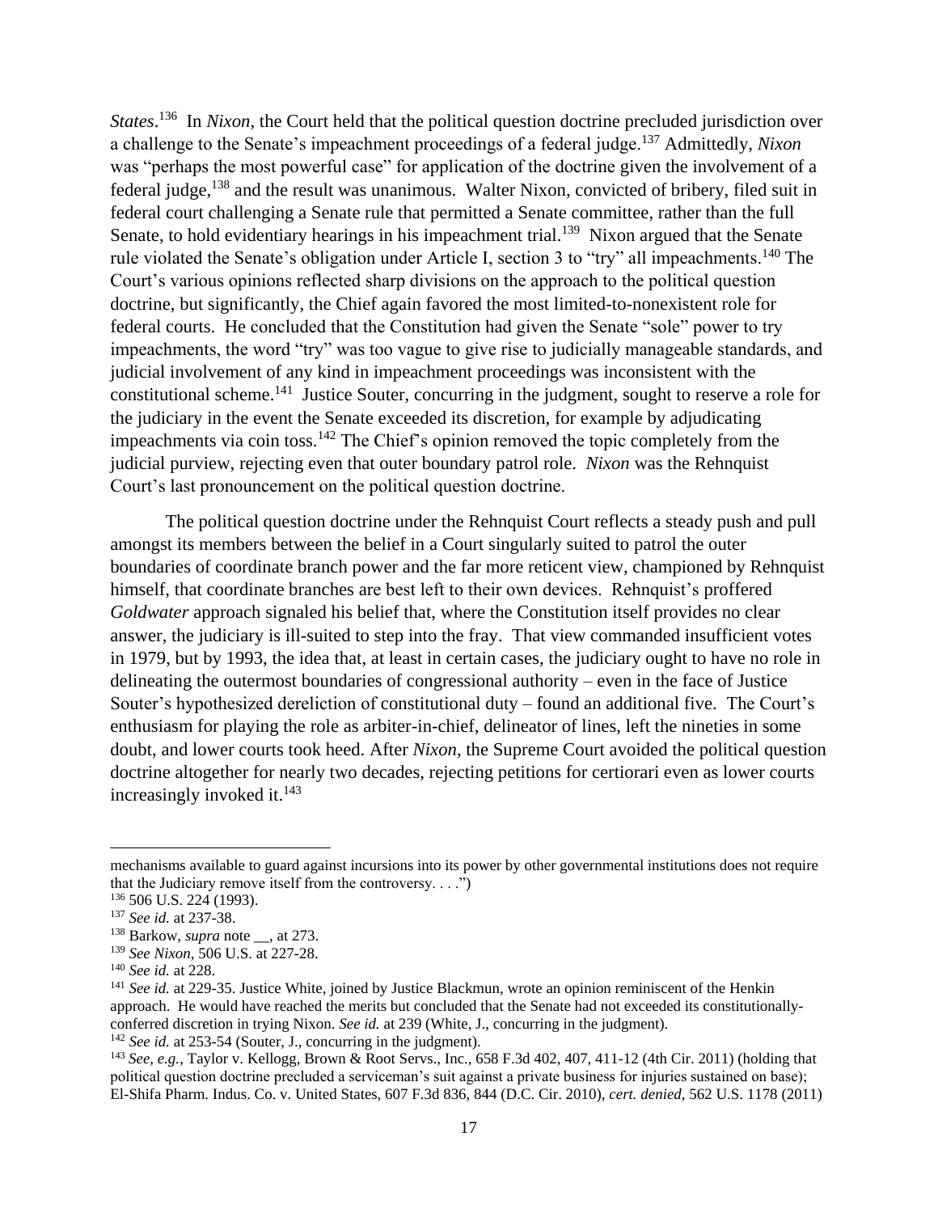*States*.[136] In *Nixon*, the Court held that the political question doctrine precluded jurisdiction over a challenge to the Senate's impeachment proceedings of a federal judge.[137] Admittedly, *Nixon* was "perhaps the most powerful case" for application of the doctrine given the involvement of a federal judge,[138] and the result was unanimous. Walter Nixon, convicted of bribery, filed suit in federal court challenging a Senate rule that permitted a Senate committee, rather than the full Senate, to hold evidentiary hearings in his impeachment trial.[139] Nixon argued that the Senate rule violated the Senate's obligation under Article I, section 3 to "try" all impeachments.[140] The Court's various opinions reflected sharp divisions on the approach to the political question doctrine, but significantly, the Chief again favored the most limited-to-nonexistent role for federal courts. He concluded that the Constitution had given the Senate "sole" power to try impeachments, the word "try" was too vague to give rise to judicially manageable standards, and judicial involvement of any kind in impeachment proceedings was inconsistent with the constitutional scheme.[141] Justice Souter, concurring in the judgment, sought to reserve a role for the judiciary in the event the Senate exceeded its discretion, for example by adjudicating impeachments via coin toss.[142] The Chief's opinion removed the topic completely from the judicial purview, rejecting even that outer boundary patrol role. *Nixon* was the Rehnquist Court's last pronouncement on the political question doctrine.

The political question doctrine under the Rehnquist Court reflects a steady push and pull amongst its members between the belief in a Court singularly suited to patrol the outer boundaries of coordinate branch power and the far more reticent view, championed by Rehnquist himself, that coordinate branches are best left to their own devices. Rehnquist's proffered *Goldwater* approach signaled his belief that, where the Constitution itself provides no clear answer, the judiciary is ill-suited to step into the fray. That view commanded insufficient votes in 1979, but by 1993, the idea that, at least in certain cases, the judiciary ought to have no role in delineating the outermost boundaries of congressional authority – even in the face of Justice Souter's hypothesized dereliction of constitutional duty – found an additional five. The Court's enthusiasm for playing the role as arbiter-in-chief, delineator of lines, left the nineties in some doubt, and lower courts took heed. After *Nixon*, the Supreme Court avoided the political question doctrine altogether for nearly two decades, rejecting petitions for certiorari even as lower courts increasingly invoked it.[143]

---

mechanisms available to guard against incursions into its power by other governmental institutions does not require that the Judiciary remove itself from the controversy. . . .")

[136] 506 U.S. 224 (1993).

[137] *See id.* at 237-38.

[138] Barkow, *supra* note __, at 273.

[139] *See Nixon*, 506 U.S. at 227-28.

[140] *See id.* at 228.

[141] *See id.* at 229-35. Justice White, joined by Justice Blackmun, wrote an opinion reminiscent of the Henkin approach. He would have reached the merits but concluded that the Senate had not exceeded its constitutionally-conferred discretion in trying Nixon. *See id.* at 239 (White, J., concurring in the judgment).

[142] *See id.* at 253-54 (Souter, J., concurring in the judgment).

[143] *See, e.g.*, Taylor v. Kellogg, Brown & Root Servs., Inc., 658 F.3d 402, 407, 411-12 (4th Cir. 2011) (holding that political question doctrine precluded a serviceman's suit against a private business for injuries sustained on base); El-Shifa Pharm. Indus. Co. v. United States, 607 F.3d 836, 844 (D.C. Cir. 2010), *cert. denied*, 562 U.S. 1178 (2011)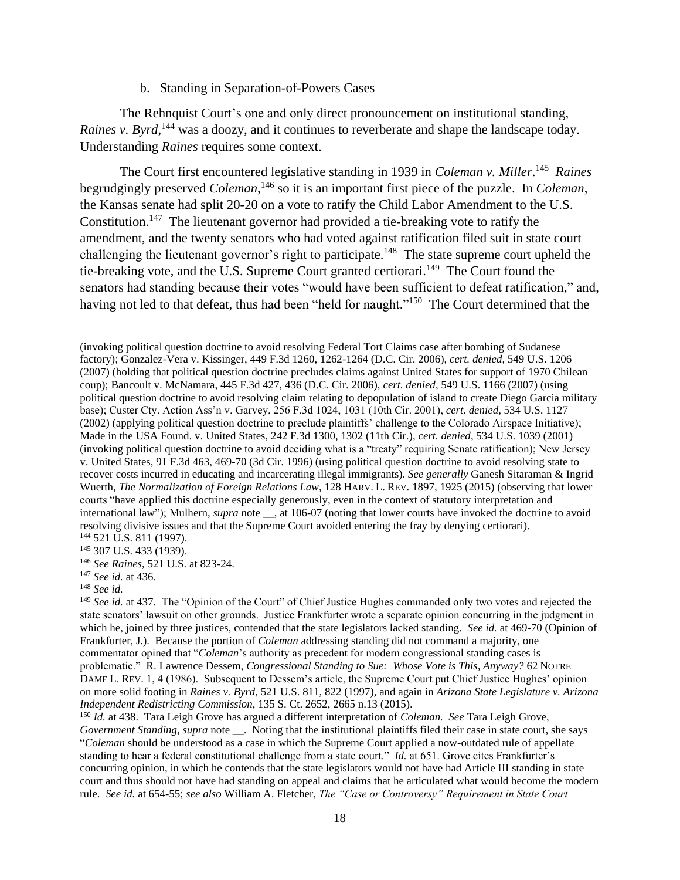### b. Standing in Separation-of-Powers Cases

The Rehnquist Court's one and only direct pronouncement on institutional standing, *Raines v. Byrd*,[144] was a doozy, and it continues to reverberate and shape the landscape today. Understanding *Raines* requires some context.

The Court first encountered legislative standing in 1939 in *Coleman v. Miller*.[145] *Raines* begrudgingly preserved *Coleman*,[146] so it is an important first piece of the puzzle. In *Coleman*, the Kansas senate had split 20-20 on a vote to ratify the Child Labor Amendment to the U.S. Constitution.[147] The lieutenant governor had provided a tie-breaking vote to ratify the amendment, and the twenty senators who had voted against ratification filed suit in state court challenging the lieutenant governor's right to participate.[148] The state supreme court upheld the tie-breaking vote, and the U.S. Supreme Court granted certiorari.[149] The Court found the senators had standing because their votes "would have been sufficient to defeat ratification," and, having not led to that defeat, thus had been "held for naught."[150] The Court determined that the

---

(invoking political question doctrine to avoid resolving Federal Tort Claims case after bombing of Sudanese factory); Gonzalez-Vera v. Kissinger, 449 F.3d 1260, 1262-1264 (D.C. Cir. 2006), *cert. denied*, 549 U.S. 1206 (2007) (holding that political question doctrine precludes claims against United States for support of 1970 Chilean coup); Bancoult v. McNamara, 445 F.3d 427, 436 (D.C. Cir. 2006), *cert. denied*, 549 U.S. 1166 (2007) (using political question doctrine to avoid resolving claim relating to depopulation of island to create Diego Garcia military base); Custer Cty. Action Ass'n v. Garvey, 256 F.3d 1024, 1031 (10th Cir. 2001), *cert. denied*, 534 U.S. 1127 (2002) (applying political question doctrine to preclude plaintiffs' challenge to the Colorado Airspace Initiative); Made in the USA Found. v. United States, 242 F.3d 1300, 1302 (11th Cir.), *cert. denied*, 534 U.S. 1039 (2001) (invoking political question doctrine to avoid deciding what is a "treaty" requiring Senate ratification); New Jersey v. United States, 91 F.3d 463, 469-70 (3d Cir. 1996) (using political question doctrine to avoid resolving state to recover costs incurred in educating and incarcerating illegal immigrants). *See generally* Ganesh Sitaraman & Ingrid Wuerth, *The Normalization of Foreign Relations Law*, 128 HARV. L. REV. 1897, 1925 (2015) (observing that lower courts "have applied this doctrine especially generously, even in the context of statutory interpretation and international law"); Mulhern, *supra* note __, at 106-07 (noting that lower courts have invoked the doctrine to avoid resolving divisive issues and that the Supreme Court avoided entering the fray by denying certiorari).

[144] 521 U.S. 811 (1997).

[145] 307 U.S. 433 (1939).

[146] *See Raines*, 521 U.S. at 823-24.

[147] *See id.* at 436.

[148] *See id.*

[149] *See id.* at 437. The "Opinion of the Court" of Chief Justice Hughes commanded only two votes and rejected the state senators' lawsuit on other grounds. Justice Frankfurter wrote a separate opinion concurring in the judgment in which he, joined by three justices, contended that the state legislators lacked standing. *See id.* at 469-70 (Opinion of Frankfurter, J.). Because the portion of *Coleman* addressing standing did not command a majority, one commentator opined that "*Coleman*'s authority as precedent for modern congressional standing cases is problematic." R. Lawrence Dessem, *Congressional Standing to Sue: Whose Vote is This, Anyway?* 62 NOTRE DAME L. REV. 1, 4 (1986). Subsequent to Dessem's article, the Supreme Court put Chief Justice Hughes' opinion on more solid footing in *Raines v. Byrd*, 521 U.S. 811, 822 (1997), and again in *Arizona State Legislature v. Arizona Independent Redistricting Commission*, 135 S. Ct. 2652, 2665 n.13 (2015).

[150] *Id.* at 438. Tara Leigh Grove has argued a different interpretation of *Coleman*. *See* Tara Leigh Grove, *Government Standing*, *supra* note __. Noting that the institutional plaintiffs filed their case in state court, she says "*Coleman* should be understood as a case in which the Supreme Court applied a now-outdated rule of appellate standing to hear a federal constitutional challenge from a state court." *Id.* at 651. Grove cites Frankfurter's concurring opinion, in which he contends that the state legislators would not have had Article III standing in state court and thus should not have had standing on appeal and claims that he articulated what would become the modern rule. *See id.* at 654-55; *see also* William A. Fletcher, *The "Case or Controversy" Requirement in State Court*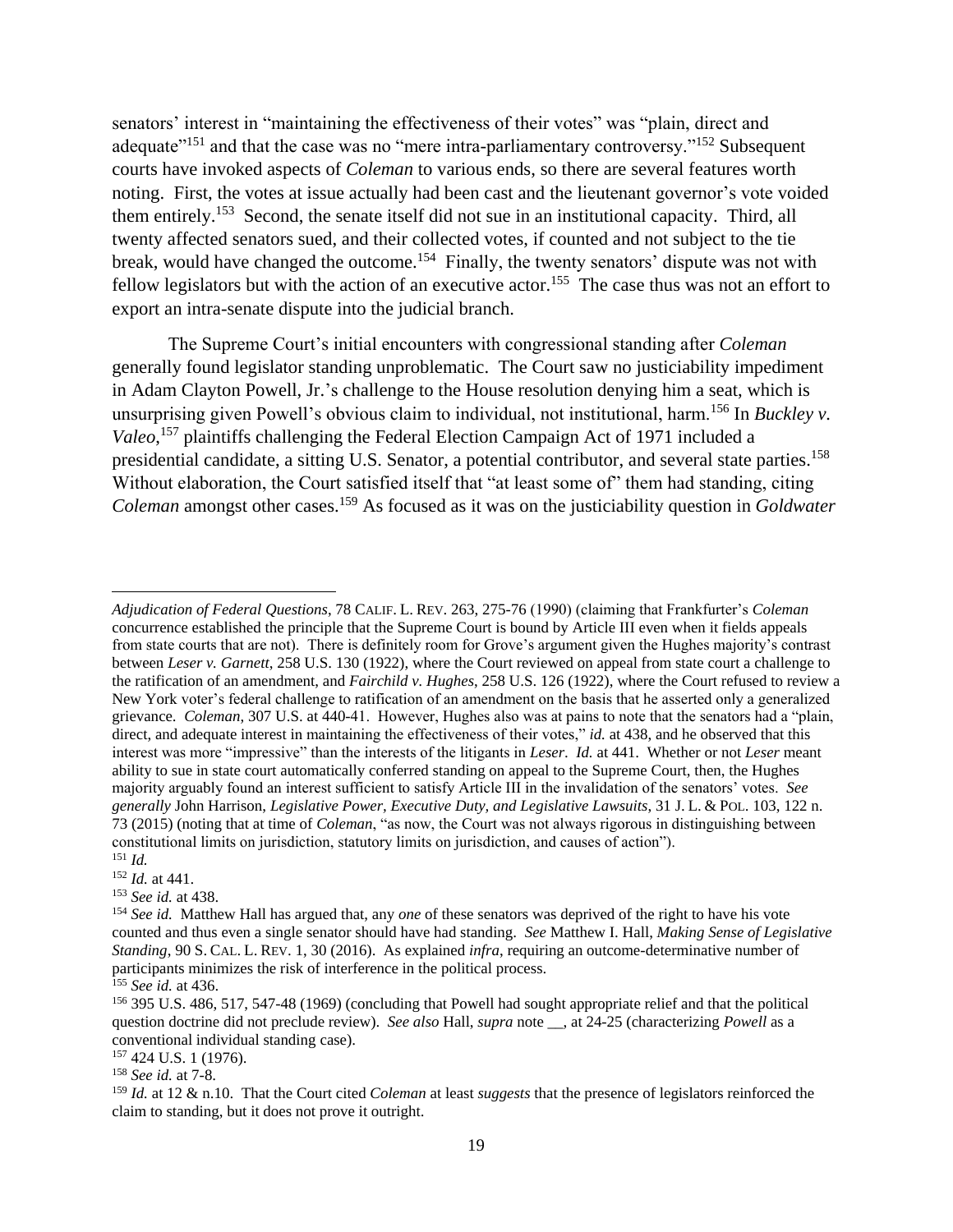senators' interest in "maintaining the effectiveness of their votes" was "plain, direct and adequate"[151] and that the case was no "mere intra-parliamentary controversy."[152] Subsequent courts have invoked aspects of *Coleman* to various ends, so there are several features worth noting. First, the votes at issue actually had been cast and the lieutenant governor's vote voided them entirely.[153] Second, the senate itself did not sue in an institutional capacity. Third, all twenty affected senators sued, and their collected votes, if counted and not subject to the tie break, would have changed the outcome.[154] Finally, the twenty senators' dispute was not with fellow legislators but with the action of an executive actor.[155] The case thus was not an effort to export an intra-senate dispute into the judicial branch.

The Supreme Court's initial encounters with congressional standing after *Coleman* generally found legislator standing unproblematic. The Court saw no justiciability impediment in Adam Clayton Powell, Jr.'s challenge to the House resolution denying him a seat, which is unsurprising given Powell's obvious claim to individual, not institutional, harm.[156] In *Buckley v. Valeo*,[157] plaintiffs challenging the Federal Election Campaign Act of 1971 included a presidential candidate, a sitting U.S. Senator, a potential contributor, and several state parties.[158] Without elaboration, the Court satisfied itself that "at least some of" them had standing, citing *Coleman* amongst other cases.[159] As focused as it was on the justiciability question in *Goldwater*

---

*Adjudication of Federal Questions*, 78 CALIF. L. REV. 263, 275-76 (1990) (claiming that Frankfurter's *Coleman* concurrence established the principle that the Supreme Court is bound by Article III even when it fields appeals from state courts that are not). There is definitely room for Grove's argument given the Hughes majority's contrast between *Leser v. Garnett*, 258 U.S. 130 (1922), where the Court reviewed on appeal from state court a challenge to the ratification of an amendment, and *Fairchild v. Hughes*, 258 U.S. 126 (1922), where the Court refused to review a New York voter's federal challenge to ratification of an amendment on the basis that he asserted only a generalized grievance. *Coleman*, 307 U.S. at 440-41. However, Hughes also was at pains to note that the senators had a "plain, direct, and adequate interest in maintaining the effectiveness of their votes," *id.* at 438, and he observed that this interest was more "impressive" than the interests of the litigants in *Leser*. *Id.* at 441. Whether or not *Leser* meant ability to sue in state court automatically conferred standing on appeal to the Supreme Court, then, the Hughes majority arguably found an interest sufficient to satisfy Article III in the invalidation of the senators' votes. *See generally* John Harrison, *Legislative Power, Executive Duty, and Legislative Lawsuits*, 31 J. L. & POL. 103, 122 n. 73 (2015) (noting that at time of *Coleman*, "as now, the Court was not always rigorous in distinguishing between constitutional limits on jurisdiction, statutory limits on jurisdiction, and causes of action").

[151] *Id.*

[152] *Id.* at 441.

[153] *See id.* at 438.

[154] *See id.* Matthew Hall has argued that, any *one* of these senators was deprived of the right to have his vote counted and thus even a single senator should have had standing. *See* Matthew I. Hall, *Making Sense of Legislative Standing*, 90 S. CAL. L. REV. 1, 30 (2016). As explained *infra*, requiring an outcome-determinative number of participants minimizes the risk of interference in the political process.

[155] *See id.* at 436.

[156] 395 U.S. 486, 517, 547-48 (1969) (concluding that Powell had sought appropriate relief and that the political question doctrine did not preclude review). *See also* Hall, *supra* note __, at 24-25 (characterizing *Powell* as a conventional individual standing case).

[157] 424 U.S. 1 (1976).

[158] *See id.* at 7-8.

[159] *Id.* at 12 & n.10. That the Court cited *Coleman* at least *suggests* that the presence of legislators reinforced the claim to standing, but it does not prove it outright.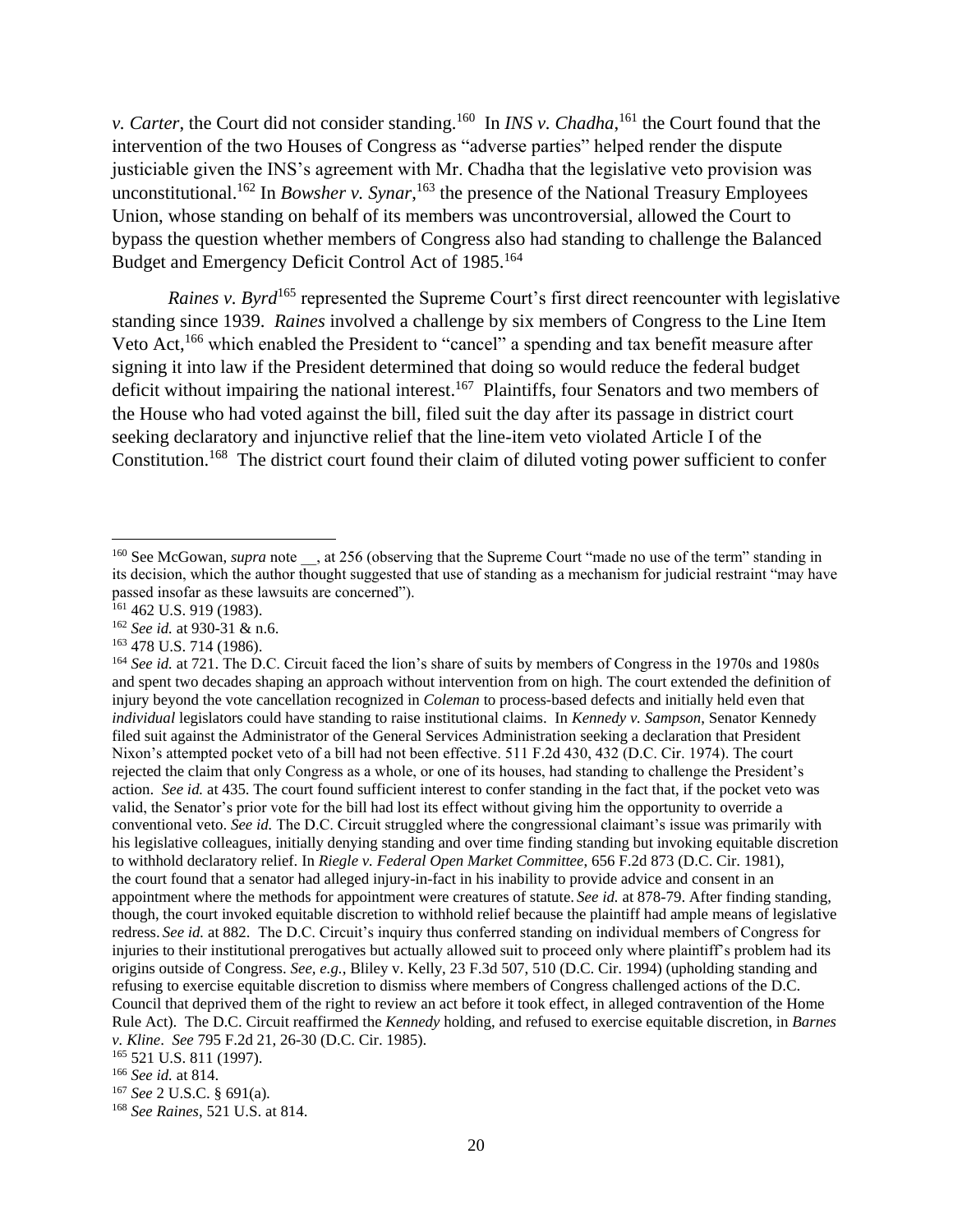*v. Carter*, the Court did not consider standing.[160] In *INS v. Chadha*,[161] the Court found that the intervention of the two Houses of Congress as "adverse parties" helped render the dispute justiciable given the INS's agreement with Mr. Chadha that the legislative veto provision was unconstitutional.[162] In *Bowsher v. Synar*,[163] the presence of the National Treasury Employees Union, whose standing on behalf of its members was uncontroversial, allowed the Court to bypass the question whether members of Congress also had standing to challenge the Balanced Budget and Emergency Deficit Control Act of 1985.[164]

*Raines v. Byrd*[165] represented the Supreme Court's first direct reencounter with legislative standing since 1939. *Raines* involved a challenge by six members of Congress to the Line Item Veto Act,[166] which enabled the President to "cancel" a spending and tax benefit measure after signing it into law if the President determined that doing so would reduce the federal budget deficit without impairing the national interest.[167] Plaintiffs, four Senators and two members of the House who had voted against the bill, filed suit the day after its passage in district court seeking declaratory and injunctive relief that the line-item veto violated Article I of the Constitution.[168] The district court found their claim of diluted voting power sufficient to confer

---

[160] See McGowan, *supra* note __, at 256 (observing that the Supreme Court "made no use of the term" standing in its decision, which the author thought suggested that use of standing as a mechanism for judicial restraint "may have passed insofar as these lawsuits are concerned").

[161] 462 U.S. 919 (1983).

[162] *See id.* at 930-31 & n.6.

[163] 478 U.S. 714 (1986).

[164] *See id.* at 721. The D.C. Circuit faced the lion's share of suits by members of Congress in the 1970s and 1980s and spent two decades shaping an approach without intervention from on high. The court extended the definition of injury beyond the vote cancellation recognized in *Coleman* to process-based defects and initially held even that *individual* legislators could have standing to raise institutional claims. In *Kennedy v. Sampson*, Senator Kennedy filed suit against the Administrator of the General Services Administration seeking a declaration that President Nixon's attempted pocket veto of a bill had not been effective. 511 F.2d 430, 432 (D.C. Cir. 1974). The court rejected the claim that only Congress as a whole, or one of its houses, had standing to challenge the President's action. *See id.* at 435. The court found sufficient interest to confer standing in the fact that, if the pocket veto was valid, the Senator's prior vote for the bill had lost its effect without giving him the opportunity to override a conventional veto. *See id.* The D.C. Circuit struggled where the congressional claimant's issue was primarily with his legislative colleagues, initially denying standing and over time finding standing but invoking equitable discretion to withhold declaratory relief. In *Riegle v. Federal Open Market Committee*, 656 F.2d 873 (D.C. Cir. 1981), the court found that a senator had alleged injury-in-fact in his inability to provide advice and consent in an appointment where the methods for appointment were creatures of statute. *See id.* at 878-79. After finding standing, though, the court invoked equitable discretion to withhold relief because the plaintiff had ample means of legislative redress. *See id.* at 882. The D.C. Circuit's inquiry thus conferred standing on individual members of Congress for injuries to their institutional prerogatives but actually allowed suit to proceed only where plaintiff's problem had its origins outside of Congress. *See, e.g.*, Bliley v. Kelly, 23 F.3d 507, 510 (D.C. Cir. 1994) (upholding standing and refusing to exercise equitable discretion to dismiss where members of Congress challenged actions of the D.C. Council that deprived them of the right to review an act before it took effect, in alleged contravention of the Home Rule Act). The D.C. Circuit reaffirmed the *Kennedy* holding, and refused to exercise equitable discretion, in *Barnes v. Kline*. *See* 795 F.2d 21, 26-30 (D.C. Cir. 1985).

[165] 521 U.S. 811 (1997).

[166] *See id.* at 814.

[167] *See* 2 U.S.C. § 691(a).

[168] *See Raines*, 521 U.S. at 814.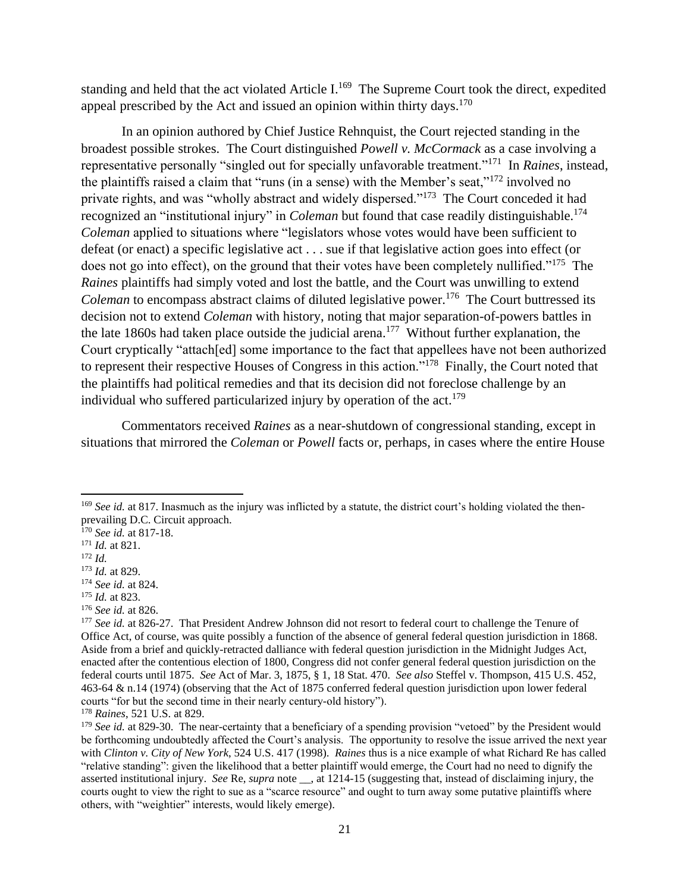standing and held that the act violated Article I.[169] The Supreme Court took the direct, expedited appeal prescribed by the Act and issued an opinion within thirty days.[170]

In an opinion authored by Chief Justice Rehnquist, the Court rejected standing in the broadest possible strokes. The Court distinguished *Powell v. McCormack* as a case involving a representative personally "singled out for specially unfavorable treatment."[171] In *Raines*, instead, the plaintiffs raised a claim that "runs (in a sense) with the Member's seat,"[172] involved no private rights, and was "wholly abstract and widely dispersed."[173] The Court conceded it had recognized an "institutional injury" in *Coleman* but found that case readily distinguishable.[174] *Coleman* applied to situations where "legislators whose votes would have been sufficient to defeat (or enact) a specific legislative act . . . sue if that legislative action goes into effect (or does not go into effect), on the ground that their votes have been completely nullified."[175] The *Raines* plaintiffs had simply voted and lost the battle, and the Court was unwilling to extend *Coleman* to encompass abstract claims of diluted legislative power.[176] The Court buttressed its decision not to extend *Coleman* with history, noting that major separation-of-powers battles in the late 1860s had taken place outside the judicial arena.[177] Without further explanation, the Court cryptically "attach[ed] some importance to the fact that appellees have not been authorized to represent their respective Houses of Congress in this action."[178] Finally, the Court noted that the plaintiffs had political remedies and that its decision did not foreclose challenge by an individual who suffered particularized injury by operation of the act.[179]

Commentators received *Raines* as a near-shutdown of congressional standing, except in situations that mirrored the *Coleman* or *Powell* facts or, perhaps, in cases where the entire House

---

[169] *See id.* at 817. Inasmuch as the injury was inflicted by a statute, the district court's holding violated the then-prevailing D.C. Circuit approach.

[170] *See id.* at 817-18.

[171] *Id.* at 821.

[172] *Id.*

[173] *Id.* at 829.

[174] *See id.* at 824.

[175] *Id.* at 823.

[176] *See id.* at 826.

[177] *See id.* at 826-27. That President Andrew Johnson did not resort to federal court to challenge the Tenure of Office Act, of course, was quite possibly a function of the absence of general federal question jurisdiction in 1868. Aside from a brief and quickly-retracted dalliance with federal question jurisdiction in the Midnight Judges Act, enacted after the contentious election of 1800, Congress did not confer general federal question jurisdiction on the federal courts until 1875. *See* Act of Mar. 3, 1875, § 1, 18 Stat. 470. *See also* Steffel v. Thompson, 415 U.S. 452, 463-64 & n.14 (1974) (observing that the Act of 1875 conferred federal question jurisdiction upon lower federal courts "for but the second time in their nearly century-old history").

[178] *Raines*, 521 U.S. at 829.

[179] *See id.* at 829-30. The near-certainty that a beneficiary of a spending provision "vetoed" by the President would be forthcoming undoubtedly affected the Court's analysis. The opportunity to resolve the issue arrived the next year with *Clinton v. City of New York*, 524 U.S. 417 (1998). *Raines* thus is a nice example of what Richard Re has called "relative standing": given the likelihood that a better plaintiff would emerge, the Court had no need to dignify the asserted institutional injury. *See* Re, *supra* note __, at 1214-15 (suggesting that, instead of disclaiming injury, the courts ought to view the right to sue as a "scarce resource" and ought to turn away some putative plaintiffs where others, with "weightier" interests, would likely emerge).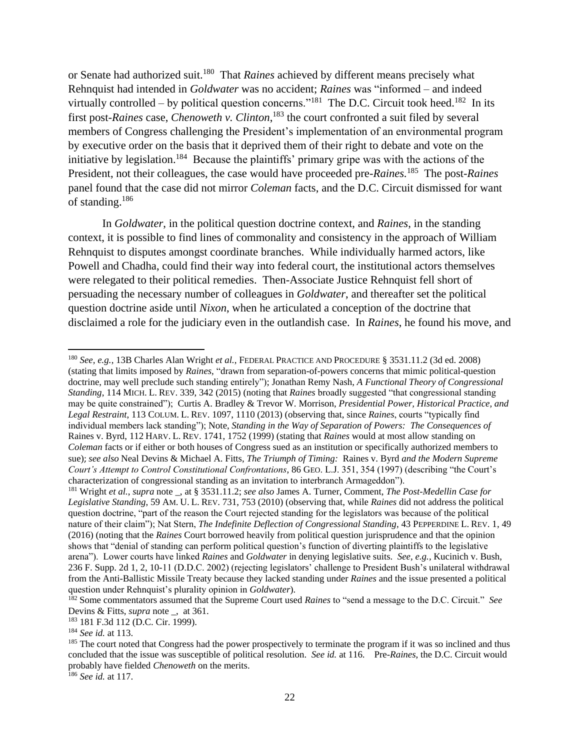or Senate had authorized suit.[180] That *Raines* achieved by different means precisely what Rehnquist had intended in *Goldwater* was no accident; *Raines* was "informed – and indeed virtually controlled – by political question concerns."[181] The D.C. Circuit took heed.[182] In its first post-*Raines* case, *Chenoweth v. Clinton*,[183] the court confronted a suit filed by several members of Congress challenging the President's implementation of an environmental program by executive order on the basis that it deprived them of their right to debate and vote on the initiative by legislation.[184] Because the plaintiffs' primary gripe was with the actions of the President, not their colleagues, the case would have proceeded pre-*Raines*.[185] The post-*Raines* panel found that the case did not mirror *Coleman* facts, and the D.C. Circuit dismissed for want of standing.[186]

In *Goldwater*, in the political question doctrine context, and *Raines*, in the standing context, it is possible to find lines of commonality and consistency in the approach of William Rehnquist to disputes amongst coordinate branches. While individually harmed actors, like Powell and Chadha, could find their way into federal court, the institutional actors themselves were relegated to their political remedies. Then-Associate Justice Rehnquist fell short of persuading the necessary number of colleagues in *Goldwater*, and thereafter set the political question doctrine aside until *Nixon*, when he articulated a conception of the doctrine that disclaimed a role for the judiciary even in the outlandish case. In *Raines*, he found his move, and

---

[180] *See, e.g.*, 13B Charles Alan Wright *et al.*, FEDERAL PRACTICE AND PROCEDURE § 3531.11.2 (3d ed. 2008) (stating that limits imposed by *Raines*, "drawn from separation-of-powers concerns that mimic political-question doctrine, may well preclude such standing entirely"); Jonathan Remy Nash, *A Functional Theory of Congressional Standing*, 114 MICH. L. REV. 339, 342 (2015) (noting that *Raines* broadly suggested "that congressional standing may be quite constrained"); Curtis A. Bradley & Trevor W. Morrison, *Presidential Power, Historical Practice, and Legal Restraint*, 113 COLUM. L. REV. 1097, 1110 (2013) (observing that, since *Raines*, courts "typically find individual members lack standing"); Note, *Standing in the Way of Separation of Powers: The Consequences of* Raines v. Byrd, 112 HARV. L. REV. 1741, 1752 (1999) (stating that *Raines* would at most allow standing on *Coleman* facts or if either or both houses of Congress sued as an institution or specifically authorized members to sue); *see also* Neal Devins & Michael A. Fitts, *The Triumph of Timing:* Raines v. Byrd *and the Modern Supreme Court's Attempt to Control Constitutional Confrontations*, 86 GEO. L.J. 351, 354 (1997) (describing "the Court's characterization of congressional standing as an invitation to interbranch Armageddon").

[181] Wright *et al.*, *supra* note _, at § 3531.11.2; *see also* James A. Turner, Comment, *The Post-Medellin Case for Legislative Standing*, 59 AM. U. L. REV. 731, 753 (2010) (observing that, while *Raines* did not address the political question doctrine, "part of the reason the Court rejected standing for the legislators was because of the political nature of their claim"); Nat Stern, *The Indefinite Deflection of Congressional Standing*, 43 PEPPERDINE L. REV. 1, 49 (2016) (noting that the *Raines* Court borrowed heavily from political question jurisprudence and that the opinion shows that "denial of standing can perform political question's function of diverting plaintiffs to the legislative arena"). Lower courts have linked *Raines* and *Goldwater* in denying legislative suits. *See, e.g.*, Kucinich v. Bush, 236 F. Supp. 2d 1, 2, 10-11 (D.D.C. 2002) (rejecting legislators' challenge to President Bush's unilateral withdrawal from the Anti-Ballistic Missile Treaty because they lacked standing under *Raines* and the issue presented a political question under Rehnquist's plurality opinion in *Goldwater*).

[182] Some commentators assumed that the Supreme Court used *Raines* to "send a message to the D.C. Circuit." *See* Devins & Fitts, *supra* note _, at 361.

[183] 181 F.3d 112 (D.C. Cir. 1999).

[184] *See id.* at 113.

[185] The court noted that Congress had the power prospectively to terminate the program if it was so inclined and thus concluded that the issue was susceptible of political resolution. *See id.* at 116. Pre-*Raines*, the D.C. Circuit would probably have fielded *Chenoweth* on the merits.

[186] *See id.* at 117.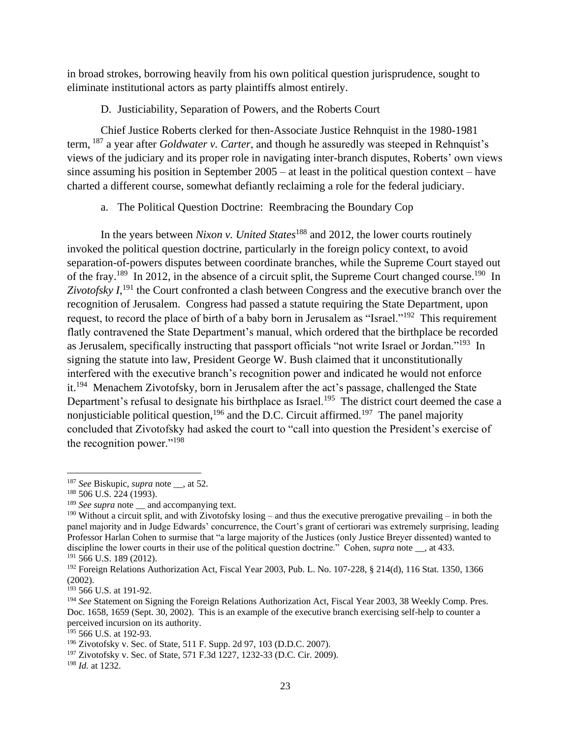in broad strokes, borrowing heavily from his own political question jurisprudence, sought to eliminate institutional actors as party plaintiffs almost entirely.

### D. Justiciability, Separation of Powers, and the Roberts Court

Chief Justice Roberts clerked for then-Associate Justice Rehnquist in the 1980-1981 term,[187] a year after *Goldwater v. Carter*, and though he assuredly was steeped in Rehnquist's views of the judiciary and its proper role in navigating inter-branch disputes, Roberts' own views since assuming his position in September 2005 – at least in the political question context – have charted a different course, somewhat defiantly reclaiming a role for the federal judiciary.

#### a. The Political Question Doctrine: Reembracing the Boundary Cop

In the years between *Nixon v. United States*[188] and 2012, the lower courts routinely invoked the political question doctrine, particularly in the foreign policy context, to avoid separation-of-powers disputes between coordinate branches, while the Supreme Court stayed out of the fray.[189] In 2012, in the absence of a circuit split, the Supreme Court changed course.[190] In *Zivotofsky I*,[191] the Court confronted a clash between Congress and the executive branch over the recognition of Jerusalem. Congress had passed a statute requiring the State Department, upon request, to record the place of birth of a baby born in Jerusalem as "Israel."[192] This requirement flatly contravened the State Department's manual, which ordered that the birthplace be recorded as Jerusalem, specifically instructing that passport officials "not write Israel or Jordan."[193] In signing the statute into law, President George W. Bush claimed that it unconstitutionally interfered with the executive branch's recognition power and indicated he would not enforce it.[194] Menachem Zivotofsky, born in Jerusalem after the act's passage, challenged the State Department's refusal to designate his birthplace as Israel.[195] The district court deemed the case a nonjusticiable political question,[196] and the D.C. Circuit affirmed.[197] The panel majority concluded that Zivotofsky had asked the court to "call into question the President's exercise of the recognition power."[198]

---

[187] *See* Biskupic, *supra* note __, at 52.

[188] 506 U.S. 224 (1993).

[189] *See supra* note __ and accompanying text.

[190] Without a circuit split, and with Zivotofsky losing – and thus the executive prerogative prevailing – in both the panel majority and in Judge Edwards' concurrence, the Court's grant of certiorari was extremely surprising, leading Professor Harlan Cohen to surmise that "a large majority of the Justices (only Justice Breyer dissented) wanted to discipline the lower courts in their use of the political question doctrine." Cohen, *supra* note __, at 433.

[191] 566 U.S. 189 (2012).

[192] Foreign Relations Authorization Act, Fiscal Year 2003, Pub. L. No. 107-228, § 214(d), 116 Stat. 1350, 1366 (2002).

[193] 566 U.S. at 191-92.

[194] *See* Statement on Signing the Foreign Relations Authorization Act, Fiscal Year 2003, 38 Weekly Comp. Pres. Doc. 1658, 1659 (Sept. 30, 2002). This is an example of the executive branch exercising self-help to counter a perceived incursion on its authority.

[195] 566 U.S. at 192-93.

[196] Zivotofsky v. Sec. of State, 511 F. Supp. 2d 97, 103 (D.D.C. 2007).

[197] Zivotofsky v. Sec. of State, 571 F.3d 1227, 1232-33 (D.C. Cir. 2009).

[198] *Id.* at 1232.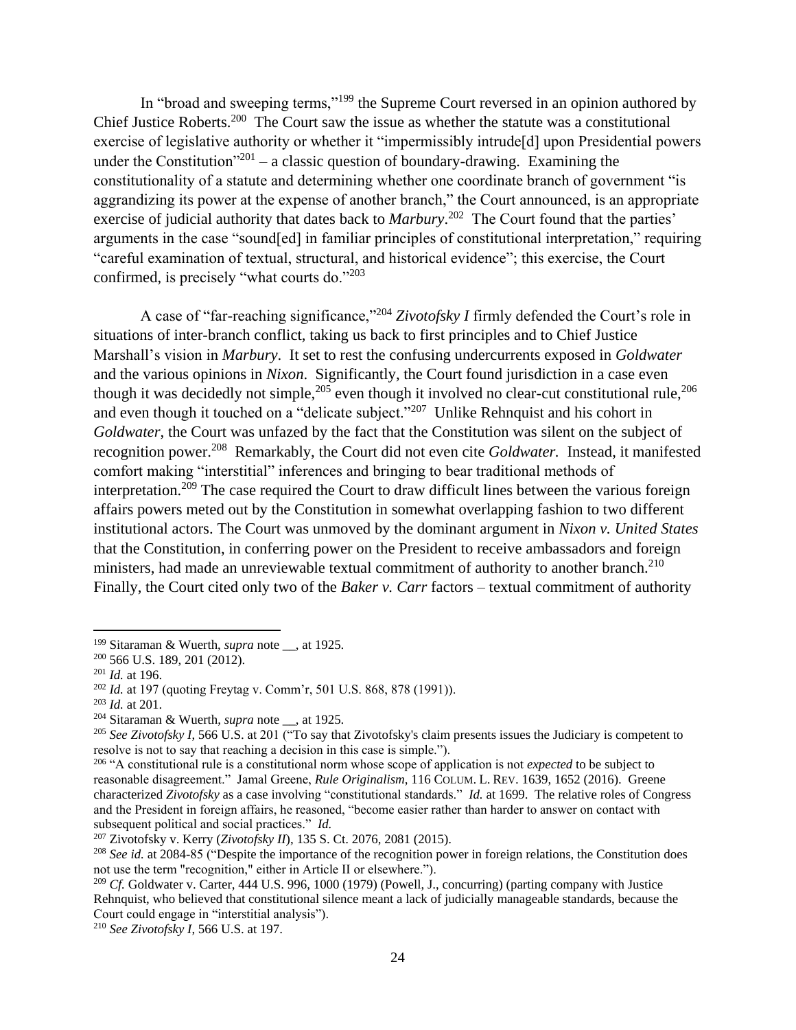In "broad and sweeping terms,"[199] the Supreme Court reversed in an opinion authored by Chief Justice Roberts.[200] The Court saw the issue as whether the statute was a constitutional exercise of legislative authority or whether it "impermissibly intrude[d] upon Presidential powers under the Constitution"[201] – a classic question of boundary-drawing. Examining the constitutionality of a statute and determining whether one coordinate branch of government "is aggrandizing its power at the expense of another branch," the Court announced, is an appropriate exercise of judicial authority that dates back to *Marbury*.[202] The Court found that the parties' arguments in the case "sound[ed] in familiar principles of constitutional interpretation," requiring "careful examination of textual, structural, and historical evidence"; this exercise, the Court confirmed, is precisely "what courts do."[203]

A case of "far-reaching significance,"[204] *Zivotofsky I* firmly defended the Court's role in situations of inter-branch conflict, taking us back to first principles and to Chief Justice Marshall's vision in *Marbury*. It set to rest the confusing undercurrents exposed in *Goldwater* and the various opinions in *Nixon*. Significantly, the Court found jurisdiction in a case even though it was decidedly not simple,[205] even though it involved no clear-cut constitutional rule,[206] and even though it touched on a "delicate subject."[207] Unlike Rehnquist and his cohort in *Goldwater*, the Court was unfazed by the fact that the Constitution was silent on the subject of recognition power.[208] Remarkably, the Court did not even cite *Goldwater.* Instead, it manifested comfort making "interstitial" inferences and bringing to bear traditional methods of interpretation.[209] The case required the Court to draw difficult lines between the various foreign affairs powers meted out by the Constitution in somewhat overlapping fashion to two different institutional actors. The Court was unmoved by the dominant argument in *Nixon v. United States* that the Constitution, in conferring power on the President to receive ambassadors and foreign ministers, had made an unreviewable textual commitment of authority to another branch.[210] Finally, the Court cited only two of the *Baker v. Carr* factors – textual commitment of authority

---

[199] Sitaraman & Wuerth, *supra* note __, at 1925.

[200] 566 U.S. 189, 201 (2012).

[201] *Id.* at 196.

[202] *Id.* at 197 (quoting Freytag v. Comm'r, 501 U.S. 868, 878 (1991)).

[203] *Id.* at 201.

[204] Sitaraman & Wuerth, *supra* note __, at 1925.

[205] *See Zivotofsky I*, 566 U.S. at 201 ("To say that Zivotofsky's claim presents issues the Judiciary is competent to resolve is not to say that reaching a decision in this case is simple.").

[206] "A constitutional rule is a constitutional norm whose scope of application is not *expected* to be subject to reasonable disagreement." Jamal Greene, *Rule Originalism*, 116 COLUM. L. REV. 1639, 1652 (2016). Greene characterized *Zivotofsky* as a case involving "constitutional standards." *Id.* at 1699. The relative roles of Congress and the President in foreign affairs, he reasoned, "become easier rather than harder to answer on contact with subsequent political and social practices." *Id.*

[207] Zivotofsky v. Kerry (*Zivotofsky II*), 135 S. Ct. 2076, 2081 (2015).

[208] *See id.* at 2084-85 ("Despite the importance of the recognition power in foreign relations, the Constitution does not use the term "recognition," either in Article II or elsewhere.").

[209] *Cf.* Goldwater v. Carter, 444 U.S. 996, 1000 (1979) (Powell, J., concurring) (parting company with Justice Rehnquist, who believed that constitutional silence meant a lack of judicially manageable standards, because the Court could engage in "interstitial analysis").

[210] *See Zivotofsky I*, 566 U.S. at 197.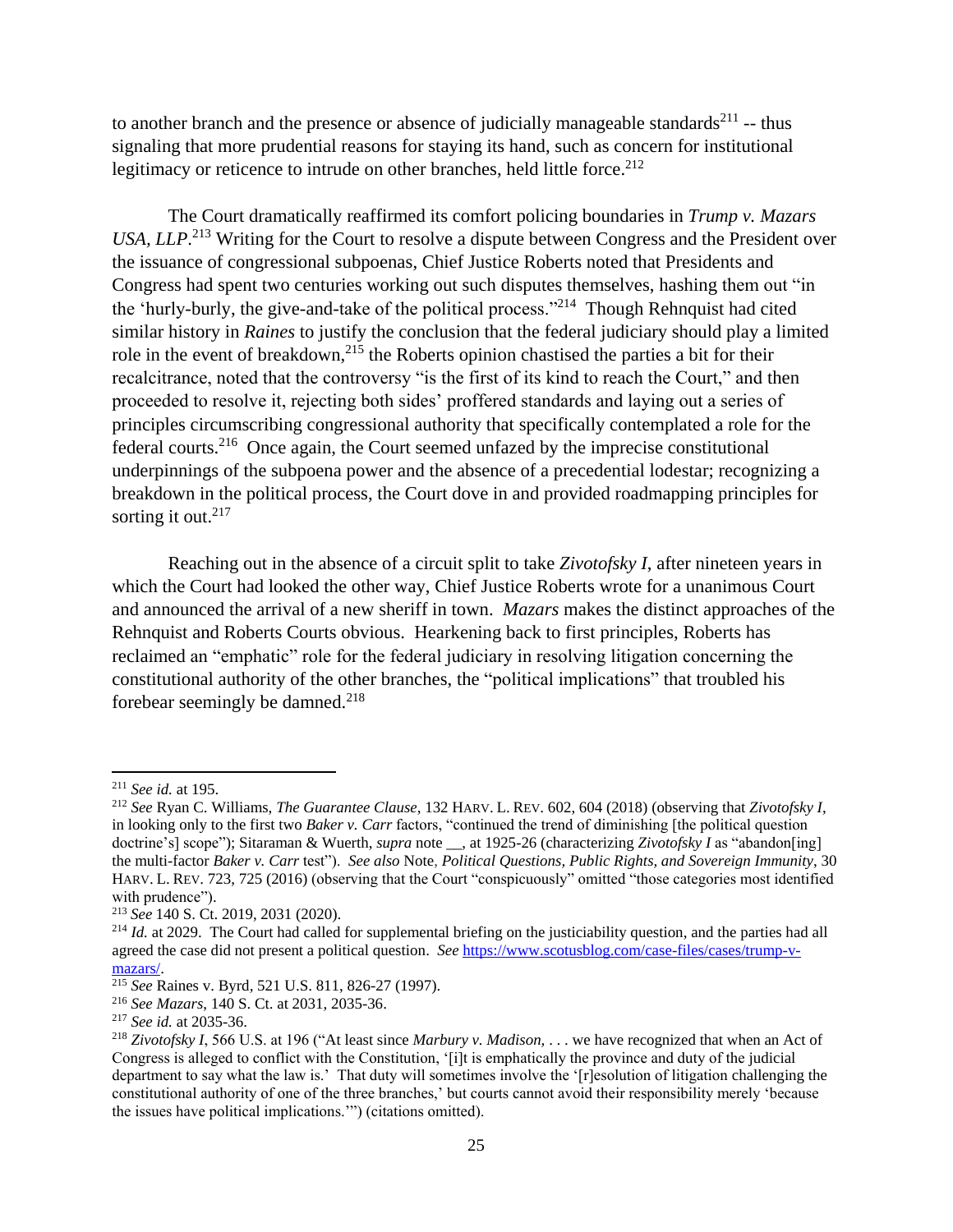to another branch and the presence or absence of judicially manageable standards[211] -- thus signaling that more prudential reasons for staying its hand, such as concern for institutional legitimacy or reticence to intrude on other branches, held little force.[212]

The Court dramatically reaffirmed its comfort policing boundaries in *Trump v. Mazars USA, LLP*.[213] Writing for the Court to resolve a dispute between Congress and the President over the issuance of congressional subpoenas, Chief Justice Roberts noted that Presidents and Congress had spent two centuries working out such disputes themselves, hashing them out "in the 'hurly-burly, the give-and-take of the political process."[214] Though Rehnquist had cited similar history in *Raines* to justify the conclusion that the federal judiciary should play a limited role in the event of breakdown,[215] the Roberts opinion chastised the parties a bit for their recalcitrance, noted that the controversy "is the first of its kind to reach the Court," and then proceeded to resolve it, rejecting both sides' proffered standards and laying out a series of principles circumscribing congressional authority that specifically contemplated a role for the federal courts.[216] Once again, the Court seemed unfazed by the imprecise constitutional underpinnings of the subpoena power and the absence of a precedential lodestar; recognizing a breakdown in the political process, the Court dove in and provided roadmapping principles for sorting it out.[217]

Reaching out in the absence of a circuit split to take *Zivotofsky I*, after nineteen years in which the Court had looked the other way, Chief Justice Roberts wrote for a unanimous Court and announced the arrival of a new sheriff in town. *Mazars* makes the distinct approaches of the Rehnquist and Roberts Courts obvious. Hearkening back to first principles, Roberts has reclaimed an "emphatic" role for the federal judiciary in resolving litigation concerning the constitutional authority of the other branches, the "political implications" that troubled his forebear seemingly be damned.[218]

---

[211] *See id.* at 195.

[212] *See* Ryan C. Williams, *The Guarantee Clause*, 132 HARV. L. REV. 602, 604 (2018) (observing that *Zivotofsky I*, in looking only to the first two *Baker v. Carr* factors, "continued the trend of diminishing [the political question doctrine's] scope"); Sitaraman & Wuerth, *supra* note __, at 1925-26 (characterizing *Zivotofsky I* as "abandon[ing] the multi-factor *Baker v. Carr* test"). *See also* Note, *Political Questions, Public Rights, and Sovereign Immunity*, 30 HARV. L. REV. 723, 725 (2016) (observing that the Court "conspicuously" omitted "those categories most identified with prudence").

[213] *See* 140 S. Ct. 2019, 2031 (2020).

[214] *Id.* at 2029. The Court had called for supplemental briefing on the justiciability question, and the parties had all agreed the case did not present a political question. *See* https://www.scotusblog.com/case-files/cases/trump-v-mazars/.

[215] *See* Raines v. Byrd, 521 U.S. 811, 826-27 (1997).

[216] *See Mazars*, 140 S. Ct. at 2031, 2035-36.

[217] *See id.* at 2035-36.

[218] *Zivotofsky I*, 566 U.S. at 196 ("At least since *Marbury v. Madison*, . . . we have recognized that when an Act of Congress is alleged to conflict with the Constitution, '[i]t is emphatically the province and duty of the judicial department to say what the law is.' That duty will sometimes involve the '[r]esolution of litigation challenging the constitutional authority of one of the three branches,' but courts cannot avoid their responsibility merely 'because the issues have political implications.'") (citations omitted).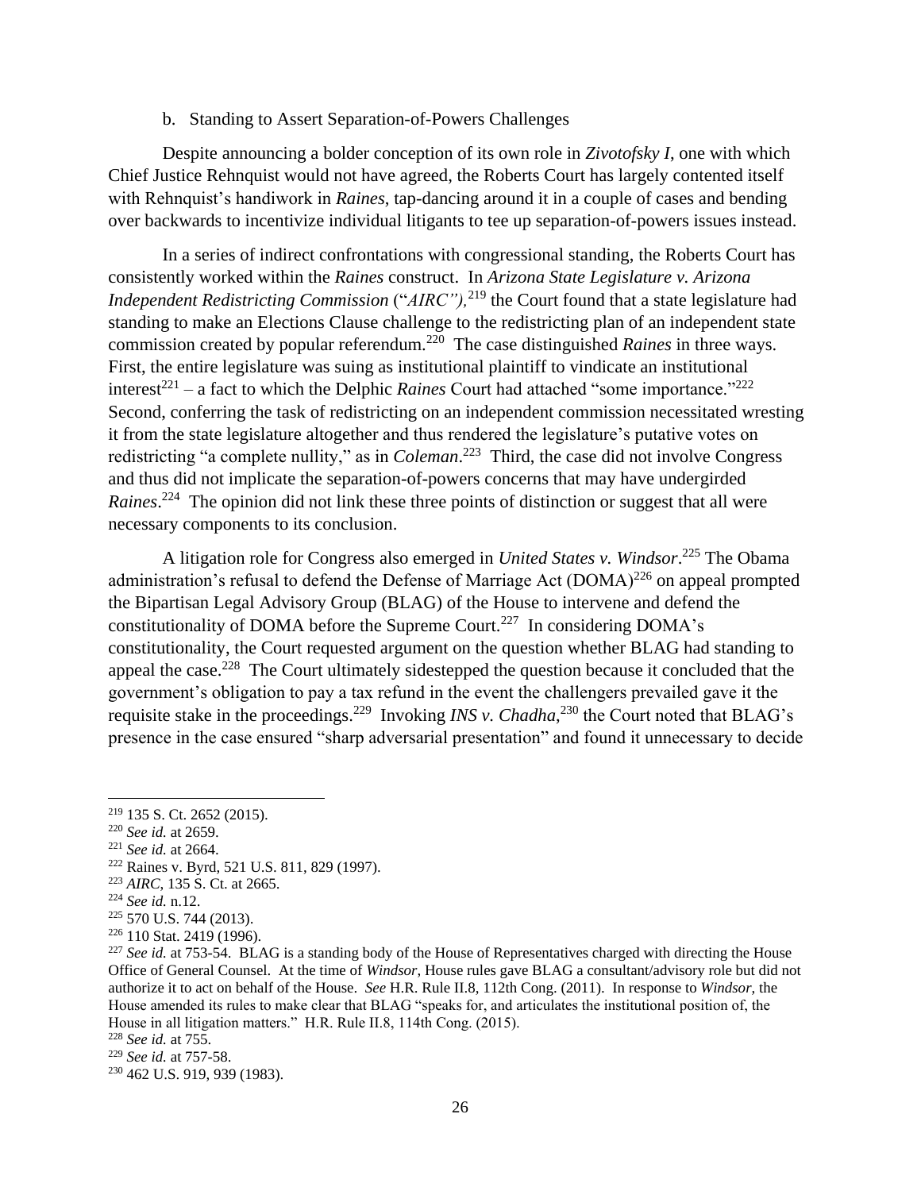b. Standing to Assert Separation-of-Powers Challenges

Despite announcing a bolder conception of its own role in *Zivotofsky I*, one with which Chief Justice Rehnquist would not have agreed, the Roberts Court has largely contented itself with Rehnquist's handiwork in *Raines*, tap-dancing around it in a couple of cases and bending over backwards to incentivize individual litigants to tee up separation-of-powers issues instead.

In a series of indirect confrontations with congressional standing, the Roberts Court has consistently worked within the *Raines* construct. In *Arizona State Legislature v. Arizona Independent Redistricting Commission* ("*AIRC*"),[219] the Court found that a state legislature had standing to make an Elections Clause challenge to the redistricting plan of an independent state commission created by popular referendum.[220] The case distinguished *Raines* in three ways. First, the entire legislature was suing as institutional plaintiff to vindicate an institutional interest[221] – a fact to which the Delphic *Raines* Court had attached "some importance."[222] Second, conferring the task of redistricting on an independent commission necessitated wresting it from the state legislature altogether and thus rendered the legislature's putative votes on redistricting "a complete nullity," as in *Coleman*.[223] Third, the case did not involve Congress and thus did not implicate the separation-of-powers concerns that may have undergirded *Raines*.[224] The opinion did not link these three points of distinction or suggest that all were necessary components to its conclusion.

A litigation role for Congress also emerged in *United States v. Windsor*.[225] The Obama administration's refusal to defend the Defense of Marriage Act (DOMA)[226] on appeal prompted the Bipartisan Legal Advisory Group (BLAG) of the House to intervene and defend the constitutionality of DOMA before the Supreme Court.[227] In considering DOMA's constitutionality, the Court requested argument on the question whether BLAG had standing to appeal the case.[228] The Court ultimately sidestepped the question because it concluded that the government's obligation to pay a tax refund in the event the challengers prevailed gave it the requisite stake in the proceedings.[229] Invoking *INS v. Chadha*,[230] the Court noted that BLAG's presence in the case ensured "sharp adversarial presentation" and found it unnecessary to decide

---

[219] 135 S. Ct. 2652 (2015).

[220] *See id.* at 2659.

[221] *See id.* at 2664.

[222] Raines v. Byrd, 521 U.S. 811, 829 (1997).

[223] *AIRC*, 135 S. Ct. at 2665.

[224] *See id.* n.12.

[225] 570 U.S. 744 (2013).

[226] 110 Stat. 2419 (1996).

[227] *See id.* at 753-54. BLAG is a standing body of the House of Representatives charged with directing the House Office of General Counsel. At the time of *Windsor*, House rules gave BLAG a consultant/advisory role but did not authorize it to act on behalf of the House. *See* H.R. Rule II.8, 112th Cong. (2011). In response to *Windsor*, the House amended its rules to make clear that BLAG "speaks for, and articulates the institutional position of, the House in all litigation matters." H.R. Rule II.8, 114th Cong. (2015).

[228] *See id.* at 755.

[229] *See id.* at 757-58.

[230] 462 U.S. 919, 939 (1983).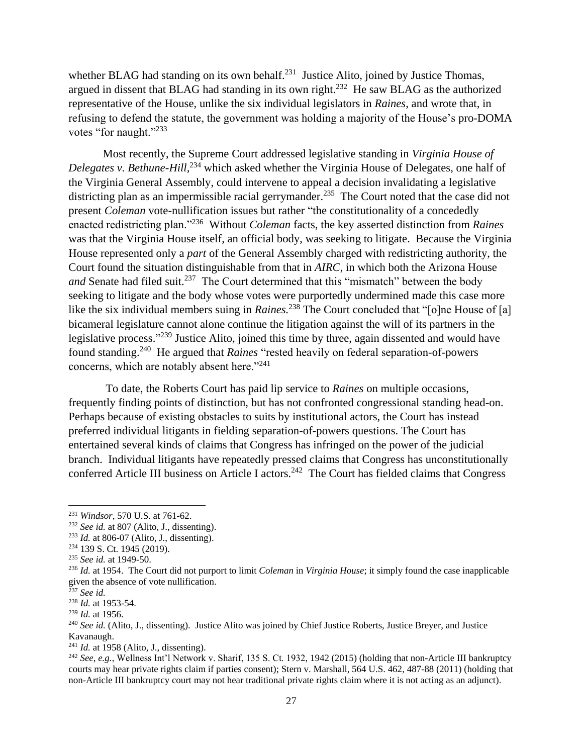whether BLAG had standing on its own behalf.[231] Justice Alito, joined by Justice Thomas, argued in dissent that BLAG had standing in its own right.[232] He saw BLAG as the authorized representative of the House, unlike the six individual legislators in *Raines*, and wrote that, in refusing to defend the statute, the government was holding a majority of the House's pro-DOMA votes "for naught."[233]

Most recently, the Supreme Court addressed legislative standing in *Virginia House of Delegates v. Bethune-Hill,*[234] which asked whether the Virginia House of Delegates, one half of the Virginia General Assembly, could intervene to appeal a decision invalidating a legislative districting plan as an impermissible racial gerrymander.[235] The Court noted that the case did not present *Coleman* vote-nullification issues but rather "the constitutionality of a concededly enacted redistricting plan."[236] Without *Coleman* facts, the key asserted distinction from *Raines* was that the Virginia House itself, an official body, was seeking to litigate. Because the Virginia House represented only a *part* of the General Assembly charged with redistricting authority, the Court found the situation distinguishable from that in *AIRC*, in which both the Arizona House *and* Senate had filed suit.[237] The Court determined that this "mismatch" between the body seeking to litigate and the body whose votes were purportedly undermined made this case more like the six individual members suing in *Raines.*[238] The Court concluded that "[o]ne House of [a] bicameral legislature cannot alone continue the litigation against the will of its partners in the legislative process."[239] Justice Alito, joined this time by three, again dissented and would have found standing.[240] He argued that *Raines* "rested heavily on federal separation-of-powers concerns, which are notably absent here."[241]

To date, the Roberts Court has paid lip service to *Raines* on multiple occasions, frequently finding points of distinction, but has not confronted congressional standing head-on. Perhaps because of existing obstacles to suits by institutional actors, the Court has instead preferred individual litigants in fielding separation-of-powers questions. The Court has entertained several kinds of claims that Congress has infringed on the power of the judicial branch. Individual litigants have repeatedly pressed claims that Congress has unconstitutionally conferred Article III business on Article I actors.[242] The Court has fielded claims that Congress

---

[231] *Windsor*, 570 U.S. at 761-62.

[232] *See id.* at 807 (Alito, J., dissenting).

[233] *Id.* at 806-07 (Alito, J., dissenting).

[234] 139 S. Ct. 1945 (2019).

[235] *See id.* at 1949-50.

[236] *Id.* at 1954. The Court did not purport to limit *Coleman* in *Virginia House*; it simply found the case inapplicable given the absence of vote nullification.

[237] *See id.*

[238] *Id.* at 1953-54.

[239] *Id.* at 1956.

[240] *See id.* (Alito, J., dissenting). Justice Alito was joined by Chief Justice Roberts, Justice Breyer, and Justice Kavanaugh.

[241] *Id.* at 1958 (Alito, J., dissenting).

[242] *See, e.g.*, Wellness Int'l Network v. Sharif, 135 S. Ct. 1932, 1942 (2015) (holding that non-Article III bankruptcy courts may hear private rights claim if parties consent); Stern v. Marshall, 564 U.S. 462, 487-88 (2011) (holding that non-Article III bankruptcy court may not hear traditional private rights claim where it is not acting as an adjunct).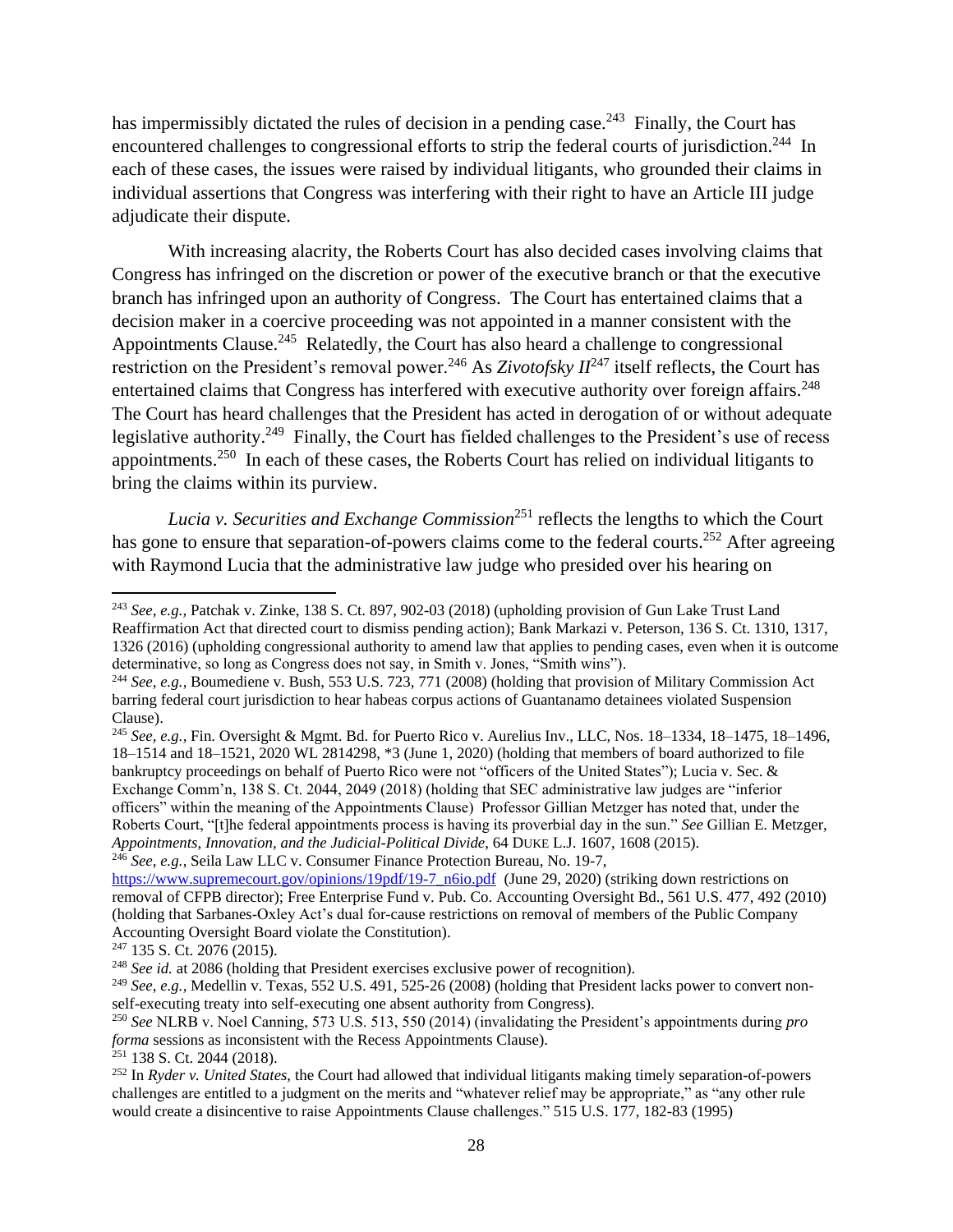has impermissibly dictated the rules of decision in a pending case.[243] Finally, the Court has encountered challenges to congressional efforts to strip the federal courts of jurisdiction.[244] In each of these cases, the issues were raised by individual litigants, who grounded their claims in individual assertions that Congress was interfering with their right to have an Article III judge adjudicate their dispute.

With increasing alacrity, the Roberts Court has also decided cases involving claims that Congress has infringed on the discretion or power of the executive branch or that the executive branch has infringed upon an authority of Congress. The Court has entertained claims that a decision maker in a coercive proceeding was not appointed in a manner consistent with the Appointments Clause.[245] Relatedly, the Court has also heard a challenge to congressional restriction on the President's removal power.[246] As *Zivotofsky II*[247] itself reflects, the Court has entertained claims that Congress has interfered with executive authority over foreign affairs.[248] The Court has heard challenges that the President has acted in derogation of or without adequate legislative authority.[249] Finally, the Court has fielded challenges to the President's use of recess appointments.[250] In each of these cases, the Roberts Court has relied on individual litigants to bring the claims within its purview.

*Lucia v. Securities and Exchange Commission*[251] reflects the lengths to which the Court has gone to ensure that separation-of-powers claims come to the federal courts.[252] After agreeing with Raymond Lucia that the administrative law judge who presided over his hearing on

---

[243] *See, e.g.*, Patchak v. Zinke, 138 S. Ct. 897, 902-03 (2018) (upholding provision of Gun Lake Trust Land Reaffirmation Act that directed court to dismiss pending action); Bank Markazi v. Peterson, 136 S. Ct. 1310, 1317, 1326 (2016) (upholding congressional authority to amend law that applies to pending cases, even when it is outcome determinative, so long as Congress does not say, in Smith v. Jones, "Smith wins").

[244] *See, e.g.*, Boumediene v. Bush, 553 U.S. 723, 771 (2008) (holding that provision of Military Commission Act barring federal court jurisdiction to hear habeas corpus actions of Guantanamo detainees violated Suspension Clause).

[245] *See, e.g.*, Fin. Oversight & Mgmt. Bd. for Puerto Rico v. Aurelius Inv., LLC, Nos. 18–1334, 18–1475, 18–1496, 18–1514 and 18–1521, 2020 WL 2814298, *3 (June 1, 2020) (holding that members of board authorized to file bankruptcy proceedings on behalf of Puerto Rico were not "officers of the United States"); Lucia v. Sec. & Exchange Comm'n, 138 S. Ct. 2044, 2049 (2018) (holding that SEC administrative law judges are "inferior officers" within the meaning of the Appointments Clause) Professor Gillian Metzger has noted that, under the Roberts Court, "[t]he federal appointments process is having its proverbial day in the sun." *See* Gillian E. Metzger, *Appointments, Innovation, and the Judicial-Political Divide*, 64 DUKE L.J. 1607, 1608 (2015).

[246] *See, e.g.*, Seila Law LLC v. Consumer Finance Protection Bureau, No. 19-7, https://www.supremecourt.gov/opinions/19pdf/19-7_n6io.pdf (June 29, 2020) (striking down restrictions on removal of CFPB director); Free Enterprise Fund v. Pub. Co. Accounting Oversight Bd., 561 U.S. 477, 492 (2010) (holding that Sarbanes-Oxley Act's dual for-cause restrictions on removal of members of the Public Company Accounting Oversight Board violate the Constitution).

[247] 135 S. Ct. 2076 (2015).

[248] *See id.* at 2086 (holding that President exercises exclusive power of recognition).

[249] *See, e.g.*, Medellin v. Texas, 552 U.S. 491, 525-26 (2008) (holding that President lacks power to convert non-self-executing treaty into self-executing one absent authority from Congress).

[250] *See* NLRB v. Noel Canning, 573 U.S. 513, 550 (2014) (invalidating the President's appointments during *pro forma* sessions as inconsistent with the Recess Appointments Clause).

[251] 138 S. Ct. 2044 (2018).

[252] In *Ryder v. United States*, the Court had allowed that individual litigants making timely separation-of-powers challenges are entitled to a judgment on the merits and "whatever relief may be appropriate," as "any other rule would create a disincentive to raise Appointments Clause challenges." 515 U.S. 177, 182-83 (1995)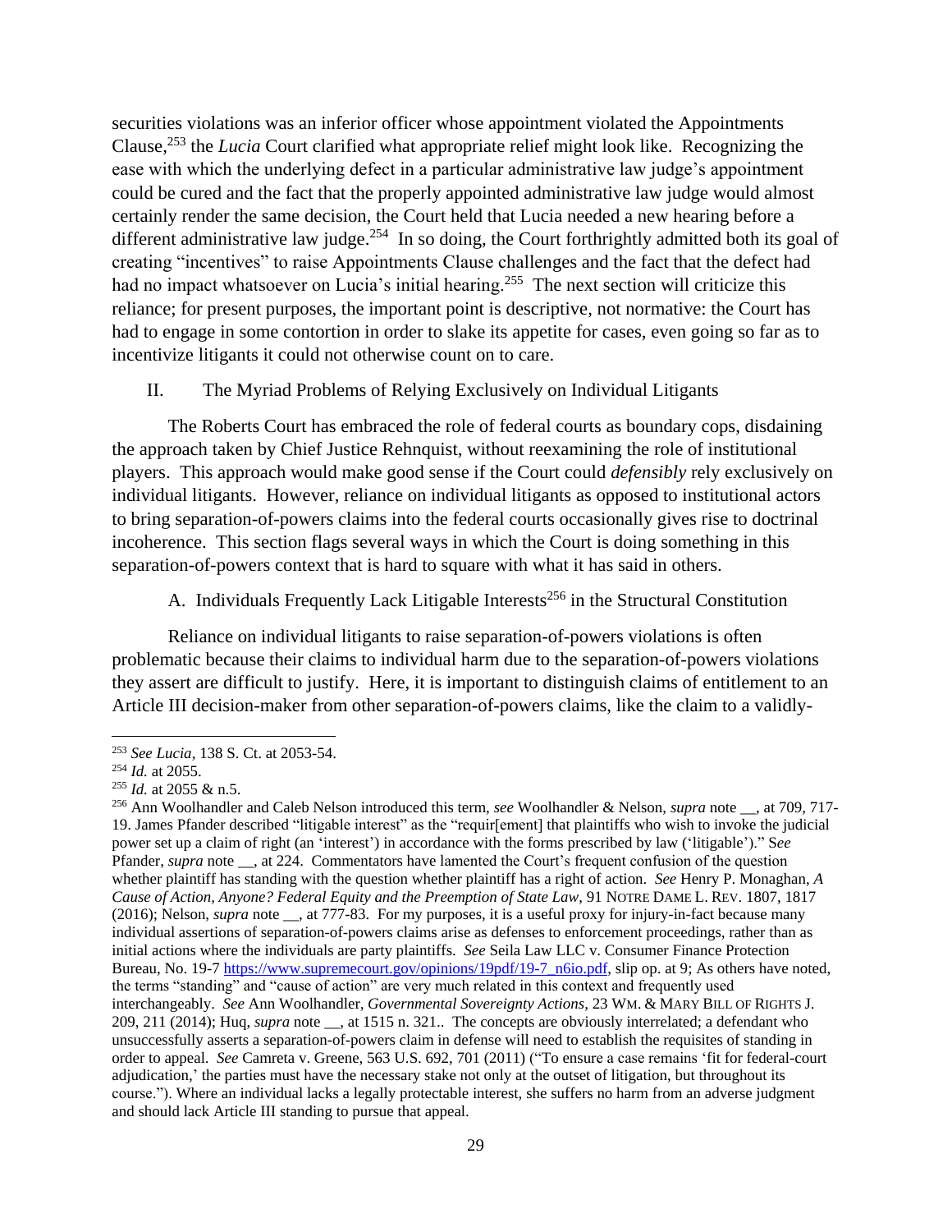securities violations was an inferior officer whose appointment violated the Appointments Clause,[253] the *Lucia* Court clarified what appropriate relief might look like. Recognizing the ease with which the underlying defect in a particular administrative law judge's appointment could be cured and the fact that the properly appointed administrative law judge would almost certainly render the same decision, the Court held that Lucia needed a new hearing before a different administrative law judge.[254] In so doing, the Court forthrightly admitted both its goal of creating "incentives" to raise Appointments Clause challenges and the fact that the defect had had no impact whatsoever on Lucia's initial hearing.[255] The next section will criticize this reliance; for present purposes, the important point is descriptive, not normative: the Court has had to engage in some contortion in order to slake its appetite for cases, even going so far as to incentivize litigants it could not otherwise count on to care.

## II. The Myriad Problems of Relying Exclusively on Individual Litigants

The Roberts Court has embraced the role of federal courts as boundary cops, disdaining the approach taken by Chief Justice Rehnquist, without reexamining the role of institutional players. This approach would make good sense if the Court could *defensibly* rely exclusively on individual litigants. However, reliance on individual litigants as opposed to institutional actors to bring separation-of-powers claims into the federal courts occasionally gives rise to doctrinal incoherence. This section flags several ways in which the Court is doing something in this separation-of-powers context that is hard to square with what it has said in others.

### A. Individuals Frequently Lack Litigable Interests[256] in the Structural Constitution

Reliance on individual litigants to raise separation-of-powers violations is often problematic because their claims to individual harm due to the separation-of-powers violations they assert are difficult to justify. Here, it is important to distinguish claims of entitlement to an Article III decision-maker from other separation-of-powers claims, like the claim to a validly-

---

[253] *See Lucia*, 138 S. Ct. at 2053-54.

[254] *Id.* at 2055.

[255] *Id.* at 2055 & n.5.

[256] Ann Woolhandler and Caleb Nelson introduced this term, *see* Woolhandler & Nelson, *supra* note __, at 709, 717-19. James Pfander described "litigable interest" as the "requir[ement] that plaintiffs who wish to invoke the judicial power set up a claim of right (an 'interest') in accordance with the forms prescribed by law ('litigable')." S*ee* Pfander, *supra* note __, at 224. Commentators have lamented the Court's frequent confusion of the question whether plaintiff has standing with the question whether plaintiff has a right of action. *See* Henry P. Monaghan, *A Cause of Action, Anyone? Federal Equity and the Preemption of State Law*, 91 NOTRE DAME L. REV. 1807, 1817 (2016); Nelson, *supra* note __, at 777-83. For my purposes, it is a useful proxy for injury-in-fact because many individual assertions of separation-of-powers claims arise as defenses to enforcement proceedings, rather than as initial actions where the individuals are party plaintiffs. *See* Seila Law LLC v. Consumer Finance Protection Bureau, No. 19-7 https://www.supremecourt.gov/opinions/19pdf/19-7_n6io.pdf, slip op. at 9; As others have noted, the terms "standing" and "cause of action" are very much related in this context and frequently used interchangeably. *See* Ann Woolhandler, *Governmental Sovereignty Actions*, 23 WM. & MARY BILL OF RIGHTS J. 209, 211 (2014); Huq, *supra* note __, at 1515 n. 321.. The concepts are obviously interrelated; a defendant who unsuccessfully asserts a separation-of-powers claim in defense will need to establish the requisites of standing in order to appeal. *See* Camreta v. Greene, 563 U.S. 692, 701 (2011) ("To ensure a case remains 'fit for federal-court adjudication,' the parties must have the necessary stake not only at the outset of litigation, but throughout its course."). Where an individual lacks a legally protectable interest, she suffers no harm from an adverse judgment and should lack Article III standing to pursue that appeal.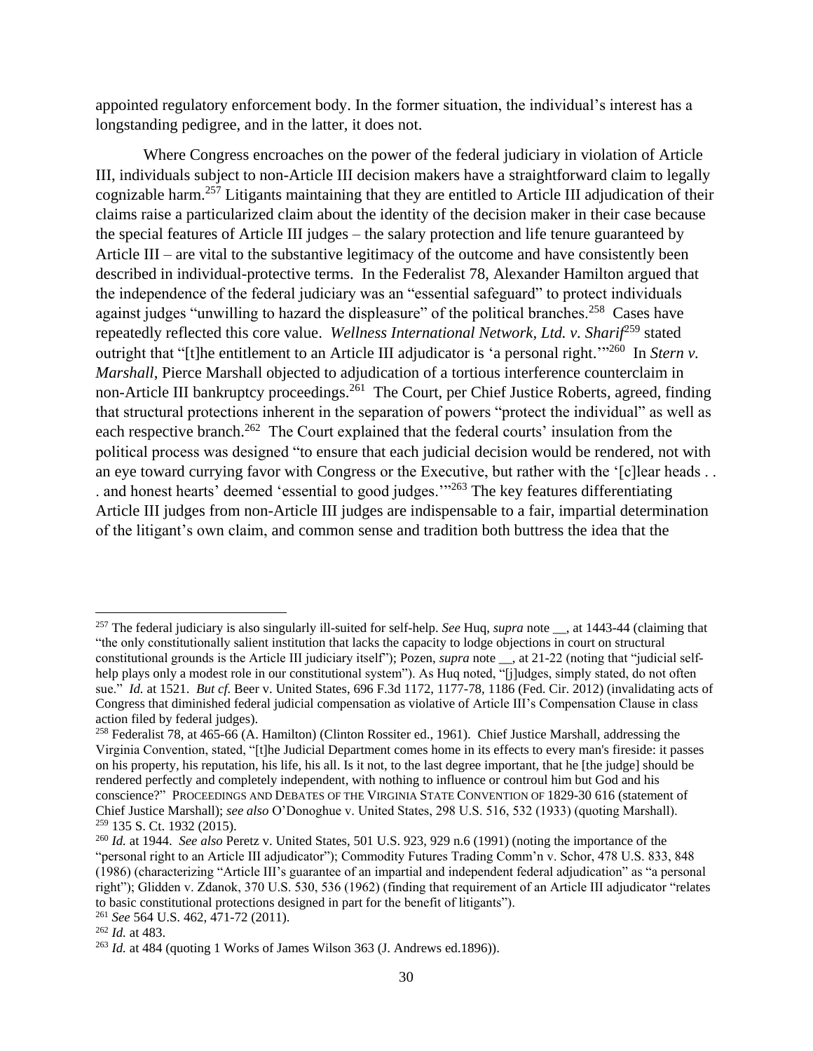appointed regulatory enforcement body. In the former situation, the individual's interest has a longstanding pedigree, and in the latter, it does not.

Where Congress encroaches on the power of the federal judiciary in violation of Article III, individuals subject to non-Article III decision makers have a straightforward claim to legally cognizable harm.[257] Litigants maintaining that they are entitled to Article III adjudication of their claims raise a particularized claim about the identity of the decision maker in their case because the special features of Article III judges – the salary protection and life tenure guaranteed by Article III – are vital to the substantive legitimacy of the outcome and have consistently been described in individual-protective terms. In the Federalist 78, Alexander Hamilton argued that the independence of the federal judiciary was an "essential safeguard" to protect individuals against judges "unwilling to hazard the displeasure" of the political branches.[258] Cases have repeatedly reflected this core value. *Wellness International Network, Ltd. v. Sharif*[259] stated outright that "[t]he entitlement to an Article III adjudicator is 'a personal right.'"[260] In *Stern v. Marshall*, Pierce Marshall objected to adjudication of a tortious interference counterclaim in non-Article III bankruptcy proceedings.[261] The Court, per Chief Justice Roberts, agreed, finding that structural protections inherent in the separation of powers "protect the individual" as well as each respective branch.[262] The Court explained that the federal courts' insulation from the political process was designed "to ensure that each judicial decision would be rendered, not with an eye toward currying favor with Congress or the Executive, but rather with the '[c]lear heads . . . and honest hearts' deemed 'essential to good judges.'"[263] The key features differentiating Article III judges from non-Article III judges are indispensable to a fair, impartial determination of the litigant's own claim, and common sense and tradition both buttress the idea that the

---

[257] The federal judiciary is also singularly ill-suited for self-help. *See* Huq, *supra* note __, at 1443-44 (claiming that "the only constitutionally salient institution that lacks the capacity to lodge objections in court on structural constitutional grounds is the Article III judiciary itself"); Pozen, *supra* note __, at 21-22 (noting that "judicial self-help plays only a modest role in our constitutional system"). As Huq noted, "[j]udges, simply stated, do not often sue." *Id.* at 1521. *But cf.* Beer v. United States, 696 F.3d 1172, 1177-78, 1186 (Fed. Cir. 2012) (invalidating acts of Congress that diminished federal judicial compensation as violative of Article III's Compensation Clause in class action filed by federal judges).

[258] Federalist 78, at 465-66 (A. Hamilton) (Clinton Rossiter ed., 1961). Chief Justice Marshall, addressing the Virginia Convention, stated, "[t]he Judicial Department comes home in its effects to every man's fireside: it passes on his property, his reputation, his life, his all. Is it not, to the last degree important, that he [the judge] should be rendered perfectly and completely independent, with nothing to influence or controul him but God and his conscience?" PROCEEDINGS AND DEBATES OF THE VIRGINIA STATE CONVENTION OF 1829-30 616 (statement of Chief Justice Marshall); *see also* O'Donoghue v. United States, 298 U.S. 516, 532 (1933) (quoting Marshall).

[259] 135 S. Ct. 1932 (2015).

[260] *Id.* at 1944. *See also* Peretz v. United States, 501 U.S. 923, 929 n.6 (1991) (noting the importance of the "personal right to an Article III adjudicator"); Commodity Futures Trading Comm'n v. Schor, 478 U.S. 833, 848 (1986) (characterizing "Article III's guarantee of an impartial and independent federal adjudication" as "a personal right"); Glidden v. Zdanok, 370 U.S. 530, 536 (1962) (finding that requirement of an Article III adjudicator "relates to basic constitutional protections designed in part for the benefit of litigants").

[261] *See* 564 U.S. 462, 471-72 (2011).

[262] *Id.* at 483.

[263] *Id.* at 484 (quoting 1 Works of James Wilson 363 (J. Andrews ed.1896)).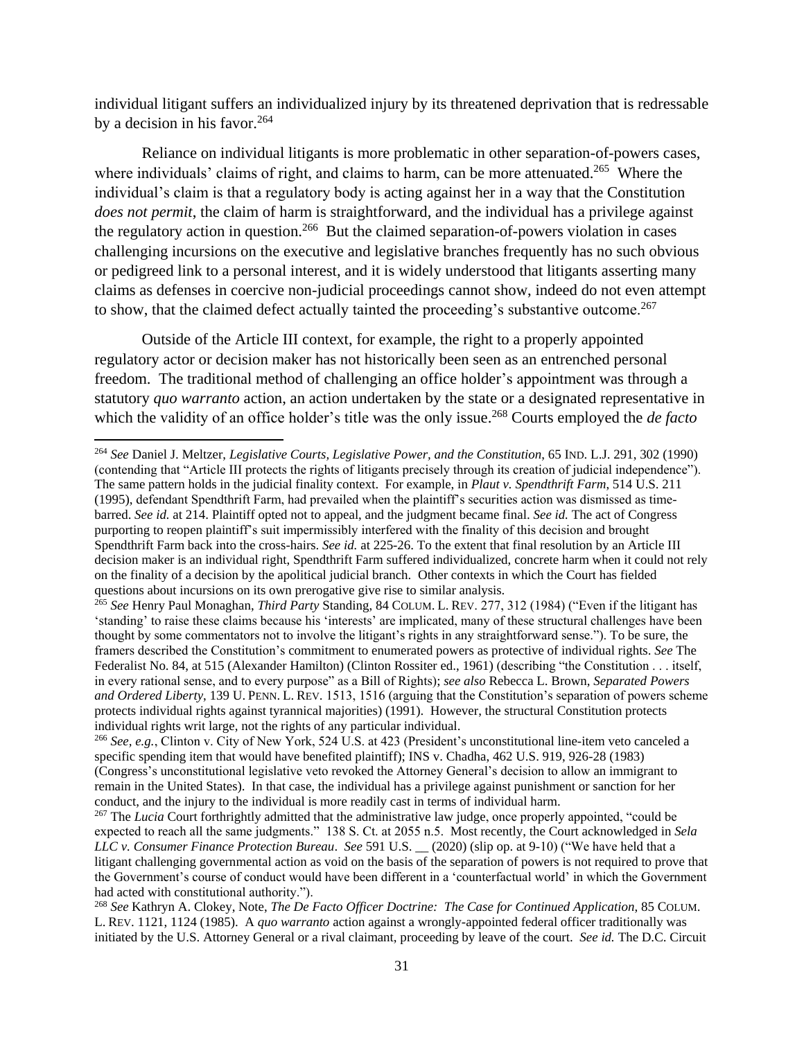individual litigant suffers an individualized injury by its threatened deprivation that is redressable by a decision in his favor.[264]

Reliance on individual litigants is more problematic in other separation-of-powers cases, where individuals' claims of right, and claims to harm, can be more attenuated.[265] Where the individual's claim is that a regulatory body is acting against her in a way that the Constitution *does not permit*, the claim of harm is straightforward, and the individual has a privilege against the regulatory action in question.[266] But the claimed separation-of-powers violation in cases challenging incursions on the executive and legislative branches frequently has no such obvious or pedigreed link to a personal interest, and it is widely understood that litigants asserting many claims as defenses in coercive non-judicial proceedings cannot show, indeed do not even attempt to show, that the claimed defect actually tainted the proceeding's substantive outcome.[267]

Outside of the Article III context, for example, the right to a properly appointed regulatory actor or decision maker has not historically been seen as an entrenched personal freedom. The traditional method of challenging an office holder's appointment was through a statutory *quo warranto* action, an action undertaken by the state or a designated representative in which the validity of an office holder's title was the only issue.[268] Courts employed the *de facto*

---

[264] *See* Daniel J. Meltzer, *Legislative Courts, Legislative Power, and the Constitution*, 65 IND. L.J. 291, 302 (1990) (contending that "Article III protects the rights of litigants precisely through its creation of judicial independence"). The same pattern holds in the judicial finality context. For example, in *Plaut v. Spendthrift Farm*, 514 U.S. 211 (1995), defendant Spendthrift Farm, had prevailed when the plaintiff's securities action was dismissed as time-barred. *See id.* at 214. Plaintiff opted not to appeal, and the judgment became final. *See id.* The act of Congress purporting to reopen plaintiff's suit impermissibly interfered with the finality of this decision and brought Spendthrift Farm back into the cross-hairs. *See id.* at 225-26. To the extent that final resolution by an Article III decision maker is an individual right, Spendthrift Farm suffered individualized, concrete harm when it could not rely on the finality of a decision by the apolitical judicial branch. Other contexts in which the Court has fielded questions about incursions on its own prerogative give rise to similar analysis.

[265] *See* Henry Paul Monaghan, *Third Party* Standing, 84 COLUM. L. REV. 277, 312 (1984) ("Even if the litigant has 'standing' to raise these claims because his 'interests' are implicated, many of these structural challenges have been thought by some commentators not to involve the litigant's rights in any straightforward sense."). To be sure, the framers described the Constitution's commitment to enumerated powers as protective of individual rights. *See* The Federalist No. 84, at 515 (Alexander Hamilton) (Clinton Rossiter ed., 1961) (describing "the Constitution . . . itself, in every rational sense, and to every purpose" as a Bill of Rights); *see also* Rebecca L. Brown, *Separated Powers and Ordered Liberty*, 139 U. PENN. L. REV. 1513, 1516 (arguing that the Constitution's separation of powers scheme protects individual rights against tyrannical majorities) (1991). However, the structural Constitution protects individual rights writ large, not the rights of any particular individual.

[266] *See, e.g.*, Clinton v. City of New York, 524 U.S. at 423 (President's unconstitutional line-item veto canceled a specific spending item that would have benefited plaintiff); INS v. Chadha, 462 U.S. 919, 926-28 (1983) (Congress's unconstitutional legislative veto revoked the Attorney General's decision to allow an immigrant to remain in the United States). In that case, the individual has a privilege against punishment or sanction for her conduct, and the injury to the individual is more readily cast in terms of individual harm.

[267] The *Lucia* Court forthrightly admitted that the administrative law judge, once properly appointed, "could be expected to reach all the same judgments." 138 S. Ct. at 2055 n.5. Most recently, the Court acknowledged in *Sela LLC v. Consumer Finance Protection Bureau*. *See* 591 U.S. __ (2020) (slip op. at 9-10) ("We have held that a litigant challenging governmental action as void on the basis of the separation of powers is not required to prove that the Government's course of conduct would have been different in a 'counterfactual world' in which the Government had acted with constitutional authority.").

[268] *See* Kathryn A. Clokey, Note, *The De Facto Officer Doctrine: The Case for Continued Application*, 85 COLUM. L. REV. 1121, 1124 (1985). A *quo warranto* action against a wrongly-appointed federal officer traditionally was initiated by the U.S. Attorney General or a rival claimant, proceeding by leave of the court. *See id.* The D.C. Circuit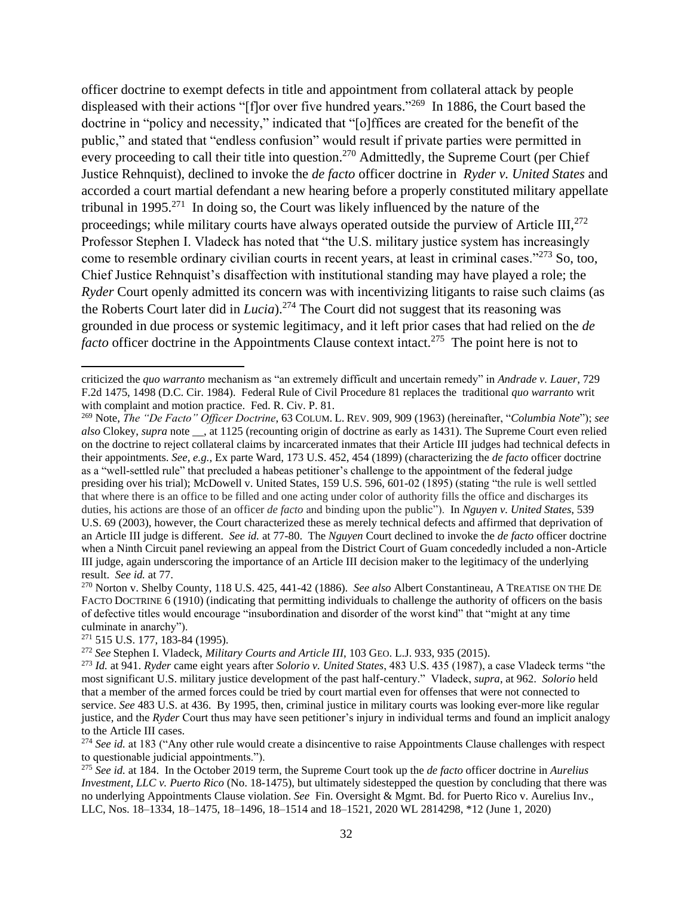officer doctrine to exempt defects in title and appointment from collateral attack by people displeased with their actions "[f]or over five hundred years."[269] In 1886, the Court based the doctrine in "policy and necessity," indicated that "[o]ffices are created for the benefit of the public," and stated that "endless confusion" would result if private parties were permitted in every proceeding to call their title into question.[270] Admittedly, the Supreme Court (per Chief Justice Rehnquist), declined to invoke the *de facto* officer doctrine in *Ryder v. United States* and accorded a court martial defendant a new hearing before a properly constituted military appellate tribunal in 1995.[271] In doing so, the Court was likely influenced by the nature of the proceedings; while military courts have always operated outside the purview of Article III,[272] Professor Stephen I. Vladeck has noted that "the U.S. military justice system has increasingly come to resemble ordinary civilian courts in recent years, at least in criminal cases."[273] So, too, Chief Justice Rehnquist's disaffection with institutional standing may have played a role; the *Ryder* Court openly admitted its concern was with incentivizing litigants to raise such claims (as the Roberts Court later did in *Lucia*).[274] The Court did not suggest that its reasoning was grounded in due process or systemic legitimacy, and it left prior cases that had relied on the *de facto* officer doctrine in the Appointments Clause context intact.[275] The point here is not to

---

criticized the *quo warranto* mechanism as "an extremely difficult and uncertain remedy" in *Andrade v. Lauer*, 729 F.2d 1475, 1498 (D.C. Cir. 1984). Federal Rule of Civil Procedure 81 replaces the traditional *quo warranto* writ with complaint and motion practice. Fed. R. Civ. P. 81.

[269] Note, *The "De Facto" Officer Doctrine*, 63 COLUM. L. REV. 909, 909 (1963) (hereinafter, "*Columbia Note*"); *see also* Clokey, *supra* note __, at 1125 (recounting origin of doctrine as early as 1431). The Supreme Court even relied on the doctrine to reject collateral claims by incarcerated inmates that their Article III judges had technical defects in their appointments. *See, e.g.*, Ex parte Ward, 173 U.S. 452, 454 (1899) (characterizing the *de facto* officer doctrine as a "well-settled rule" that precluded a habeas petitioner's challenge to the appointment of the federal judge presiding over his trial); McDowell v. United States, 159 U.S. 596, 601-02 (1895) (stating "the rule is well settled that where there is an office to be filled and one acting under color of authority fills the office and discharges its duties, his actions are those of an officer *de facto* and binding upon the public"). In *Nguyen v. United States*, 539 U.S. 69 (2003), however, the Court characterized these as merely technical defects and affirmed that deprivation of an Article III judge is different. *See id.* at 77-80. The *Nguyen* Court declined to invoke the *de facto* officer doctrine when a Ninth Circuit panel reviewing an appeal from the District Court of Guam concededly included a non-Article III judge, again underscoring the importance of an Article III decision maker to the legitimacy of the underlying result. *See id.* at 77.

[270] Norton v. Shelby County, 118 U.S. 425, 441-42 (1886). *See also* Albert Constantineau, A TREATISE ON THE DE FACTO DOCTRINE 6 (1910) (indicating that permitting individuals to challenge the authority of officers on the basis of defective titles would encourage "insubordination and disorder of the worst kind" that "might at any time culminate in anarchy").

[271] 515 U.S. 177, 183-84 (1995).

[272] *See* Stephen I. Vladeck, *Military Courts and Article III*, 103 GEO. L.J. 933, 935 (2015).

[273] *Id.* at 941. *Ryder* came eight years after *Solorio v. United States*, 483 U.S. 435 (1987), a case Vladeck terms "the most significant U.S. military justice development of the past half-century." Vladeck, *supra*, at 962. *Solorio* held that a member of the armed forces could be tried by court martial even for offenses that were not connected to service. *See* 483 U.S. at 436. By 1995, then, criminal justice in military courts was looking ever-more like regular justice, and the *Ryder* Court thus may have seen petitioner's injury in individual terms and found an implicit analogy to the Article III cases.

[274] *See id.* at 183 ("Any other rule would create a disincentive to raise Appointments Clause challenges with respect to questionable judicial appointments.").

[275] *See id.* at 184. In the October 2019 term, the Supreme Court took up the *de facto* officer doctrine in *Aurelius Investment, LLC v. Puerto Rico* (No. 18-1475), but ultimately sidestepped the question by concluding that there was no underlying Appointments Clause violation. *See* Fin. Oversight & Mgmt. Bd. for Puerto Rico v. Aurelius Inv., LLC, Nos. 18–1334, 18–1475, 18–1496, 18–1514 and 18–1521, 2020 WL 2814298, *12 (June 1, 2020)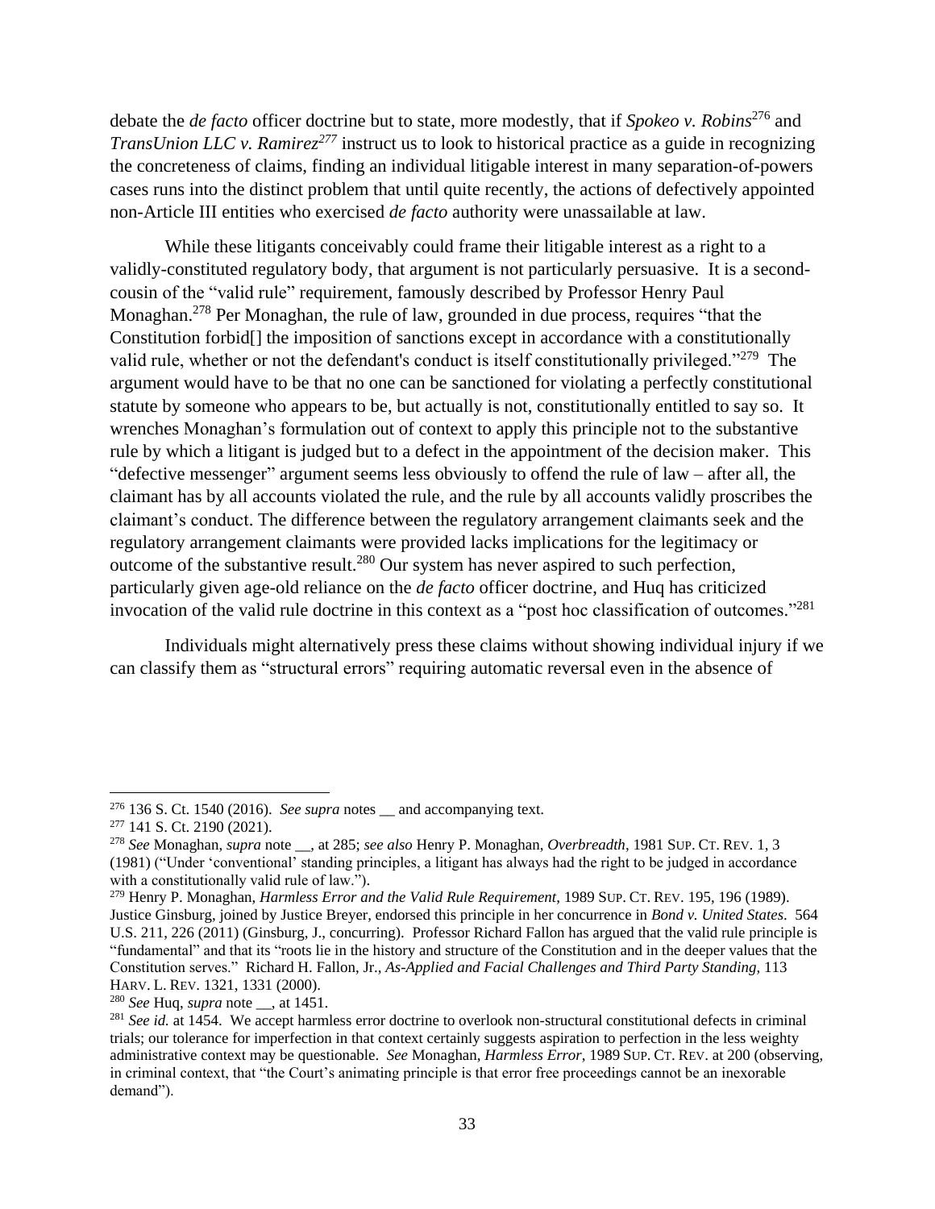debate the *de facto* officer doctrine but to state, more modestly, that if *Spokeo v. Robins*[276] and *TransUnion LLC v. Ramirez*[277] instruct us to look to historical practice as a guide in recognizing the concreteness of claims, finding an individual litigable interest in many separation-of-powers cases runs into the distinct problem that until quite recently, the actions of defectively appointed non-Article III entities who exercised *de facto* authority were unassailable at law.

While these litigants conceivably could frame their litigable interest as a right to a validly-constituted regulatory body, that argument is not particularly persuasive. It is a second-cousin of the "valid rule" requirement, famously described by Professor Henry Paul Monaghan.[278] Per Monaghan, the rule of law, grounded in due process, requires "that the Constitution forbid[] the imposition of sanctions except in accordance with a constitutionally valid rule, whether or not the defendant's conduct is itself constitutionally privileged."[279] The argument would have to be that no one can be sanctioned for violating a perfectly constitutional statute by someone who appears to be, but actually is not, constitutionally entitled to say so. It wrenches Monaghan's formulation out of context to apply this principle not to the substantive rule by which a litigant is judged but to a defect in the appointment of the decision maker. This "defective messenger" argument seems less obviously to offend the rule of law – after all, the claimant has by all accounts violated the rule, and the rule by all accounts validly proscribes the claimant's conduct. The difference between the regulatory arrangement claimants seek and the regulatory arrangement claimants were provided lacks implications for the legitimacy or outcome of the substantive result.[280] Our system has never aspired to such perfection, particularly given age-old reliance on the *de facto* officer doctrine, and Huq has criticized invocation of the valid rule doctrine in this context as a "post hoc classification of outcomes."[281]

Individuals might alternatively press these claims without showing individual injury if we can classify them as "structural errors" requiring automatic reversal even in the absence of

---

[276] 136 S. Ct. 1540 (2016). *See supra* notes __ and accompanying text.

[277] 141 S. Ct. 2190 (2021).

[278] *See* Monaghan, *supra* note __, at 285; *see also* Henry P. Monaghan, *Overbreadth*, 1981 SUP. CT. REV. 1, 3 (1981) ("Under 'conventional' standing principles, a litigant has always had the right to be judged in accordance with a constitutionally valid rule of law.").

[279] Henry P. Monaghan, *Harmless Error and the Valid Rule Requirement*, 1989 SUP. CT. REV. 195, 196 (1989). Justice Ginsburg, joined by Justice Breyer, endorsed this principle in her concurrence in *Bond v. United States*. 564 U.S. 211, 226 (2011) (Ginsburg, J., concurring). Professor Richard Fallon has argued that the valid rule principle is "fundamental" and that its "roots lie in the history and structure of the Constitution and in the deeper values that the Constitution serves." Richard H. Fallon, Jr., *As-Applied and Facial Challenges and Third Party Standing*, 113 HARV. L. REV. 1321, 1331 (2000).

[280] *See* Huq, *supra* note __, at 1451.

[281] *See id.* at 1454. We accept harmless error doctrine to overlook non-structural constitutional defects in criminal trials; our tolerance for imperfection in that context certainly suggests aspiration to perfection in the less weighty administrative context may be questionable. *See* Monaghan, *Harmless Error*, 1989 SUP. CT. REV. at 200 (observing, in criminal context, that "the Court's animating principle is that error free proceedings cannot be an inexorable demand").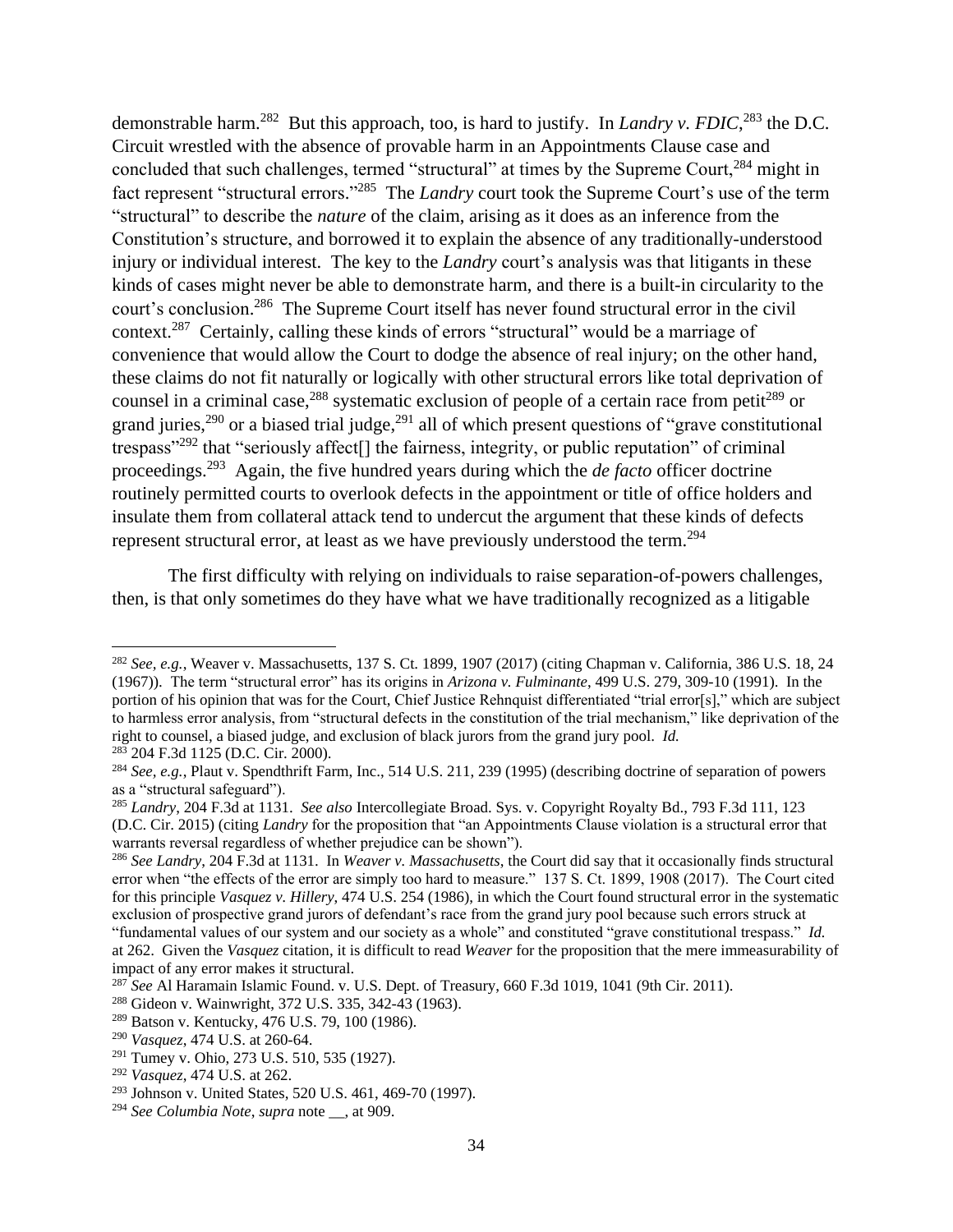demonstrable harm.[282] But this approach, too, is hard to justify. In *Landry v. FDIC*,[283] the D.C. Circuit wrestled with the absence of provable harm in an Appointments Clause case and concluded that such challenges, termed "structural" at times by the Supreme Court,[284] might in fact represent "structural errors."[285] The *Landry* court took the Supreme Court's use of the term "structural" to describe the *nature* of the claim, arising as it does as an inference from the Constitution's structure, and borrowed it to explain the absence of any traditionally-understood injury or individual interest. The key to the *Landry* court's analysis was that litigants in these kinds of cases might never be able to demonstrate harm, and there is a built-in circularity to the court's conclusion.[286] The Supreme Court itself has never found structural error in the civil context.[287] Certainly, calling these kinds of errors "structural" would be a marriage of convenience that would allow the Court to dodge the absence of real injury; on the other hand, these claims do not fit naturally or logically with other structural errors like total deprivation of counsel in a criminal case,[288] systematic exclusion of people of a certain race from petit[289] or grand juries,[290] or a biased trial judge,[291] all of which present questions of "grave constitutional trespass"[292] that "seriously affect[] the fairness, integrity, or public reputation" of criminal proceedings.[293] Again, the five hundred years during which the *de facto* officer doctrine routinely permitted courts to overlook defects in the appointment or title of office holders and insulate them from collateral attack tend to undercut the argument that these kinds of defects represent structural error, at least as we have previously understood the term.[294]

The first difficulty with relying on individuals to raise separation-of-powers challenges, then, is that only sometimes do they have what we have traditionally recognized as a litigable

---

[282] *See, e.g.*, Weaver v. Massachusetts, 137 S. Ct. 1899, 1907 (2017) (citing Chapman v. California, 386 U.S. 18, 24 (1967)). The term "structural error" has its origins in *Arizona v. Fulminante*, 499 U.S. 279, 309-10 (1991). In the portion of his opinion that was for the Court, Chief Justice Rehnquist differentiated "trial error[s]," which are subject to harmless error analysis, from "structural defects in the constitution of the trial mechanism," like deprivation of the right to counsel, a biased judge, and exclusion of black jurors from the grand jury pool. *Id.*

[283] 204 F.3d 1125 (D.C. Cir. 2000).

[284] *See, e.g.*, Plaut v. Spendthrift Farm, Inc., 514 U.S. 211, 239 (1995) (describing doctrine of separation of powers as a "structural safeguard").

[285] *Landry*, 204 F.3d at 1131. *See also* Intercollegiate Broad. Sys. v. Copyright Royalty Bd., 793 F.3d 111, 123 (D.C. Cir. 2015) (citing *Landry* for the proposition that "an Appointments Clause violation is a structural error that warrants reversal regardless of whether prejudice can be shown").

[286] *See Landry*, 204 F.3d at 1131. In *Weaver v. Massachusetts*, the Court did say that it occasionally finds structural error when "the effects of the error are simply too hard to measure." 137 S. Ct. 1899, 1908 (2017). The Court cited for this principle *Vasquez v. Hillery*, 474 U.S. 254 (1986), in which the Court found structural error in the systematic exclusion of prospective grand jurors of defendant's race from the grand jury pool because such errors struck at "fundamental values of our system and our society as a whole" and constituted "grave constitutional trespass." *Id.* at 262. Given the *Vasquez* citation, it is difficult to read *Weaver* for the proposition that the mere immeasurability of impact of any error makes it structural.

[287] *See* Al Haramain Islamic Found. v. U.S. Dept. of Treasury, 660 F.3d 1019, 1041 (9th Cir. 2011).

[288] Gideon v. Wainwright, 372 U.S. 335, 342-43 (1963).

[289] Batson v. Kentucky, 476 U.S. 79, 100 (1986).

[290] *Vasquez*, 474 U.S. at 260-64.

[291] Tumey v. Ohio, 273 U.S. 510, 535 (1927).

[292] *Vasquez*, 474 U.S. at 262.

[293] Johnson v. United States, 520 U.S. 461, 469-70 (1997).

[294] *See Columbia Note*, *supra* note __, at 909.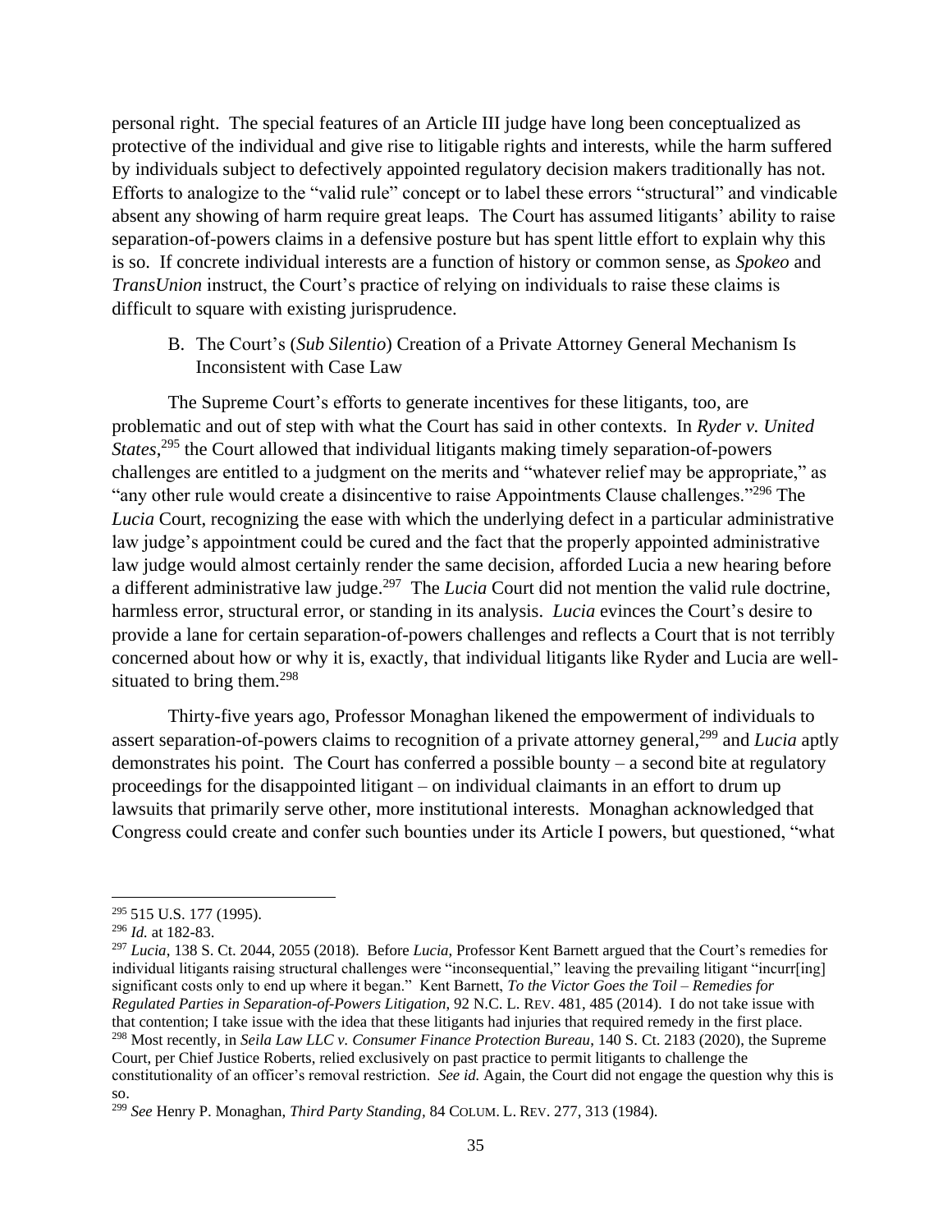personal right. The special features of an Article III judge have long been conceptualized as protective of the individual and give rise to litigable rights and interests, while the harm suffered by individuals subject to defectively appointed regulatory decision makers traditionally has not. Efforts to analogize to the "valid rule" concept or to label these errors "structural" and vindicable absent any showing of harm require great leaps. The Court has assumed litigants' ability to raise separation-of-powers claims in a defensive posture but has spent little effort to explain why this is so. If concrete individual interests are a function of history or common sense, as *Spokeo* and *TransUnion* instruct, the Court's practice of relying on individuals to raise these claims is difficult to square with existing jurisprudence.

### B. The Court's (*Sub Silentio*) Creation of a Private Attorney General Mechanism Is Inconsistent with Case Law

The Supreme Court's efforts to generate incentives for these litigants, too, are problematic and out of step with what the Court has said in other contexts. In *Ryder v. United States*,[295] the Court allowed that individual litigants making timely separation-of-powers challenges are entitled to a judgment on the merits and "whatever relief may be appropriate," as "any other rule would create a disincentive to raise Appointments Clause challenges."[296] The *Lucia* Court, recognizing the ease with which the underlying defect in a particular administrative law judge's appointment could be cured and the fact that the properly appointed administrative law judge would almost certainly render the same decision, afforded Lucia a new hearing before a different administrative law judge.[297] The *Lucia* Court did not mention the valid rule doctrine, harmless error, structural error, or standing in its analysis. *Lucia* evinces the Court's desire to provide a lane for certain separation-of-powers challenges and reflects a Court that is not terribly concerned about how or why it is, exactly, that individual litigants like Ryder and Lucia are well-situated to bring them.[298]

Thirty-five years ago, Professor Monaghan likened the empowerment of individuals to assert separation-of-powers claims to recognition of a private attorney general,[299] and *Lucia* aptly demonstrates his point. The Court has conferred a possible bounty – a second bite at regulatory proceedings for the disappointed litigant – on individual claimants in an effort to drum up lawsuits that primarily serve other, more institutional interests. Monaghan acknowledged that Congress could create and confer such bounties under its Article I powers, but questioned, "what

---

[295] 515 U.S. 177 (1995).

[296] *Id.* at 182-83.

[297] *Lucia*, 138 S. Ct. 2044, 2055 (2018). Before *Lucia*, Professor Kent Barnett argued that the Court's remedies for individual litigants raising structural challenges were "inconsequential," leaving the prevailing litigant "incurr[ing] significant costs only to end up where it began." Kent Barnett, *To the Victor Goes the Toil – Remedies for Regulated Parties in Separation-of-Powers Litigation*, 92 N.C. L. REV. 481, 485 (2014). I do not take issue with that contention; I take issue with the idea that these litigants had injuries that required remedy in the first place.

[298] Most recently, in *Seila Law LLC v. Consumer Finance Protection Bureau*, 140 S. Ct. 2183 (2020), the Supreme Court, per Chief Justice Roberts, relied exclusively on past practice to permit litigants to challenge the constitutionality of an officer's removal restriction. *See id.* Again, the Court did not engage the question why this is so.

[299] *See* Henry P. Monaghan, *Third Party Standing*, 84 COLUM. L. REV. 277, 313 (1984).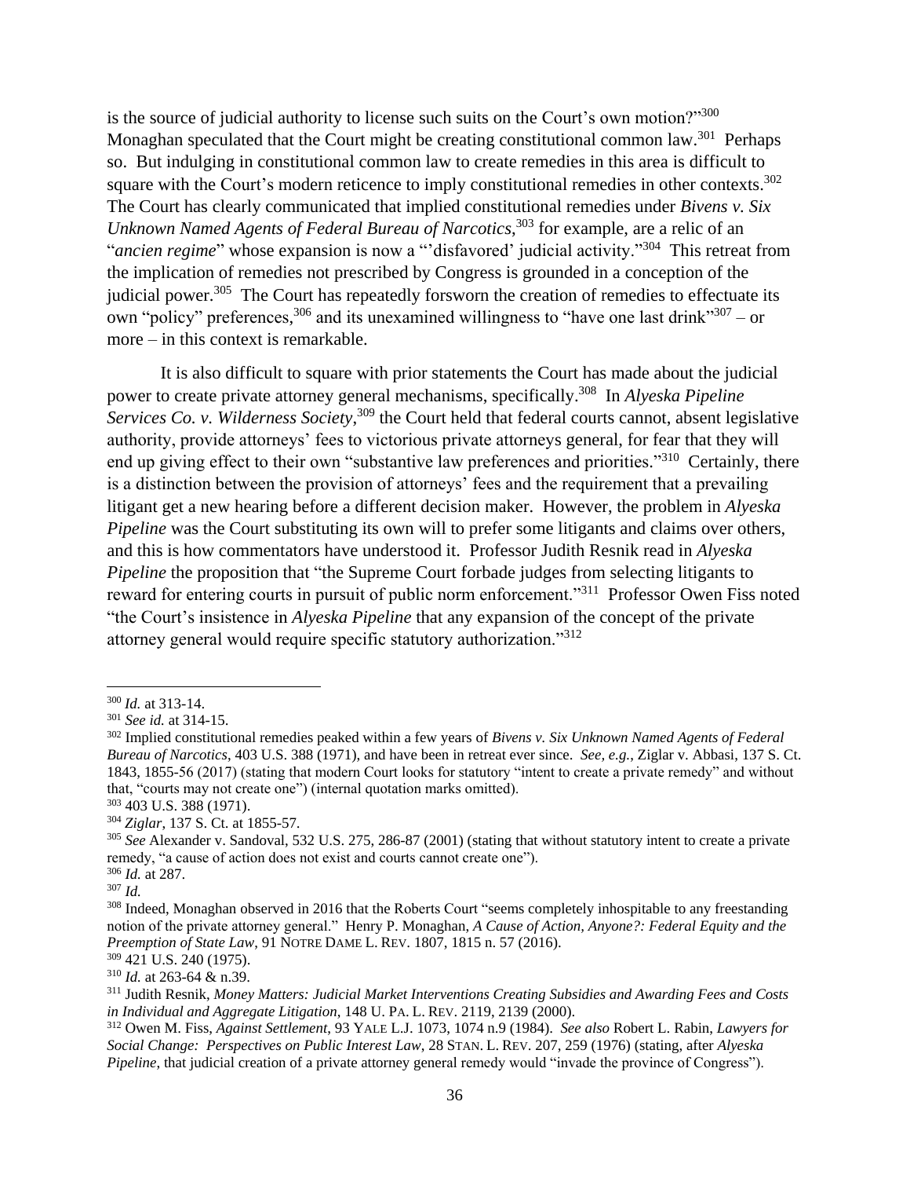is the source of judicial authority to license such suits on the Court's own motion?"[300] Monaghan speculated that the Court might be creating constitutional common law.[301] Perhaps so. But indulging in constitutional common law to create remedies in this area is difficult to square with the Court's modern reticence to imply constitutional remedies in other contexts.[302] The Court has clearly communicated that implied constitutional remedies under *Bivens v. Six Unknown Named Agents of Federal Bureau of Narcotics*,[303] for example, are a relic of an "*ancien regime*" whose expansion is now a "'disfavored' judicial activity."[304] This retreat from the implication of remedies not prescribed by Congress is grounded in a conception of the judicial power.[305] The Court has repeatedly forsworn the creation of remedies to effectuate its own "policy" preferences,[306] and its unexamined willingness to "have one last drink"[307] – or more – in this context is remarkable.

It is also difficult to square with prior statements the Court has made about the judicial power to create private attorney general mechanisms, specifically.[308] In *Alyeska Pipeline Services Co. v. Wilderness Society*,[309] the Court held that federal courts cannot, absent legislative authority, provide attorneys' fees to victorious private attorneys general, for fear that they will end up giving effect to their own "substantive law preferences and priorities."[310] Certainly, there is a distinction between the provision of attorneys' fees and the requirement that a prevailing litigant get a new hearing before a different decision maker. However, the problem in *Alyeska Pipeline* was the Court substituting its own will to prefer some litigants and claims over others, and this is how commentators have understood it. Professor Judith Resnik read in *Alyeska Pipeline* the proposition that "the Supreme Court forbade judges from selecting litigants to reward for entering courts in pursuit of public norm enforcement."[311] Professor Owen Fiss noted "the Court's insistence in *Alyeska Pipeline* that any expansion of the concept of the private attorney general would require specific statutory authorization."[312]

---

[300] *Id.* at 313-14.

[301] *See id.* at 314-15.

[302] Implied constitutional remedies peaked within a few years of *Bivens v. Six Unknown Named Agents of Federal Bureau of Narcotics*, 403 U.S. 388 (1971), and have been in retreat ever since. *See, e.g.*, Ziglar v. Abbasi, 137 S. Ct. 1843, 1855-56 (2017) (stating that modern Court looks for statutory "intent to create a private remedy" and without that, "courts may not create one") (internal quotation marks omitted).

[303] 403 U.S. 388 (1971).

[304] *Ziglar*, 137 S. Ct. at 1855-57.

[305] *See* Alexander v. Sandoval, 532 U.S. 275, 286-87 (2001) (stating that without statutory intent to create a private remedy, "a cause of action does not exist and courts cannot create one").

[306] *Id.* at 287.

[307] *Id.*

[308] Indeed, Monaghan observed in 2016 that the Roberts Court "seems completely inhospitable to any freestanding notion of the private attorney general." Henry P. Monaghan, *A Cause of Action, Anyone?: Federal Equity and the Preemption of State Law*, 91 NOTRE DAME L. REV. 1807, 1815 n. 57 (2016).

[309] 421 U.S. 240 (1975).

[310] *Id.* at 263-64 & n.39.

[311] Judith Resnik, *Money Matters: Judicial Market Interventions Creating Subsidies and Awarding Fees and Costs in Individual and Aggregate Litigation*, 148 U. PA. L. REV. 2119, 2139 (2000).

[312] Owen M. Fiss, *Against Settlement*, 93 YALE L.J. 1073, 1074 n.9 (1984). *See also* Robert L. Rabin, *Lawyers for Social Change: Perspectives on Public Interest Law*, 28 STAN. L. REV. 207, 259 (1976) (stating, after *Alyeska Pipeline*, that judicial creation of a private attorney general remedy would "invade the province of Congress").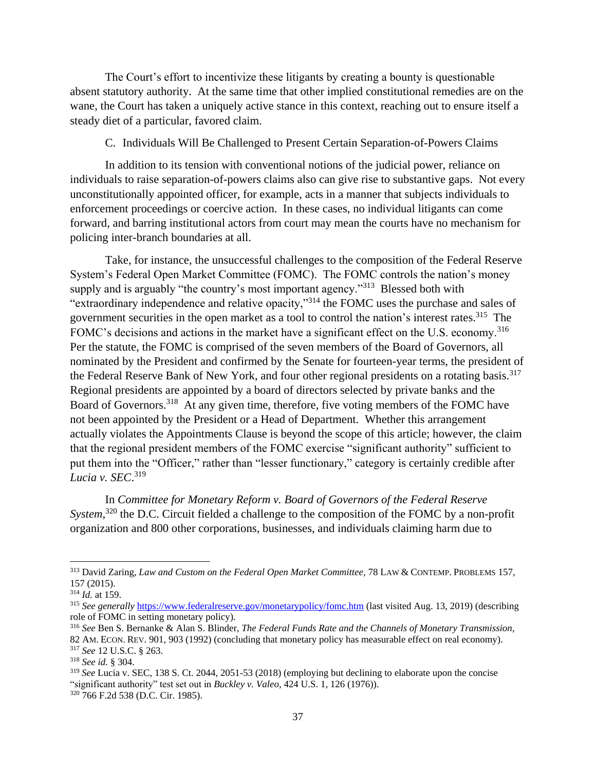The Court's effort to incentivize these litigants by creating a bounty is questionable absent statutory authority. At the same time that other implied constitutional remedies are on the wane, the Court has taken a uniquely active stance in this context, reaching out to ensure itself a steady diet of a particular, favored claim.

### C. Individuals Will Be Challenged to Present Certain Separation-of-Powers Claims

In addition to its tension with conventional notions of the judicial power, reliance on individuals to raise separation-of-powers claims also can give rise to substantive gaps. Not every unconstitutionally appointed officer, for example, acts in a manner that subjects individuals to enforcement proceedings or coercive action. In these cases, no individual litigants can come forward, and barring institutional actors from court may mean the courts have no mechanism for policing inter-branch boundaries at all.

Take, for instance, the unsuccessful challenges to the composition of the Federal Reserve System's Federal Open Market Committee (FOMC). The FOMC controls the nation's money supply and is arguably "the country's most important agency."[313] Blessed both with "extraordinary independence and relative opacity,"[314] the FOMC uses the purchase and sales of government securities in the open market as a tool to control the nation's interest rates.[315] The FOMC's decisions and actions in the market have a significant effect on the U.S. economy.[316] Per the statute, the FOMC is comprised of the seven members of the Board of Governors, all nominated by the President and confirmed by the Senate for fourteen-year terms, the president of the Federal Reserve Bank of New York, and four other regional presidents on a rotating basis.[317] Regional presidents are appointed by a board of directors selected by private banks and the Board of Governors.[318] At any given time, therefore, five voting members of the FOMC have not been appointed by the President or a Head of Department. Whether this arrangement actually violates the Appointments Clause is beyond the scope of this article; however, the claim that the regional president members of the FOMC exercise "significant authority" sufficient to put them into the "Officer," rather than "lesser functionary," category is certainly credible after *Lucia v. SEC*.[319]

In *Committee for Monetary Reform v. Board of Governors of the Federal Reserve System*,[320] the D.C. Circuit fielded a challenge to the composition of the FOMC by a non-profit organization and 800 other corporations, businesses, and individuals claiming harm due to

---

[313] David Zaring, *Law and Custom on the Federal Open Market Committee*, 78 LAW & CONTEMP. PROBLEMS 157, 157 (2015).

[314] *Id.* at 159.

[315] *See generally* https://www.federalreserve.gov/monetarypolicy/fomc.htm (last visited Aug. 13, 2019) (describing role of FOMC in setting monetary policy).

[316] *See* Ben S. Bernanke & Alan S. Blinder, *The Federal Funds Rate and the Channels of Monetary Transmission*, 82 AM. ECON. REV. 901, 903 (1992) (concluding that monetary policy has measurable effect on real economy).

[317] *See* 12 U.S.C. § 263.

[318] *See id.* § 304.

[319] *See* Lucia v. SEC, 138 S. Ct. 2044, 2051-53 (2018) (employing but declining to elaborate upon the concise "significant authority" test set out in *Buckley v. Valeo*, 424 U.S. 1, 126 (1976)).

[320] 766 F.2d 538 (D.C. Cir. 1985).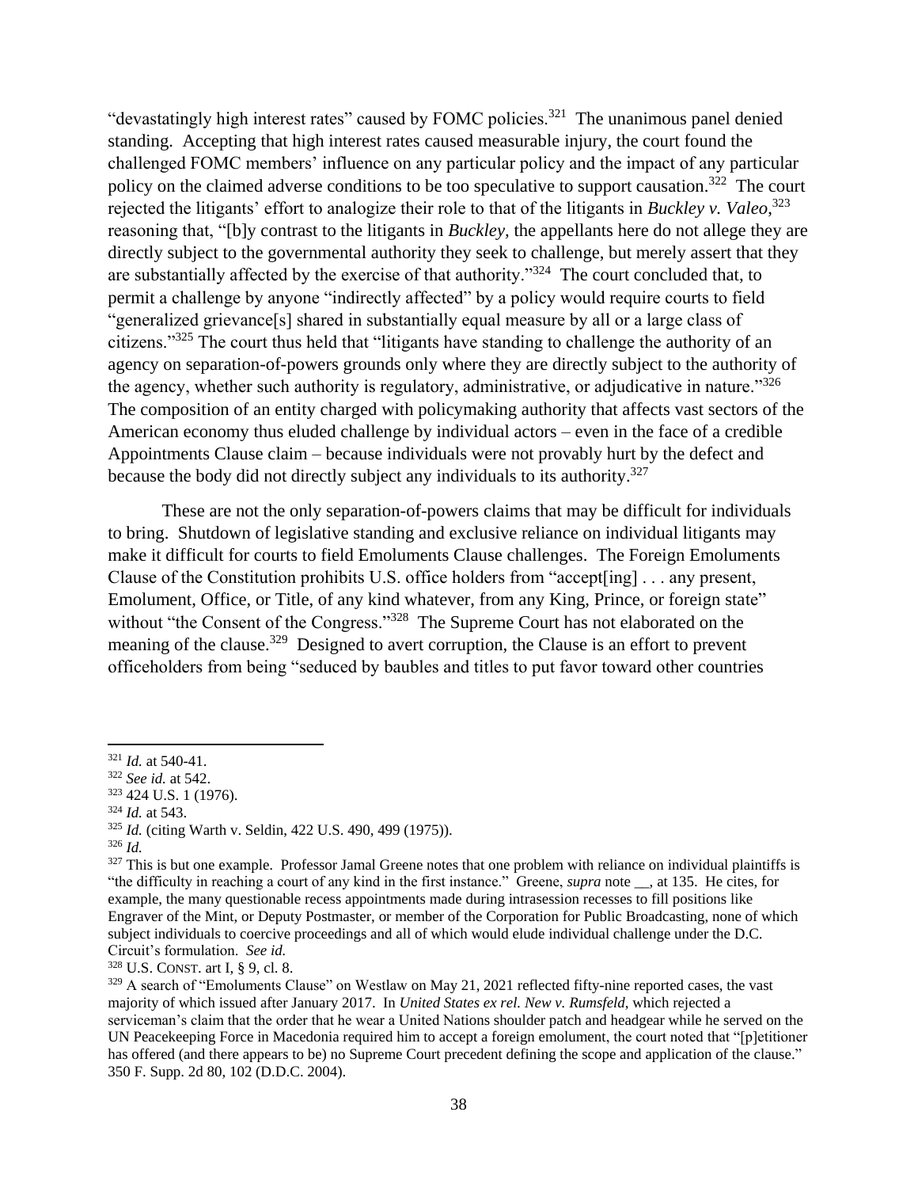"devastatingly high interest rates" caused by FOMC policies.[321] The unanimous panel denied standing. Accepting that high interest rates caused measurable injury, the court found the challenged FOMC members' influence on any particular policy and the impact of any particular policy on the claimed adverse conditions to be too speculative to support causation.[322] The court rejected the litigants' effort to analogize their role to that of the litigants in *Buckley v. Valeo*,[323] reasoning that, "[b]y contrast to the litigants in *Buckley*, the appellants here do not allege they are directly subject to the governmental authority they seek to challenge, but merely assert that they are substantially affected by the exercise of that authority."[324] The court concluded that, to permit a challenge by anyone "indirectly affected" by a policy would require courts to field "generalized grievance[s] shared in substantially equal measure by all or a large class of citizens."[325] The court thus held that "litigants have standing to challenge the authority of an agency on separation-of-powers grounds only where they are directly subject to the authority of the agency, whether such authority is regulatory, administrative, or adjudicative in nature."[326] The composition of an entity charged with policymaking authority that affects vast sectors of the American economy thus eluded challenge by individual actors – even in the face of a credible Appointments Clause claim – because individuals were not provably hurt by the defect and because the body did not directly subject any individuals to its authority.[327]

These are not the only separation-of-powers claims that may be difficult for individuals to bring. Shutdown of legislative standing and exclusive reliance on individual litigants may make it difficult for courts to field Emoluments Clause challenges. The Foreign Emoluments Clause of the Constitution prohibits U.S. office holders from "accept[ing] . . . any present, Emolument, Office, or Title, of any kind whatever, from any King, Prince, or foreign state" without "the Consent of the Congress."[328] The Supreme Court has not elaborated on the meaning of the clause.[329] Designed to avert corruption, the Clause is an effort to prevent officeholders from being "seduced by baubles and titles to put favor toward other countries

---

[321] *Id.* at 540-41.

[322] *See id.* at 542.

[323] 424 U.S. 1 (1976).

[324] *Id.* at 543.

[325] *Id.* (citing Warth v. Seldin, 422 U.S. 490, 499 (1975)).

[326] *Id.*

[327] This is but one example. Professor Jamal Greene notes that one problem with reliance on individual plaintiffs is "the difficulty in reaching a court of any kind in the first instance." Greene, *supra* note __, at 135. He cites, for example, the many questionable recess appointments made during intrasession recesses to fill positions like Engraver of the Mint, or Deputy Postmaster, or member of the Corporation for Public Broadcasting, none of which subject individuals to coercive proceedings and all of which would elude individual challenge under the D.C. Circuit's formulation. *See id.*

[328] U.S. CONST. art I, § 9, cl. 8.

[329] A search of "Emoluments Clause" on Westlaw on May 21, 2021 reflected fifty-nine reported cases, the vast majority of which issued after January 2017. In *United States ex rel. New v. Rumsfeld*, which rejected a serviceman's claim that the order that he wear a United Nations shoulder patch and headgear while he served on the UN Peacekeeping Force in Macedonia required him to accept a foreign emolument, the court noted that "[p]etitioner has offered (and there appears to be) no Supreme Court precedent defining the scope and application of the clause." 350 F. Supp. 2d 80, 102 (D.D.C. 2004).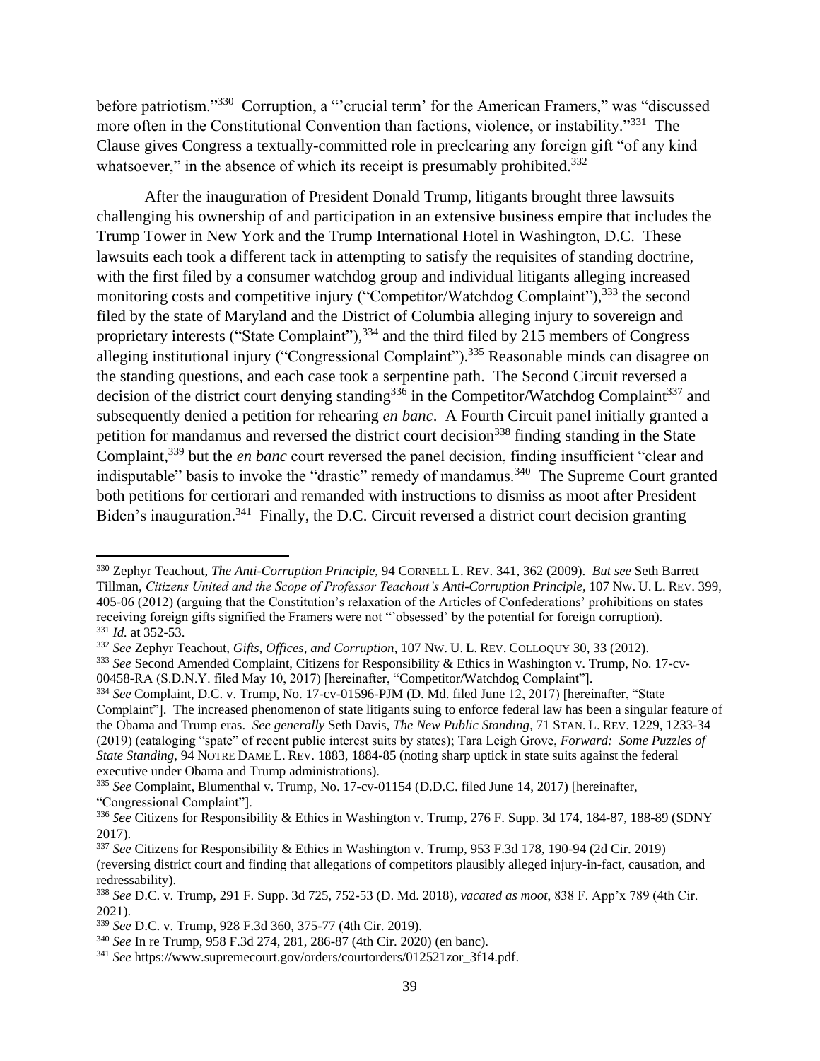before patriotism."[330] Corruption, a "'crucial term' for the American Framers," was "discussed more often in the Constitutional Convention than factions, violence, or instability."[331] The Clause gives Congress a textually-committed role in preclearing any foreign gift "of any kind whatsoever," in the absence of which its receipt is presumably prohibited.[332]

After the inauguration of President Donald Trump, litigants brought three lawsuits challenging his ownership of and participation in an extensive business empire that includes the Trump Tower in New York and the Trump International Hotel in Washington, D.C. These lawsuits each took a different tack in attempting to satisfy the requisites of standing doctrine, with the first filed by a consumer watchdog group and individual litigants alleging increased monitoring costs and competitive injury ("Competitor/Watchdog Complaint"),[333] the second filed by the state of Maryland and the District of Columbia alleging injury to sovereign and proprietary interests ("State Complaint"),[334] and the third filed by 215 members of Congress alleging institutional injury ("Congressional Complaint").[335] Reasonable minds can disagree on the standing questions, and each case took a serpentine path. The Second Circuit reversed a decision of the district court denying standing[336] in the Competitor/Watchdog Complaint[337] and subsequently denied a petition for rehearing *en banc*. A Fourth Circuit panel initially granted a petition for mandamus and reversed the district court decision[338] finding standing in the State Complaint,[339] but the *en banc* court reversed the panel decision, finding insufficient "clear and indisputable" basis to invoke the "drastic" remedy of mandamus.[340] The Supreme Court granted both petitions for certiorari and remanded with instructions to dismiss as moot after President Biden's inauguration.[341] Finally, the D.C. Circuit reversed a district court decision granting

---

[330] Zephyr Teachout, *The Anti-Corruption Principle*, 94 CORNELL L. REV. 341, 362 (2009). *But see* Seth Barrett Tillman, *Citizens United and the Scope of Professor Teachout's Anti-Corruption Principle*, 107 NW. U. L. REV. 399, 405-06 (2012) (arguing that the Constitution's relaxation of the Articles of Confederations' prohibitions on states receiving foreign gifts signified the Framers were not "'obsessed' by the potential for foreign corruption).

[331] *Id.* at 352-53.

[332] *See* Zephyr Teachout, *Gifts, Offices, and Corruption*, 107 NW. U. L. REV. COLLOQUY 30, 33 (2012).

[333] *See* Second Amended Complaint, Citizens for Responsibility & Ethics in Washington v. Trump, No. 17-cv-00458-RA (S.D.N.Y. filed May 10, 2017) [hereinafter, "Competitor/Watchdog Complaint"].

[334] *See* Complaint, D.C. v. Trump, No. 17-cv-01596-PJM (D. Md. filed June 12, 2017) [hereinafter, "State Complaint"]. The increased phenomenon of state litigants suing to enforce federal law has been a singular feature of the Obama and Trump eras. *See generally* Seth Davis, *The New Public Standing*, 71 STAN. L. REV. 1229, 1233-34 (2019) (cataloging "spate" of recent public interest suits by states); Tara Leigh Grove, *Forward: Some Puzzles of State Standing*, 94 NOTRE DAME L. REV. 1883, 1884-85 (noting sharp uptick in state suits against the federal executive under Obama and Trump administrations).

[335] *See* Complaint, Blumenthal v. Trump, No. 17-cv-01154 (D.D.C. filed June 14, 2017) [hereinafter, "Congressional Complaint"].

[336] *See* Citizens for Responsibility & Ethics in Washington v. Trump, 276 F. Supp. 3d 174, 184-87, 188-89 (SDNY 2017).

[337] *See* Citizens for Responsibility & Ethics in Washington v. Trump, 953 F.3d 178, 190-94 (2d Cir. 2019) (reversing district court and finding that allegations of competitors plausibly alleged injury-in-fact, causation, and redressability).

[338] *See* D.C. v. Trump, 291 F. Supp. 3d 725, 752-53 (D. Md. 2018), *vacated as moot*, 838 F. App'x 789 (4th Cir. 2021).

[339] *See* D.C. v. Trump, 928 F.3d 360, 375-77 (4th Cir. 2019).

[340] *See* In re Trump, 958 F.3d 274, 281, 286-87 (4th Cir. 2020) (en banc).

[341] *See* https://www.supremecourt.gov/orders/courtorders/012521zor_3f14.pdf.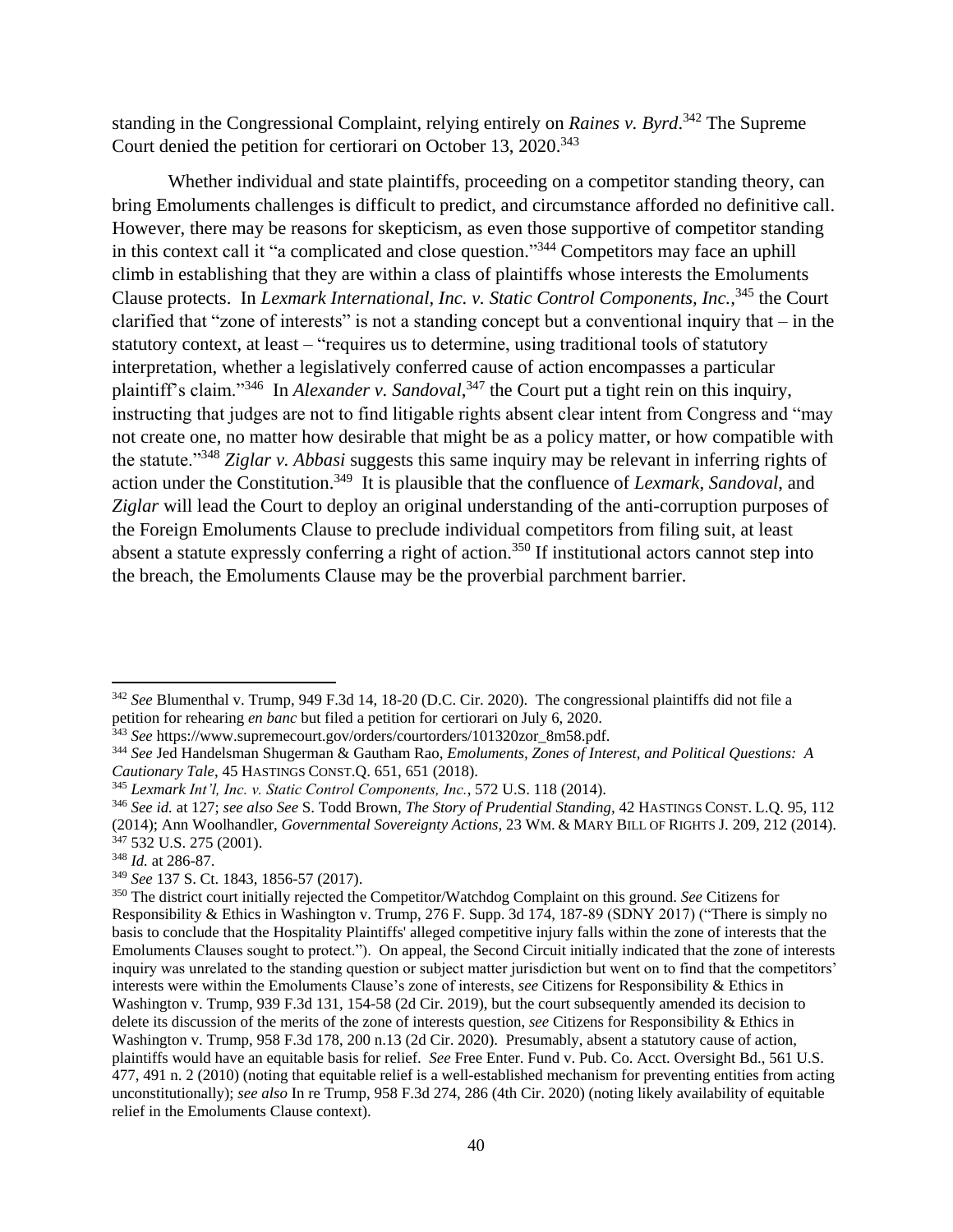standing in the Congressional Complaint, relying entirely on *Raines v. Byrd*.[342] The Supreme Court denied the petition for certiorari on October 13, 2020.[343]

Whether individual and state plaintiffs, proceeding on a competitor standing theory, can bring Emoluments challenges is difficult to predict, and circumstance afforded no definitive call. However, there may be reasons for skepticism, as even those supportive of competitor standing in this context call it "a complicated and close question."[344] Competitors may face an uphill climb in establishing that they are within a class of plaintiffs whose interests the Emoluments Clause protects. In *Lexmark International, Inc. v. Static Control Components, Inc.*,[345] the Court clarified that "zone of interests" is not a standing concept but a conventional inquiry that – in the statutory context, at least – "requires us to determine, using traditional tools of statutory interpretation, whether a legislatively conferred cause of action encompasses a particular plaintiff's claim."[346] In *Alexander v. Sandoval*,[347] the Court put a tight rein on this inquiry, instructing that judges are not to find litigable rights absent clear intent from Congress and "may not create one, no matter how desirable that might be as a policy matter, or how compatible with the statute."[348] *Ziglar v. Abbasi* suggests this same inquiry may be relevant in inferring rights of action under the Constitution.[349] It is plausible that the confluence of *Lexmark*, *Sandoval*, and *Ziglar* will lead the Court to deploy an original understanding of the anti-corruption purposes of the Foreign Emoluments Clause to preclude individual competitors from filing suit, at least absent a statute expressly conferring a right of action.[350] If institutional actors cannot step into the breach, the Emoluments Clause may be the proverbial parchment barrier.

---

[342] *See* Blumenthal v. Trump, 949 F.3d 14, 18-20 (D.C. Cir. 2020). The congressional plaintiffs did not file a petition for rehearing *en banc* but filed a petition for certiorari on July 6, 2020.

[343] *See* https://www.supremecourt.gov/orders/courtorders/101320zor_8m58.pdf.

[344] *See* Jed Handelsman Shugerman & Gautham Rao, *Emoluments, Zones of Interest, and Political Questions: A Cautionary Tale*, 45 HASTINGS CONST.Q. 651, 651 (2018).

[345] *Lexmark Int'l, Inc. v. Static Control Components, Inc.*, 572 U.S. 118 (2014).

[346] *See id.* at 127; *see also See* S. Todd Brown, *The Story of Prudential Standing*, 42 HASTINGS CONST. L.Q. 95, 112 (2014); Ann Woolhandler, *Governmental Sovereignty Actions*, 23 WM. & MARY BILL OF RIGHTS J. 209, 212 (2014).

[347] 532 U.S. 275 (2001).

[348] *Id.* at 286-87.

[349] *See* 137 S. Ct. 1843, 1856-57 (2017).

[350] The district court initially rejected the Competitor/Watchdog Complaint on this ground. *See* Citizens for Responsibility & Ethics in Washington v. Trump, 276 F. Supp. 3d 174, 187-89 (SDNY 2017) ("There is simply no basis to conclude that the Hospitality Plaintiffs' alleged competitive injury falls within the zone of interests that the Emoluments Clauses sought to protect."). On appeal, the Second Circuit initially indicated that the zone of interests inquiry was unrelated to the standing question or subject matter jurisdiction but went on to find that the competitors' interests were within the Emoluments Clause's zone of interests, *see* Citizens for Responsibility & Ethics in Washington v. Trump, 939 F.3d 131, 154-58 (2d Cir. 2019), but the court subsequently amended its decision to delete its discussion of the merits of the zone of interests question, *see* Citizens for Responsibility & Ethics in Washington v. Trump, 958 F.3d 178, 200 n.13 (2d Cir. 2020). Presumably, absent a statutory cause of action, plaintiffs would have an equitable basis for relief. *See* Free Enter. Fund v. Pub. Co. Acct. Oversight Bd., 561 U.S. 477, 491 n. 2 (2010) (noting that equitable relief is a well-established mechanism for preventing entities from acting unconstitutionally); *see also* In re Trump, 958 F.3d 274, 286 (4th Cir. 2020) (noting likely availability of equitable relief in the Emoluments Clause context).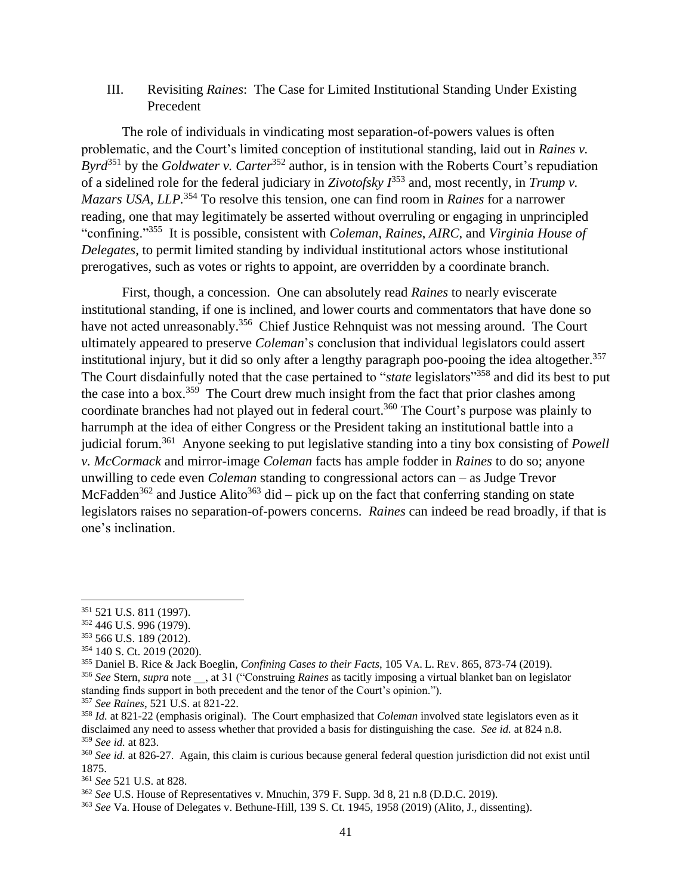## III. Revisiting *Raines*: The Case for Limited Institutional Standing Under Existing Precedent

The role of individuals in vindicating most separation-of-powers values is often problematic, and the Court's limited conception of institutional standing, laid out in *Raines v. Byrd*[351] by the *Goldwater v. Carter*[352] author, is in tension with the Roberts Court's repudiation of a sidelined role for the federal judiciary in *Zivotofsky I*[353] and, most recently, in *Trump v. Mazars USA, LLP*.[354] To resolve this tension, one can find room in *Raines* for a narrower reading, one that may legitimately be asserted without overruling or engaging in unprincipled "confining."[355] It is possible, consistent with *Coleman*, *Raines*, *AIRC*, and *Virginia House of Delegates*, to permit limited standing by individual institutional actors whose institutional prerogatives, such as votes or rights to appoint, are overridden by a coordinate branch.

First, though, a concession. One can absolutely read *Raines* to nearly eviscerate institutional standing, if one is inclined, and lower courts and commentators that have done so have not acted unreasonably.[356] Chief Justice Rehnquist was not messing around. The Court ultimately appeared to preserve *Coleman*'s conclusion that individual legislators could assert institutional injury, but it did so only after a lengthy paragraph poo-pooing the idea altogether.[357] The Court disdainfully noted that the case pertained to "*state* legislators"[358] and did its best to put the case into a box.[359] The Court drew much insight from the fact that prior clashes among coordinate branches had not played out in federal court.[360] The Court's purpose was plainly to harrumph at the idea of either Congress or the President taking an institutional battle into a judicial forum.[361] Anyone seeking to put legislative standing into a tiny box consisting of *Powell v. McCormack* and mirror-image *Coleman* facts has ample fodder in *Raines* to do so; anyone unwilling to cede even *Coleman* standing to congressional actors can – as Judge Trevor McFadden[362] and Justice Alito[363] did – pick up on the fact that conferring standing on state legislators raises no separation-of-powers concerns. *Raines* can indeed be read broadly, if that is one's inclination.

---

[351] 521 U.S. 811 (1997).

[352] 446 U.S. 996 (1979).

[353] 566 U.S. 189 (2012).

[354] 140 S. Ct. 2019 (2020).

[355] Daniel B. Rice & Jack Boeglin, *Confining Cases to their Facts*, 105 VA. L. REV. 865, 873-74 (2019).

[356] *See* Stern, *supra* note __, at 31 ("Construing *Raines* as tacitly imposing a virtual blanket ban on legislator standing finds support in both precedent and the tenor of the Court's opinion.").

[357] *See Raines*, 521 U.S. at 821-22.

[358] *Id.* at 821-22 (emphasis original). The Court emphasized that *Coleman* involved state legislators even as it disclaimed any need to assess whether that provided a basis for distinguishing the case. *See id.* at 824 n.8.

[359] *See id.* at 823.

[360] *See id.* at 826-27. Again, this claim is curious because general federal question jurisdiction did not exist until 1875.

[361] *See* 521 U.S. at 828.

[362] *See* U.S. House of Representatives v. Mnuchin, 379 F. Supp. 3d 8, 21 n.8 (D.D.C. 2019).

[363] *See* Va. House of Delegates v. Bethune-Hill, 139 S. Ct. 1945, 1958 (2019) (Alito, J., dissenting).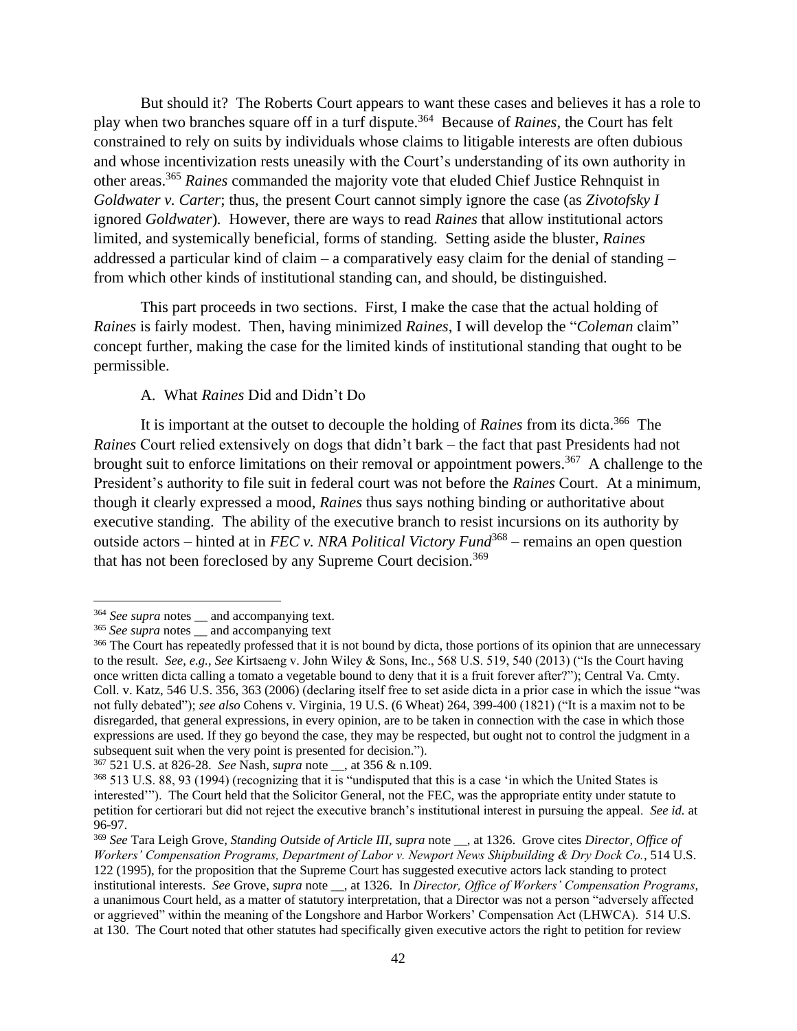But should it? The Roberts Court appears to want these cases and believes it has a role to play when two branches square off in a turf dispute.[364] Because of *Raines*, the Court has felt constrained to rely on suits by individuals whose claims to litigable interests are often dubious and whose incentivization rests uneasily with the Court's understanding of its own authority in other areas.[365] *Raines* commanded the majority vote that eluded Chief Justice Rehnquist in *Goldwater v. Carter*; thus, the present Court cannot simply ignore the case (as *Zivotofsky I* ignored *Goldwater*). However, there are ways to read *Raines* that allow institutional actors limited, and systemically beneficial, forms of standing. Setting aside the bluster, *Raines* addressed a particular kind of claim – a comparatively easy claim for the denial of standing – from which other kinds of institutional standing can, and should, be distinguished.

This part proceeds in two sections. First, I make the case that the actual holding of *Raines* is fairly modest. Then, having minimized *Raines*, I will develop the "*Coleman* claim" concept further, making the case for the limited kinds of institutional standing that ought to be permissible.

### A. What *Raines* Did and Didn't Do

It is important at the outset to decouple the holding of *Raines* from its dicta.[366] The *Raines* Court relied extensively on dogs that didn't bark – the fact that past Presidents had not brought suit to enforce limitations on their removal or appointment powers.[367] A challenge to the President's authority to file suit in federal court was not before the *Raines* Court. At a minimum, though it clearly expressed a mood, *Raines* thus says nothing binding or authoritative about executive standing. The ability of the executive branch to resist incursions on its authority by outside actors – hinted at in *FEC v. NRA Political Victory Fund*[368] – remains an open question that has not been foreclosed by any Supreme Court decision.[369]

---

[364] *See supra* notes __ and accompanying text.

[365] *See supra* notes __ and accompanying text

[366] The Court has repeatedly professed that it is not bound by dicta, those portions of its opinion that are unnecessary to the result. *See*, *e.g.*, *See* Kirtsaeng v. John Wiley & Sons, Inc., 568 U.S. 519, 540 (2013) ("Is the Court having once written dicta calling a tomato a vegetable bound to deny that it is a fruit forever after?"); Central Va. Cmty. Coll. v. Katz, 546 U.S. 356, 363 (2006) (declaring itself free to set aside dicta in a prior case in which the issue "was not fully debated"); *see also* Cohens v. Virginia, 19 U.S. (6 Wheat) 264, 399-400 (1821) ("It is a maxim not to be disregarded, that general expressions, in every opinion, are to be taken in connection with the case in which those expressions are used. If they go beyond the case, they may be respected, but ought not to control the judgment in a subsequent suit when the very point is presented for decision.").

[367] 521 U.S. at 826-28. *See* Nash, *supra* note __, at 356 & n.109.

[368] 513 U.S. 88, 93 (1994) (recognizing that it is "undisputed that this is a case 'in which the United States is interested'"). The Court held that the Solicitor General, not the FEC, was the appropriate entity under statute to petition for certiorari but did not reject the executive branch's institutional interest in pursuing the appeal. *See id.* at 96-97.

[369] *See* Tara Leigh Grove, *Standing Outside of Article III*, *supra* note __, at 1326. Grove cites *Director, Office of Workers' Compensation Programs, Department of Labor v. Newport News Shipbuilding & Dry Dock Co.*, 514 U.S. 122 (1995), for the proposition that the Supreme Court has suggested executive actors lack standing to protect institutional interests. *See* Grove, *supra* note __, at 1326. In *Director, Office of Workers' Compensation Programs*, a unanimous Court held, as a matter of statutory interpretation, that a Director was not a person "adversely affected or aggrieved" within the meaning of the Longshore and Harbor Workers' Compensation Act (LHWCA). 514 U.S. at 130. The Court noted that other statutes had specifically given executive actors the right to petition for review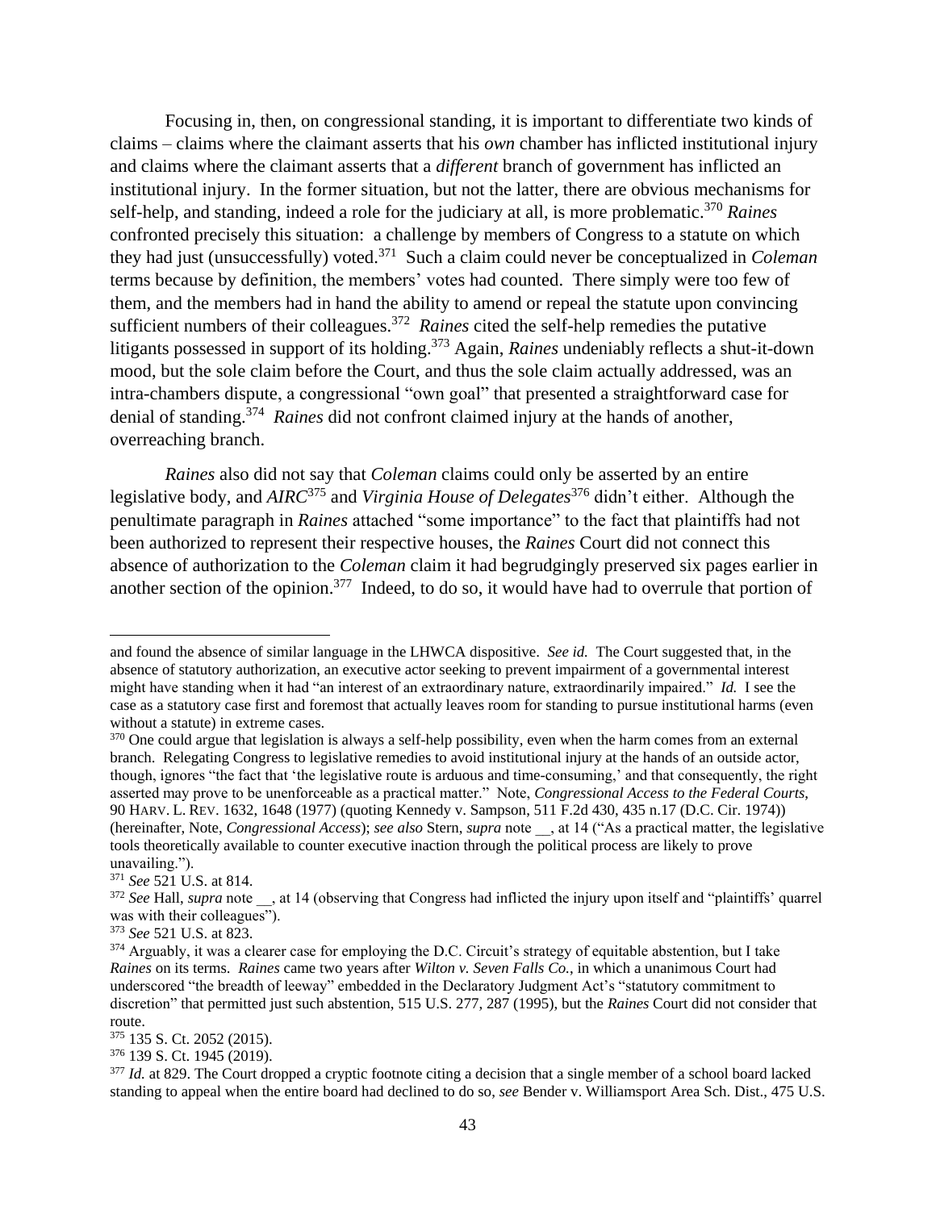Focusing in, then, on congressional standing, it is important to differentiate two kinds of claims – claims where the claimant asserts that his *own* chamber has inflicted institutional injury and claims where the claimant asserts that a *different* branch of government has inflicted an institutional injury. In the former situation, but not the latter, there are obvious mechanisms for self-help, and standing, indeed a role for the judiciary at all, is more problematic.[370] *Raines* confronted precisely this situation: a challenge by members of Congress to a statute on which they had just (unsuccessfully) voted.[371] Such a claim could never be conceptualized in *Coleman* terms because by definition, the members' votes had counted. There simply were too few of them, and the members had in hand the ability to amend or repeal the statute upon convincing sufficient numbers of their colleagues.[372] *Raines* cited the self-help remedies the putative litigants possessed in support of its holding.[373] Again, *Raines* undeniably reflects a shut-it-down mood, but the sole claim before the Court, and thus the sole claim actually addressed, was an intra-chambers dispute, a congressional "own goal" that presented a straightforward case for denial of standing.[374] *Raines* did not confront claimed injury at the hands of another, overreaching branch.

*Raines* also did not say that *Coleman* claims could only be asserted by an entire legislative body, and *AIRC*[375] and *Virginia House of Delegates*[376] didn't either. Although the penultimate paragraph in *Raines* attached "some importance" to the fact that plaintiffs had not been authorized to represent their respective houses, the *Raines* Court did not connect this absence of authorization to the *Coleman* claim it had begrudgingly preserved six pages earlier in another section of the opinion.[377] Indeed, to do so, it would have had to overrule that portion of

---

and found the absence of similar language in the LHWCA dispositive. *See id.* The Court suggested that, in the absence of statutory authorization, an executive actor seeking to prevent impairment of a governmental interest might have standing when it had "an interest of an extraordinary nature, extraordinarily impaired." *Id.* I see the case as a statutory case first and foremost that actually leaves room for standing to pursue institutional harms (even without a statute) in extreme cases.

[370] One could argue that legislation is always a self-help possibility, even when the harm comes from an external branch. Relegating Congress to legislative remedies to avoid institutional injury at the hands of an outside actor, though, ignores "the fact that 'the legislative route is arduous and time-consuming,' and that consequently, the right asserted may prove to be unenforceable as a practical matter." Note, *Congressional Access to the Federal Courts*, 90 HARV. L. REV. 1632, 1648 (1977) (quoting Kennedy v. Sampson, 511 F.2d 430, 435 n.17 (D.C. Cir. 1974)) (hereinafter, Note, *Congressional Access*); *see also* Stern, *supra* note __, at 14 ("As a practical matter, the legislative tools theoretically available to counter executive inaction through the political process are likely to prove unavailing.").

[371] *See* 521 U.S. at 814.

[372] *See* Hall, *supra* note __, at 14 (observing that Congress had inflicted the injury upon itself and "plaintiffs' quarrel was with their colleagues").

[373] *See* 521 U.S. at 823.

[374] Arguably, it was a clearer case for employing the D.C. Circuit's strategy of equitable abstention, but I take *Raines* on its terms. *Raines* came two years after *Wilton v. Seven Falls Co.*, in which a unanimous Court had underscored "the breadth of leeway" embedded in the Declaratory Judgment Act's "statutory commitment to discretion" that permitted just such abstention, 515 U.S. 277, 287 (1995), but the *Raines* Court did not consider that route.

[375] 135 S. Ct. 2052 (2015).

[376] 139 S. Ct. 1945 (2019).

[377] *Id.* at 829. The Court dropped a cryptic footnote citing a decision that a single member of a school board lacked standing to appeal when the entire board had declined to do so, *see* Bender v. Williamsport Area Sch. Dist., 475 U.S.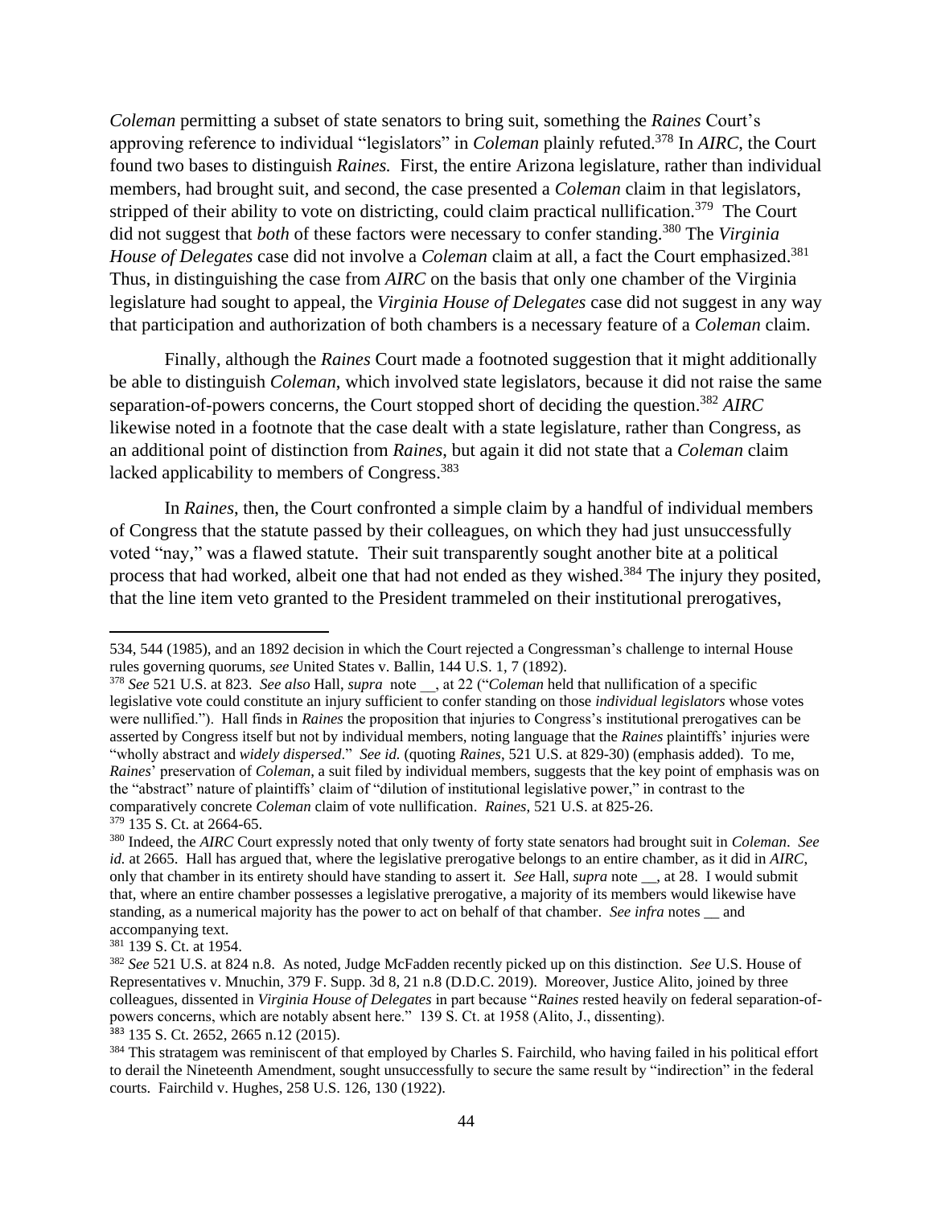*Coleman* permitting a subset of state senators to bring suit, something the *Raines* Court's approving reference to individual "legislators" in *Coleman* plainly refuted.[378] In *AIRC*, the Court found two bases to distinguish *Raines.* First, the entire Arizona legislature, rather than individual members, had brought suit, and second, the case presented a *Coleman* claim in that legislators, stripped of their ability to vote on districting, could claim practical nullification.[379] The Court did not suggest that *both* of these factors were necessary to confer standing.[380] The *Virginia House of Delegates* case did not involve a *Coleman* claim at all, a fact the Court emphasized.[381] Thus, in distinguishing the case from *AIRC* on the basis that only one chamber of the Virginia legislature had sought to appeal, the *Virginia House of Delegates* case did not suggest in any way that participation and authorization of both chambers is a necessary feature of a *Coleman* claim.

Finally, although the *Raines* Court made a footnoted suggestion that it might additionally be able to distinguish *Coleman*, which involved state legislators, because it did not raise the same separation-of-powers concerns, the Court stopped short of deciding the question.[382] *AIRC* likewise noted in a footnote that the case dealt with a state legislature, rather than Congress, as an additional point of distinction from *Raines*, but again it did not state that a *Coleman* claim lacked applicability to members of Congress.[383]

In *Raines*, then, the Court confronted a simple claim by a handful of individual members of Congress that the statute passed by their colleagues, on which they had just unsuccessfully voted "nay," was a flawed statute. Their suit transparently sought another bite at a political process that had worked, albeit one that had not ended as they wished.[384] The injury they posited, that the line item veto granted to the President trammeled on their institutional prerogatives,

---

534, 544 (1985), and an 1892 decision in which the Court rejected a Congressman's challenge to internal House rules governing quorums, *see* United States v. Ballin, 144 U.S. 1, 7 (1892).

[378] *See* 521 U.S. at 823. *See also* Hall, *supra* note __, at 22 ("*Coleman* held that nullification of a specific legislative vote could constitute an injury sufficient to confer standing on those *individual legislators* whose votes were nullified."). Hall finds in *Raines* the proposition that injuries to Congress's institutional prerogatives can be asserted by Congress itself but not by individual members, noting language that the *Raines* plaintiffs' injuries were "wholly abstract and *widely dispersed*." *See id.* (quoting *Raines*, 521 U.S. at 829-30) (emphasis added). To me, *Raines*' preservation of *Coleman*, a suit filed by individual members, suggests that the key point of emphasis was on the "abstract" nature of plaintiffs' claim of "dilution of institutional legislative power," in contrast to the comparatively concrete *Coleman* claim of vote nullification. *Raines*, 521 U.S. at 825-26.

[379] 135 S. Ct. at 2664-65.

[380] Indeed, the *AIRC* Court expressly noted that only twenty of forty state senators had brought suit in *Coleman*. *See id.* at 2665. Hall has argued that, where the legislative prerogative belongs to an entire chamber, as it did in *AIRC*, only that chamber in its entirety should have standing to assert it. *See* Hall, *supra* note __, at 28. I would submit that, where an entire chamber possesses a legislative prerogative, a majority of its members would likewise have standing, as a numerical majority has the power to act on behalf of that chamber. *See infra* notes __ and accompanying text.

[381] 139 S. Ct. at 1954.

[382] *See* 521 U.S. at 824 n.8. As noted, Judge McFadden recently picked up on this distinction. *See* U.S. House of Representatives v. Mnuchin, 379 F. Supp. 3d 8, 21 n.8 (D.D.C. 2019). Moreover, Justice Alito, joined by three colleagues, dissented in *Virginia House of Delegates* in part because "*Raines* rested heavily on federal separation-of-powers concerns, which are notably absent here." 139 S. Ct. at 1958 (Alito, J., dissenting).

[383] 135 S. Ct. 2652, 2665 n.12 (2015).

[384] This stratagem was reminiscent of that employed by Charles S. Fairchild, who having failed in his political effort to derail the Nineteenth Amendment, sought unsuccessfully to secure the same result by "indirection" in the federal courts. Fairchild v. Hughes, 258 U.S. 126, 130 (1922).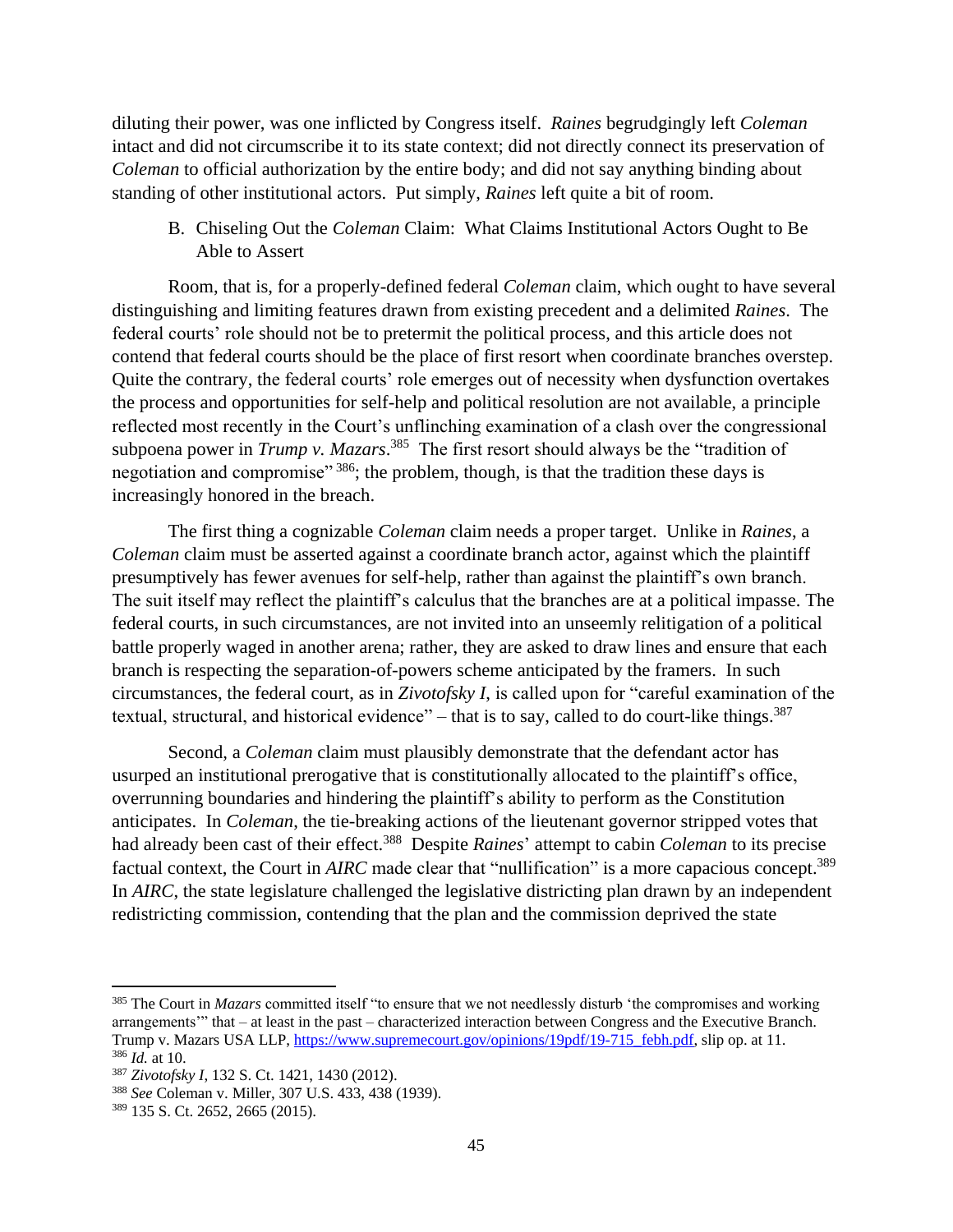diluting their power, was one inflicted by Congress itself. *Raines* begrudgingly left *Coleman* intact and did not circumscribe it to its state context; did not directly connect its preservation of *Coleman* to official authorization by the entire body; and did not say anything binding about standing of other institutional actors. Put simply, *Raines* left quite a bit of room.

### B. Chiseling Out the *Coleman* Claim: What Claims Institutional Actors Ought to Be Able to Assert

Room, that is, for a properly-defined federal *Coleman* claim, which ought to have several distinguishing and limiting features drawn from existing precedent and a delimited *Raines*. The federal courts' role should not be to pretermit the political process, and this article does not contend that federal courts should be the place of first resort when coordinate branches overstep. Quite the contrary, the federal courts' role emerges out of necessity when dysfunction overtakes the process and opportunities for self-help and political resolution are not available, a principle reflected most recently in the Court's unflinching examination of a clash over the congressional subpoena power in *Trump v. Mazars*.[385] The first resort should always be the "tradition of negotiation and compromise"[386]; the problem, though, is that the tradition these days is increasingly honored in the breach.

The first thing a cognizable *Coleman* claim needs a proper target. Unlike in *Raines*, a *Coleman* claim must be asserted against a coordinate branch actor, against which the plaintiff presumptively has fewer avenues for self-help, rather than against the plaintiff's own branch. The suit itself may reflect the plaintiff's calculus that the branches are at a political impasse. The federal courts, in such circumstances, are not invited into an unseemly relitigation of a political battle properly waged in another arena; rather, they are asked to draw lines and ensure that each branch is respecting the separation-of-powers scheme anticipated by the framers. In such circumstances, the federal court, as in *Zivotofsky I*, is called upon for "careful examination of the textual, structural, and historical evidence" – that is to say, called to do court-like things.[387]

Second, a *Coleman* claim must plausibly demonstrate that the defendant actor has usurped an institutional prerogative that is constitutionally allocated to the plaintiff's office, overrunning boundaries and hindering the plaintiff's ability to perform as the Constitution anticipates. In *Coleman*, the tie-breaking actions of the lieutenant governor stripped votes that had already been cast of their effect.[388] Despite *Raines*' attempt to cabin *Coleman* to its precise factual context, the Court in *AIRC* made clear that "nullification" is a more capacious concept.[389] In *AIRC*, the state legislature challenged the legislative districting plan drawn by an independent redistricting commission, contending that the plan and the commission deprived the state

---

[385] The Court in *Mazars* committed itself "to ensure that we not needlessly disturb 'the compromises and working arrangements'" that – at least in the past – characterized interaction between Congress and the Executive Branch. Trump v. Mazars USA LLP, https://www.supremecourt.gov/opinions/19pdf/19-715_febh.pdf, slip op. at 11.

[386] *Id.* at 10.

[387] *Zivotofsky I*, 132 S. Ct. 1421, 1430 (2012).

[388] *See* Coleman v. Miller, 307 U.S. 433, 438 (1939).

[389] 135 S. Ct. 2652, 2665 (2015).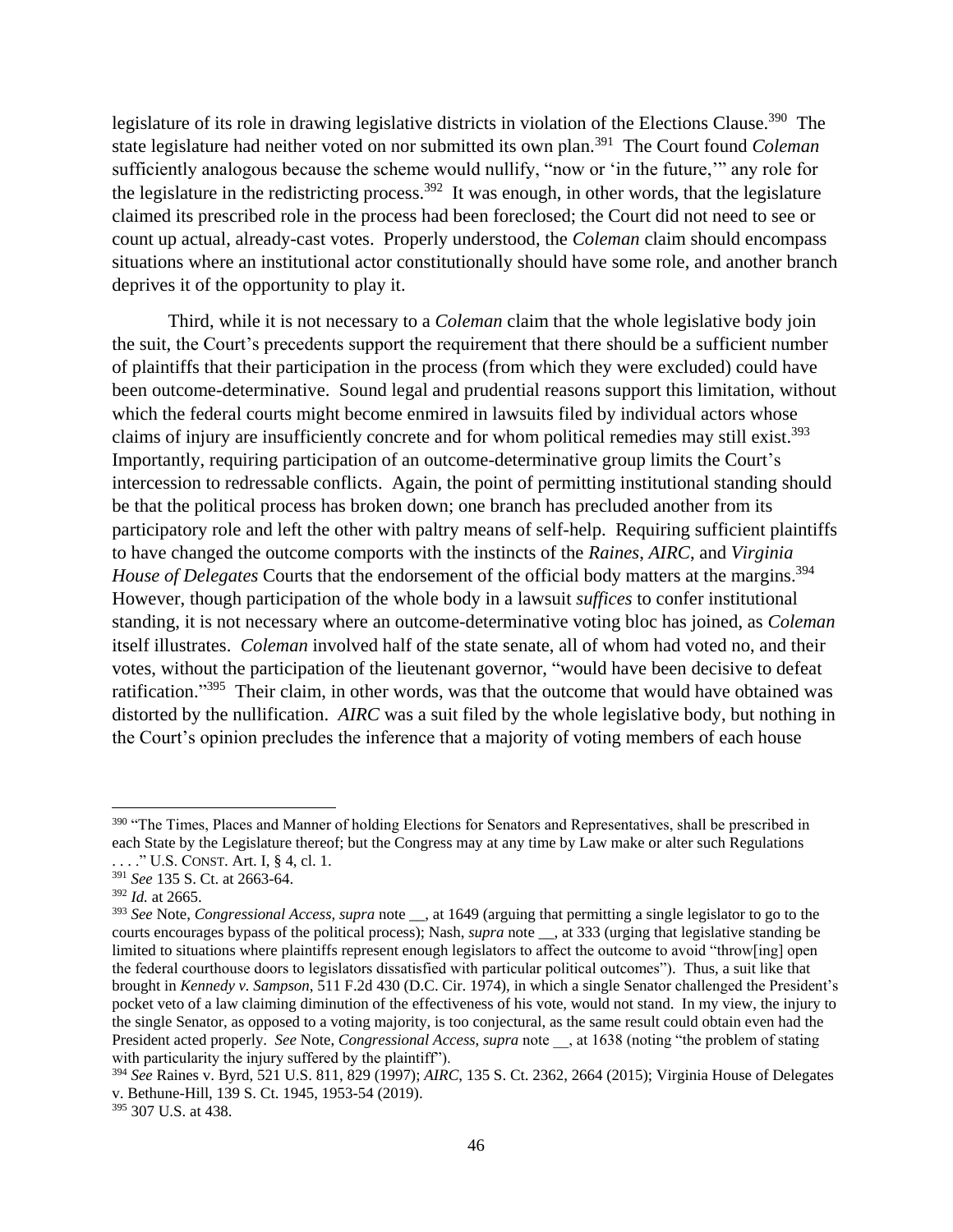legislature of its role in drawing legislative districts in violation of the Elections Clause.[390] The state legislature had neither voted on nor submitted its own plan.[391] The Court found *Coleman* sufficiently analogous because the scheme would nullify, "now or 'in the future,'" any role for the legislature in the redistricting process.[392] It was enough, in other words, that the legislature claimed its prescribed role in the process had been foreclosed; the Court did not need to see or count up actual, already-cast votes. Properly understood, the *Coleman* claim should encompass situations where an institutional actor constitutionally should have some role, and another branch deprives it of the opportunity to play it.

Third, while it is not necessary to a *Coleman* claim that the whole legislative body join the suit, the Court's precedents support the requirement that there should be a sufficient number of plaintiffs that their participation in the process (from which they were excluded) could have been outcome-determinative. Sound legal and prudential reasons support this limitation, without which the federal courts might become enmired in lawsuits filed by individual actors whose claims of injury are insufficiently concrete and for whom political remedies may still exist.[393] Importantly, requiring participation of an outcome-determinative group limits the Court's intercession to redressable conflicts. Again, the point of permitting institutional standing should be that the political process has broken down; one branch has precluded another from its participatory role and left the other with paltry means of self-help. Requiring sufficient plaintiffs to have changed the outcome comports with the instincts of the *Raines*, *AIRC*, and *Virginia House of Delegates* Courts that the endorsement of the official body matters at the margins.[394] However, though participation of the whole body in a lawsuit *suffices* to confer institutional standing, it is not necessary where an outcome-determinative voting bloc has joined, as *Coleman* itself illustrates. *Coleman* involved half of the state senate, all of whom had voted no, and their votes, without the participation of the lieutenant governor, "would have been decisive to defeat ratification."[395] Their claim, in other words, was that the outcome that would have obtained was distorted by the nullification. *AIRC* was a suit filed by the whole legislative body, but nothing in the Court's opinion precludes the inference that a majority of voting members of each house

---

[390] "The Times, Places and Manner of holding Elections for Senators and Representatives, shall be prescribed in each State by the Legislature thereof; but the Congress may at any time by Law make or alter such Regulations . . . ." U.S. CONST. Art. I, § 4, cl. 1.

[391] *See* 135 S. Ct. at 2663-64.

[392] *Id.* at 2665.

[393] *See* Note, *Congressional Access*, *supra* note __, at 1649 (arguing that permitting a single legislator to go to the courts encourages bypass of the political process); Nash, *supra* note __, at 333 (urging that legislative standing be limited to situations where plaintiffs represent enough legislators to affect the outcome to avoid "throw[ing] open the federal courthouse doors to legislators dissatisfied with particular political outcomes"). Thus, a suit like that brought in *Kennedy v. Sampson*, 511 F.2d 430 (D.C. Cir. 1974), in which a single Senator challenged the President's pocket veto of a law claiming diminution of the effectiveness of his vote, would not stand. In my view, the injury to the single Senator, as opposed to a voting majority, is too conjectural, as the same result could obtain even had the President acted properly. *See* Note, *Congressional Access*, *supra* note __, at 1638 (noting "the problem of stating with particularity the injury suffered by the plaintiff").

[394] *See* Raines v. Byrd, 521 U.S. 811, 829 (1997); *AIRC*, 135 S. Ct. 2362, 2664 (2015); Virginia House of Delegates v. Bethune-Hill, 139 S. Ct. 1945, 1953-54 (2019).

[395] 307 U.S. at 438.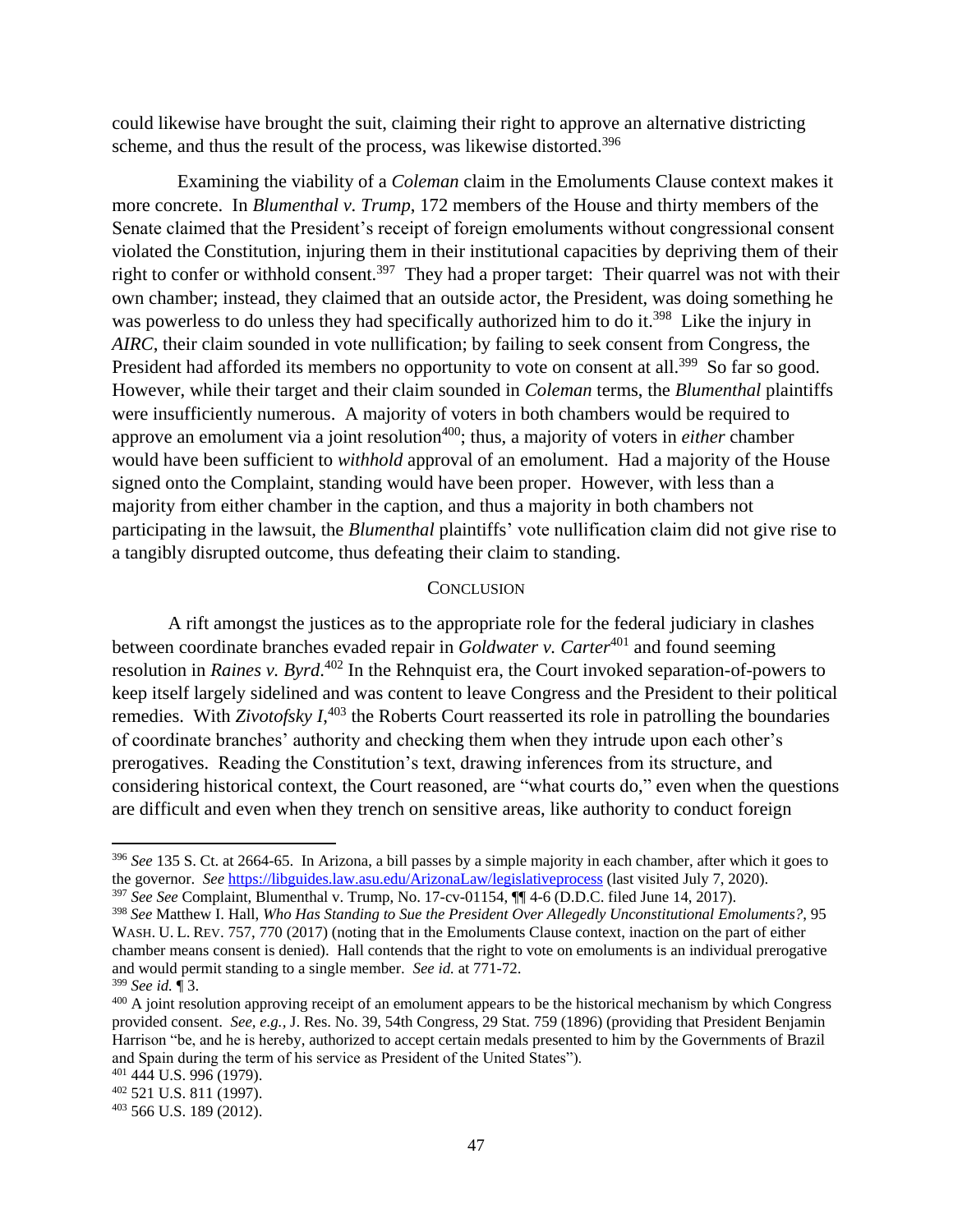could likewise have brought the suit, claiming their right to approve an alternative districting scheme, and thus the result of the process, was likewise distorted.[396]

Examining the viability of a *Coleman* claim in the Emoluments Clause context makes it more concrete. In *Blumenthal v. Trump*, 172 members of the House and thirty members of the Senate claimed that the President's receipt of foreign emoluments without congressional consent violated the Constitution, injuring them in their institutional capacities by depriving them of their right to confer or withhold consent.[397] They had a proper target: Their quarrel was not with their own chamber; instead, they claimed that an outside actor, the President, was doing something he was powerless to do unless they had specifically authorized him to do it.[398] Like the injury in *AIRC*, their claim sounded in vote nullification; by failing to seek consent from Congress, the President had afforded its members no opportunity to vote on consent at all.[399] So far so good. However, while their target and their claim sounded in *Coleman* terms, the *Blumenthal* plaintiffs were insufficiently numerous. A majority of voters in both chambers would be required to approve an emolument via a joint resolution[400]; thus, a majority of voters in *either* chamber would have been sufficient to *withhold* approval of an emolument. Had a majority of the House signed onto the Complaint, standing would have been proper. However, with less than a majority from either chamber in the caption, and thus a majority in both chambers not participating in the lawsuit, the *Blumenthal* plaintiffs' vote nullification claim did not give rise to a tangibly disrupted outcome, thus defeating their claim to standing.

## CONCLUSION

A rift amongst the justices as to the appropriate role for the federal judiciary in clashes between coordinate branches evaded repair in *Goldwater v. Carter*[401] and found seeming resolution in *Raines v. Byrd*.[402] In the Rehnquist era, the Court invoked separation-of-powers to keep itself largely sidelined and was content to leave Congress and the President to their political remedies. With *Zivotofsky I*,[403] the Roberts Court reasserted its role in patrolling the boundaries of coordinate branches' authority and checking them when they intrude upon each other's prerogatives. Reading the Constitution's text, drawing inferences from its structure, and considering historical context, the Court reasoned, are "what courts do," even when the questions are difficult and even when they trench on sensitive areas, like authority to conduct foreign

---

[396] *See* 135 S. Ct. at 2664-65. In Arizona, a bill passes by a simple majority in each chamber, after which it goes to the governor. *See* https://libguides.law.asu.edu/ArizonaLaw/legislativeprocess (last visited July 7, 2020).

[397] *See See* Complaint, Blumenthal v. Trump, No. 17-cv-01154, ¶¶ 4-6 (D.D.C. filed June 14, 2017).

[398] *See* Matthew I. Hall, *Who Has Standing to Sue the President Over Allegedly Unconstitutional Emoluments?*, 95 WASH. U. L. REV. 757, 770 (2017) (noting that in the Emoluments Clause context, inaction on the part of either chamber means consent is denied). Hall contends that the right to vote on emoluments is an individual prerogative and would permit standing to a single member. *See id.* at 771-72.

[399] *See id.* ¶ 3.

[400] A joint resolution approving receipt of an emolument appears to be the historical mechanism by which Congress provided consent. *See, e.g.,* J. Res. No. 39, 54th Congress, 29 Stat. 759 (1896) (providing that President Benjamin Harrison "be, and he is hereby, authorized to accept certain medals presented to him by the Governments of Brazil and Spain during the term of his service as President of the United States").

[401] 444 U.S. 996 (1979).

[402] 521 U.S. 811 (1997).

[403] 566 U.S. 189 (2012).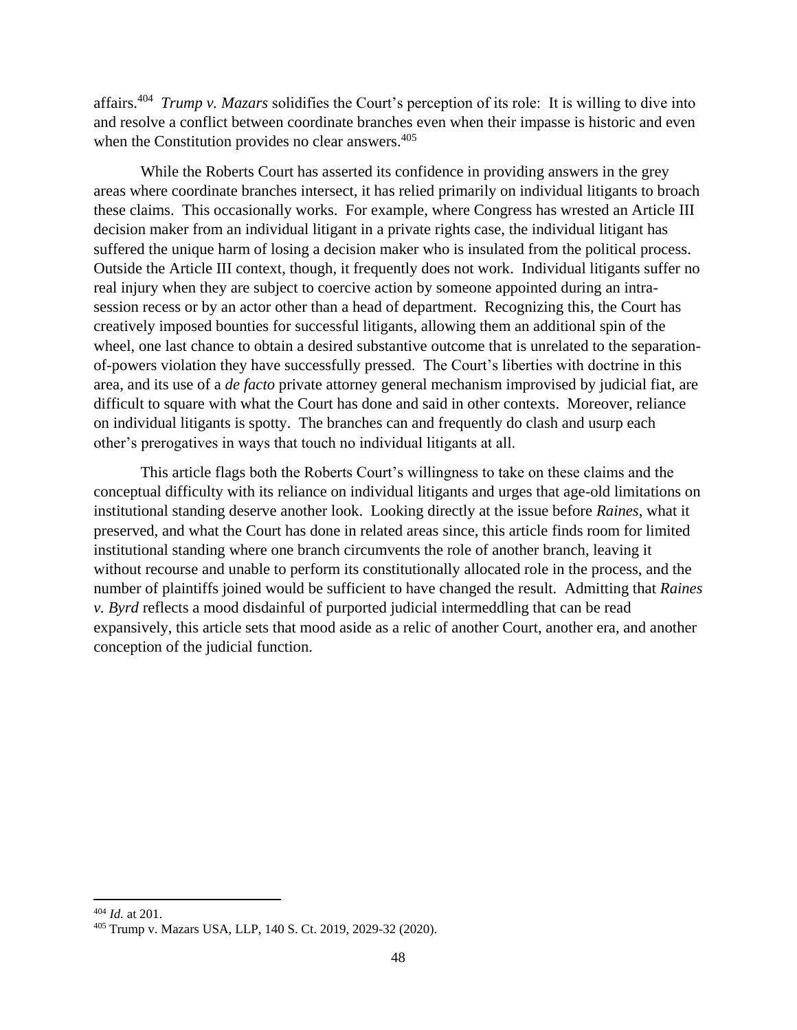affairs.[404] *Trump v. Mazars* solidifies the Court's perception of its role: It is willing to dive into and resolve a conflict between coordinate branches even when their impasse is historic and even when the Constitution provides no clear answers.[405]

While the Roberts Court has asserted its confidence in providing answers in the grey areas where coordinate branches intersect, it has relied primarily on individual litigants to broach these claims. This occasionally works. For example, where Congress has wrested an Article III decision maker from an individual litigant in a private rights case, the individual litigant has suffered the unique harm of losing a decision maker who is insulated from the political process. Outside the Article III context, though, it frequently does not work. Individual litigants suffer no real injury when they are subject to coercive action by someone appointed during an intra-session recess or by an actor other than a head of department. Recognizing this, the Court has creatively imposed bounties for successful litigants, allowing them an additional spin of the wheel, one last chance to obtain a desired substantive outcome that is unrelated to the separation-of-powers violation they have successfully pressed. The Court's liberties with doctrine in this area, and its use of a *de facto* private attorney general mechanism improvised by judicial fiat, are difficult to square with what the Court has done and said in other contexts. Moreover, reliance on individual litigants is spotty. The branches can and frequently do clash and usurp each other's prerogatives in ways that touch no individual litigants at all.

This article flags both the Roberts Court's willingness to take on these claims and the conceptual difficulty with its reliance on individual litigants and urges that age-old limitations on institutional standing deserve another look. Looking directly at the issue before *Raines*, what it preserved, and what the Court has done in related areas since, this article finds room for limited institutional standing where one branch circumvents the role of another branch, leaving it without recourse and unable to perform its constitutionally allocated role in the process, and the number of plaintiffs joined would be sufficient to have changed the result. Admitting that *Raines v. Byrd* reflects a mood disdainful of purported judicial intermeddling that can be read expansively, this article sets that mood aside as a relic of another Court, another era, and another conception of the judicial function.

---

[404] *Id.* at 201.

[405] Trump v. Mazars USA, LLP, 140 S. Ct. 2019, 2029-32 (2020).